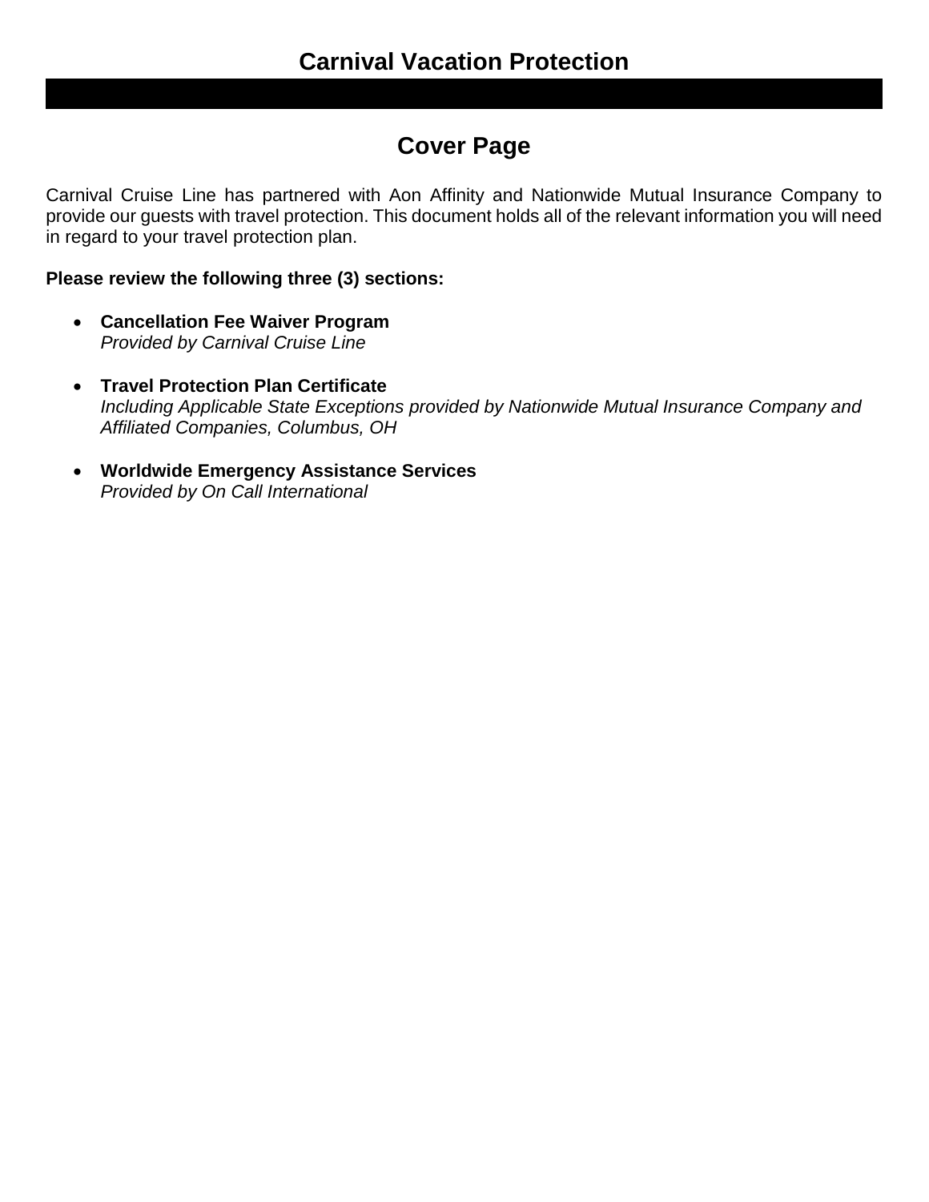# Carnival Vacation Protection

## Cover Page

Carnival Cruise Line has partnered with Aon Affinity and Nationwide Mutual Insurance Company to provide our guests with travel protection. This document holds all of the relevant information you will need in regard to your travel protection plan.

**Please review the following three (3) sections:**

- **Cancellation Fee Waiver Program**
  *Provided by Carnival Cruise Line*

- **Travel Protection Plan Certificate**
  *Including Applicable State Exceptions provided by Nationwide Mutual Insurance Company and Affiliated Companies, Columbus, OH*

- **Worldwide Emergency Assistance Services**
  *Provided by On Call International*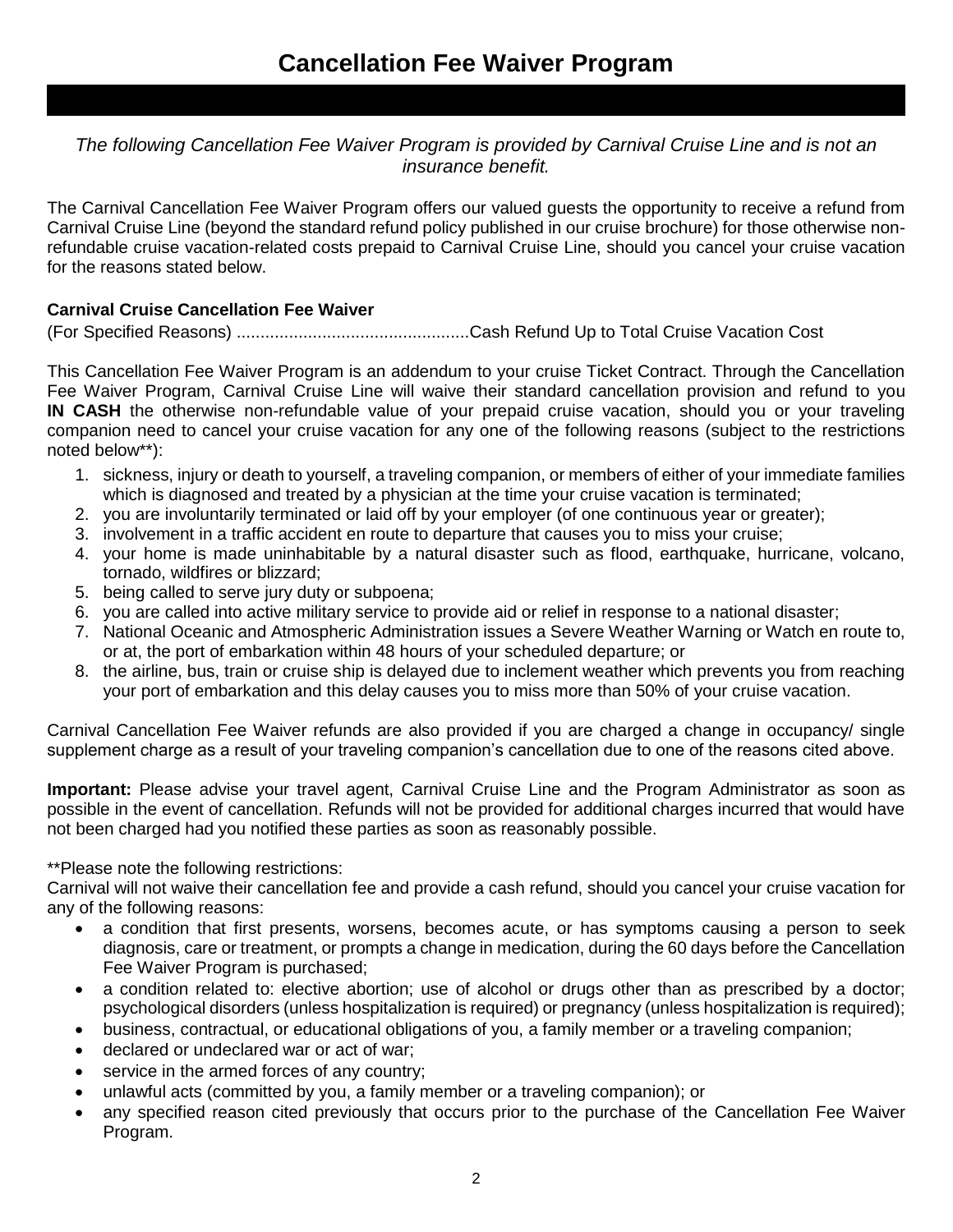# Cancellation Fee Waiver Program

*The following Cancellation Fee Waiver Program is provided by Carnival Cruise Line and is not an insurance benefit.*

The Carnival Cancellation Fee Waiver Program offers our valued guests the opportunity to receive a refund from Carnival Cruise Line (beyond the standard refund policy published in our cruise brochure) for those otherwise non-refundable cruise vacation-related costs prepaid to Carnival Cruise Line, should you cancel your cruise vacation for the reasons stated below.

**Carnival Cruise Cancellation Fee Waiver**

(For Specified Reasons) ................................................Cash Refund Up to Total Cruise Vacation Cost

This Cancellation Fee Waiver Program is an addendum to your cruise Ticket Contract. Through the Cancellation Fee Waiver Program, Carnival Cruise Line will waive their standard cancellation provision and refund to you **IN CASH** the otherwise non-refundable value of your prepaid cruise vacation, should you or your traveling companion need to cancel your cruise vacation for any one of the following reasons (subject to the restrictions noted below**):

1. sickness, injury or death to yourself, a traveling companion, or members of either of your immediate families which is diagnosed and treated by a physician at the time your cruise vacation is terminated;
2. you are involuntarily terminated or laid off by your employer (of one continuous year or greater);
3. involvement in a traffic accident en route to departure that causes you to miss your cruise;
4. your home is made uninhabitable by a natural disaster such as flood, earthquake, hurricane, volcano, tornado, wildfires or blizzard;
5. being called to serve jury duty or subpoena;
6. you are called into active military service to provide aid or relief in response to a national disaster;
7. National Oceanic and Atmospheric Administration issues a Severe Weather Warning or Watch en route to, or at, the port of embarkation within 48 hours of your scheduled departure; or
8. the airline, bus, train or cruise ship is delayed due to inclement weather which prevents you from reaching your port of embarkation and this delay causes you to miss more than 50% of your cruise vacation.

Carnival Cancellation Fee Waiver refunds are also provided if you are charged a change in occupancy/ single supplement charge as a result of your traveling companion's cancellation due to one of the reasons cited above.

**Important:** Please advise your travel agent, Carnival Cruise Line and the Program Administrator as soon as possible in the event of cancellation. Refunds will not be provided for additional charges incurred that would have not been charged had you notified these parties as soon as reasonably possible.

**Please note the following restrictions:

Carnival will not waive their cancellation fee and provide a cash refund, should you cancel your cruise vacation for any of the following reasons:

- a condition that first presents, worsens, becomes acute, or has symptoms causing a person to seek diagnosis, care or treatment, or prompts a change in medication, during the 60 days before the Cancellation Fee Waiver Program is purchased;
- a condition related to: elective abortion; use of alcohol or drugs other than as prescribed by a doctor; psychological disorders (unless hospitalization is required) or pregnancy (unless hospitalization is required);
- business, contractual, or educational obligations of you, a family member or a traveling companion;
- declared or undeclared war or act of war;
- service in the armed forces of any country;
- unlawful acts (committed by you, a family member or a traveling companion); or
- any specified reason cited previously that occurs prior to the purchase of the Cancellation Fee Waiver Program.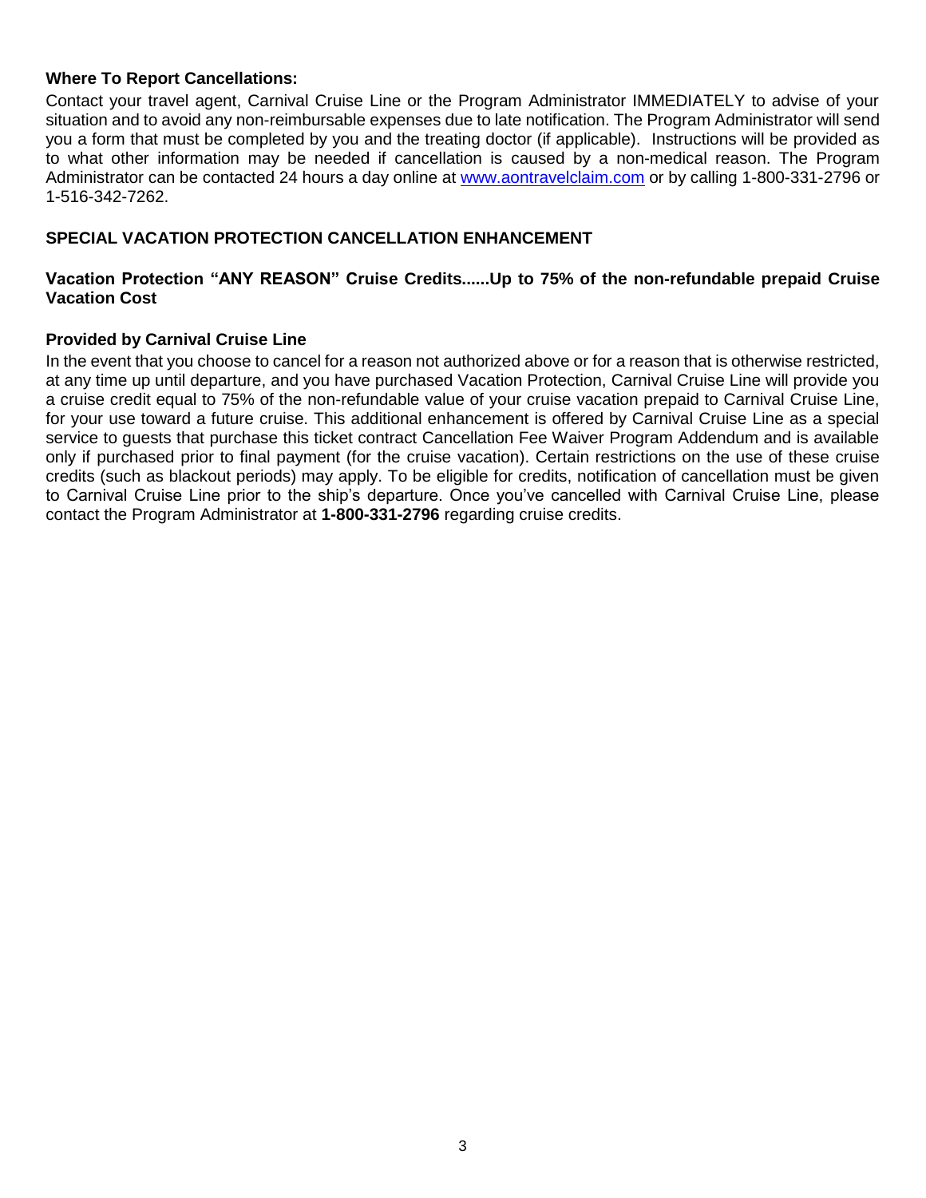**Where To Report Cancellations:**

Contact your travel agent, Carnival Cruise Line or the Program Administrator IMMEDIATELY to advise of your situation and to avoid any non-reimbursable expenses due to late notification. The Program Administrator will send you a form that must be completed by you and the treating doctor (if applicable). Instructions will be provided as to what other information may be needed if cancellation is caused by a non-medical reason. The Program Administrator can be contacted 24 hours a day online at [www.aontravelclaim.com](http://www.aontravelclaim.com) or by calling 1-800-331-2796 or 1-516-342-7262.

## SPECIAL VACATION PROTECTION CANCELLATION ENHANCEMENT

**Vacation Protection "ANY REASON" Cruise Credits......Up to 75% of the non-refundable prepaid Cruise Vacation Cost**

**Provided by Carnival Cruise Line**

In the event that you choose to cancel for a reason not authorized above or for a reason that is otherwise restricted, at any time up until departure, and you have purchased Vacation Protection, Carnival Cruise Line will provide you a cruise credit equal to 75% of the non-refundable value of your cruise vacation prepaid to Carnival Cruise Line, for your use toward a future cruise. This additional enhancement is offered by Carnival Cruise Line as a special service to guests that purchase this ticket contract Cancellation Fee Waiver Program Addendum and is available only if purchased prior to final payment (for the cruise vacation). Certain restrictions on the use of these cruise credits (such as blackout periods) may apply. To be eligible for credits, notification of cancellation must be given to Carnival Cruise Line prior to the ship's departure. Once you've cancelled with Carnival Cruise Line, please contact the Program Administrator at **1-800-331-2796** regarding cruise credits.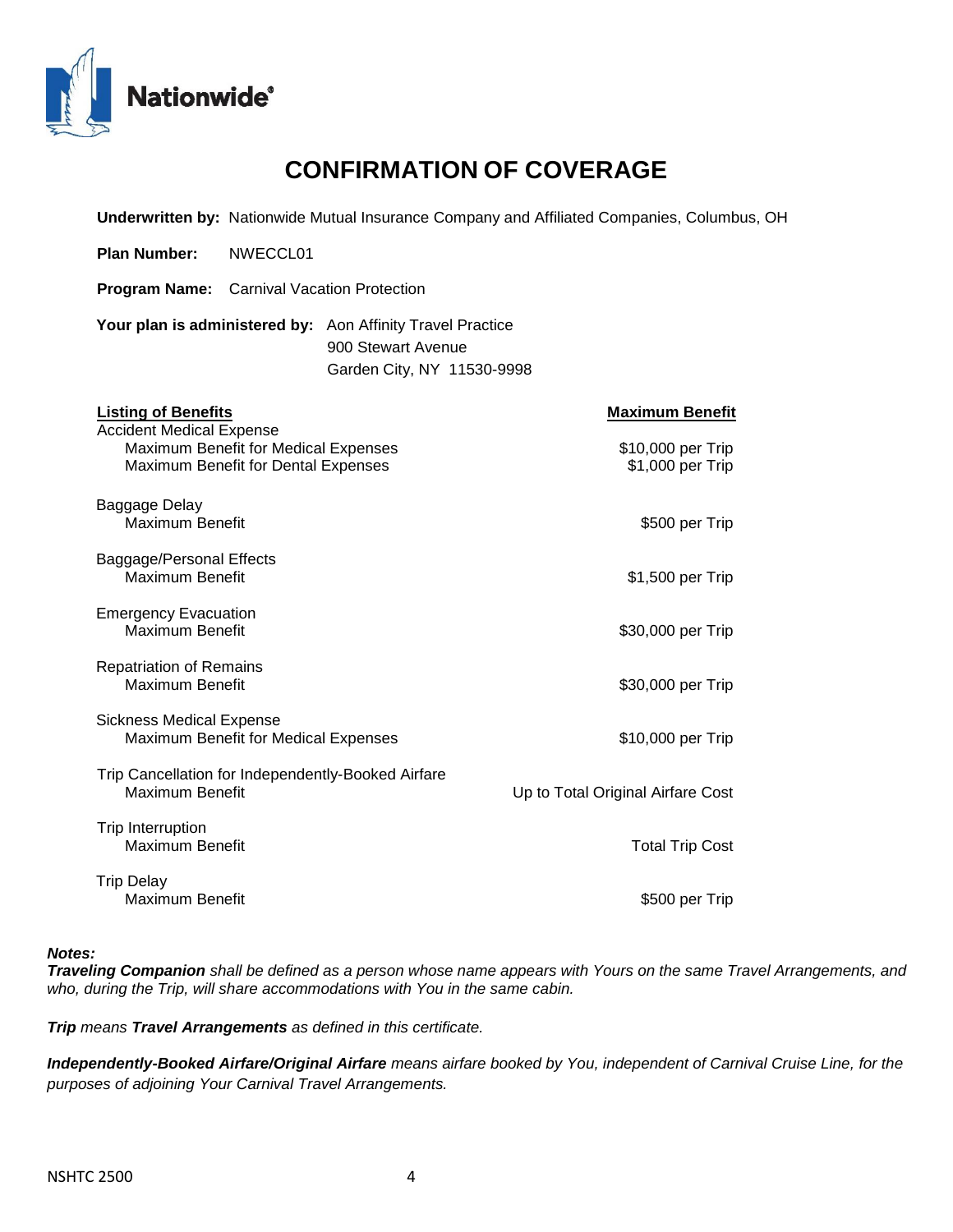# CONFIRMATION OF COVERAGE

**Underwritten by:** Nationwide Mutual Insurance Company and Affiliated Companies, Columbus, OH

**Plan Number:** NWECCL01

**Program Name:** Carnival Vacation Protection

**Your plan is administered by:** Aon Affinity Travel Practice
900 Stewart Avenue
Garden City, NY 11530-9998

| Listing of Benefits | Maximum Benefit |
|---|---|
| Accident Medical Expense | |
| Maximum Benefit for Medical Expenses | $10,000 per Trip |
| Maximum Benefit for Dental Expenses | $1,000 per Trip |
| Baggage Delay | |
| Maximum Benefit | $500 per Trip |
| Baggage/Personal Effects | |
| Maximum Benefit | $1,500 per Trip |
| Emergency Evacuation | |
| Maximum Benefit | $30,000 per Trip |
| Repatriation of Remains | |
| Maximum Benefit | $30,000 per Trip |
| Sickness Medical Expense | |
| Maximum Benefit for Medical Expenses | $10,000 per Trip |
| Trip Cancellation for Independently-Booked Airfare | |
| Maximum Benefit | Up to Total Original Airfare Cost |
| Trip Interruption | |
| Maximum Benefit | Total Trip Cost |
| Trip Delay | |
| Maximum Benefit | $500 per Trip |

***Notes:***

***Traveling Companion*** *shall be defined as a person whose name appears with Yours on the same Travel Arrangements, and who, during the Trip, will share accommodations with You in the same cabin.*

***Trip*** *means* ***Travel Arrangements*** *as defined in this certificate.*

***Independently-Booked Airfare/Original Airfare*** *means airfare booked by You, independent of Carnival Cruise Line, for the purposes of adjoining Your Carnival Travel Arrangements.*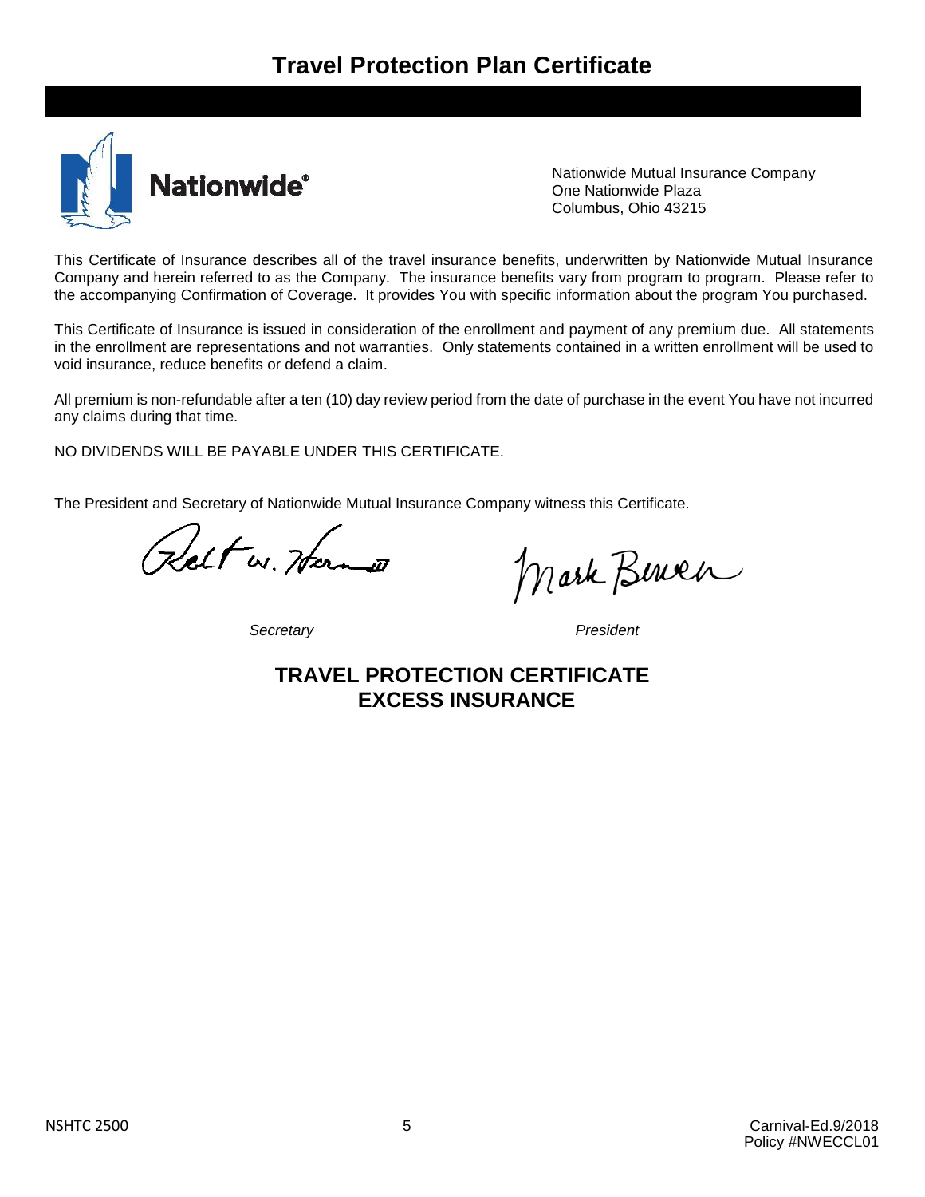# Travel Protection Plan Certificate

Nationwide®

Nationwide Mutual Insurance Company
One Nationwide Plaza
Columbus, Ohio 43215

This Certificate of Insurance describes all of the travel insurance benefits, underwritten by Nationwide Mutual Insurance Company and herein referred to as the Company. The insurance benefits vary from program to program. Please refer to the accompanying Confirmation of Coverage. It provides You with specific information about the program You purchased.

This Certificate of Insurance is issued in consideration of the enrollment and payment of any premium due. All statements in the enrollment are representations and not warranties. Only statements contained in a written enrollment will be used to void insurance, reduce benefits or defend a claim.

All premium is non-refundable after a ten (10) day review period from the date of purchase in the event You have not incurred any claims during that time.

NO DIVIDENDS WILL BE PAYABLE UNDER THIS CERTIFICATE.

The President and Secretary of Nationwide Mutual Insurance Company witness this Certificate.

*Secretary* *President*

## TRAVEL PROTECTION CERTIFICATE
## EXCESS INSURANCE

NSHTC 2500 Carnival-Ed.9/2018
Policy #NWECCL01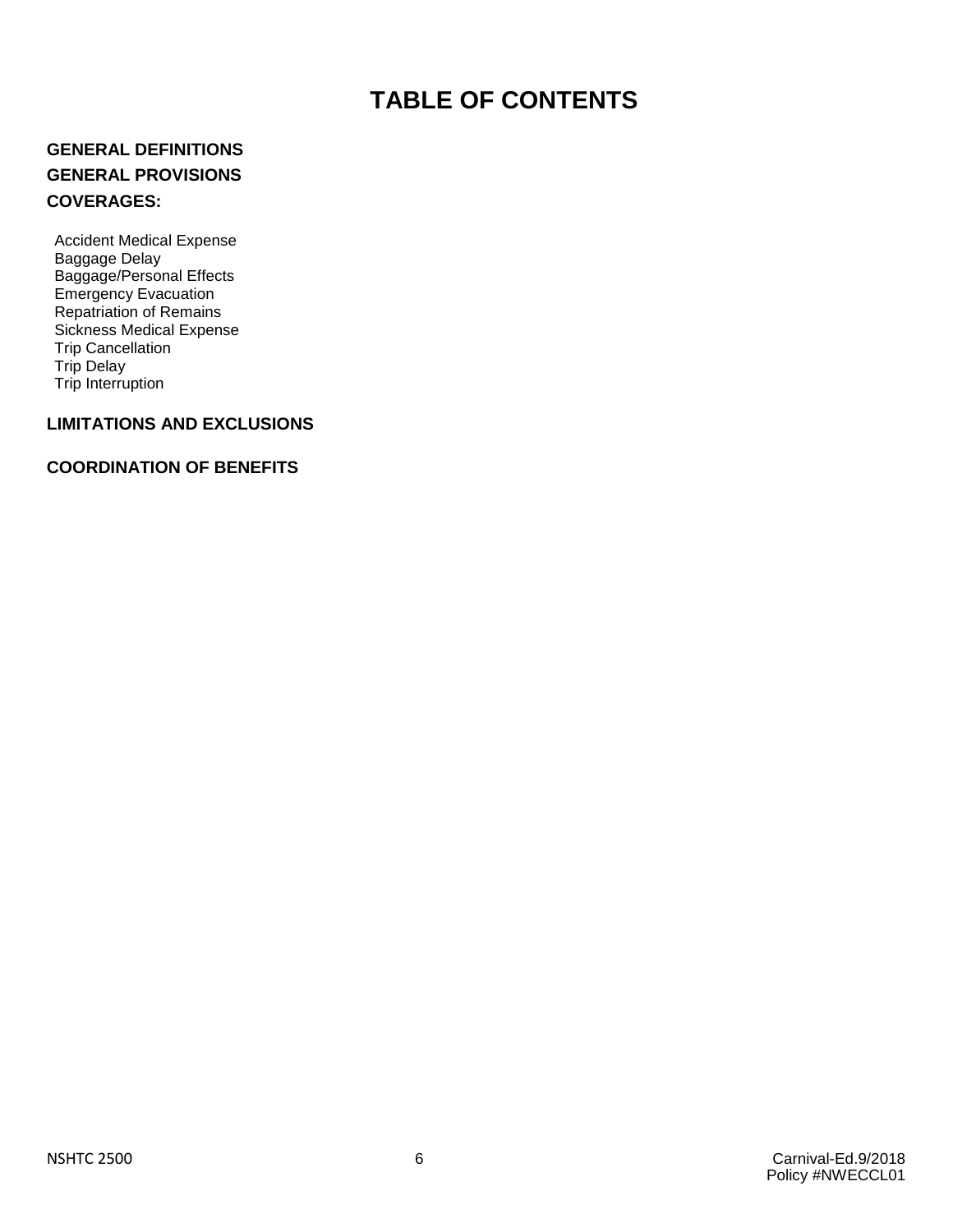# TABLE OF CONTENTS

**GENERAL DEFINITIONS**

**GENERAL PROVISIONS**

**COVERAGES:**

- Accident Medical Expense
- Baggage Delay
- Baggage/Personal Effects
- Emergency Evacuation
- Repatriation of Remains
- Sickness Medical Expense
- Trip Cancellation
- Trip Delay
- Trip Interruption

**LIMITATIONS AND EXCLUSIONS**

**COORDINATION OF BENEFITS**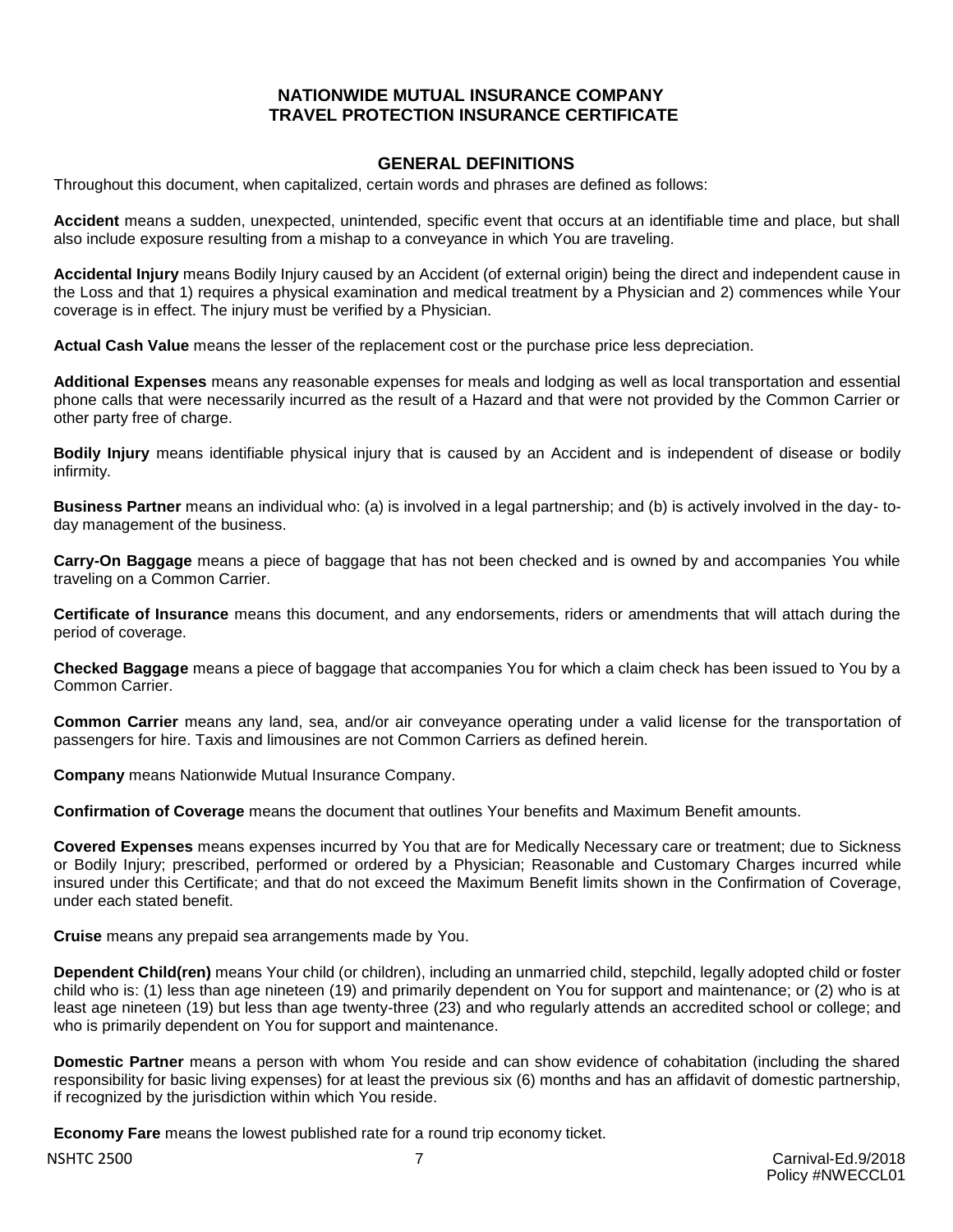# NATIONWIDE MUTUAL INSURANCE COMPANY
# TRAVEL PROTECTION INSURANCE CERTIFICATE

## GENERAL DEFINITIONS

Throughout this document, when capitalized, certain words and phrases are defined as follows:

**Accident** means a sudden, unexpected, unintended, specific event that occurs at an identifiable time and place, but shall also include exposure resulting from a mishap to a conveyance in which You are traveling.

**Accidental Injury** means Bodily Injury caused by an Accident (of external origin) being the direct and independent cause in the Loss and that 1) requires a physical examination and medical treatment by a Physician and 2) commences while Your coverage is in effect. The injury must be verified by a Physician.

**Actual Cash Value** means the lesser of the replacement cost or the purchase price less depreciation.

**Additional Expenses** means any reasonable expenses for meals and lodging as well as local transportation and essential phone calls that were necessarily incurred as the result of a Hazard and that were not provided by the Common Carrier or other party free of charge.

**Bodily Injury** means identifiable physical injury that is caused by an Accident and is independent of disease or bodily infirmity.

**Business Partner** means an individual who: (a) is involved in a legal partnership; and (b) is actively involved in the day- to-day management of the business.

**Carry-On Baggage** means a piece of baggage that has not been checked and is owned by and accompanies You while traveling on a Common Carrier.

**Certificate of Insurance** means this document, and any endorsements, riders or amendments that will attach during the period of coverage.

**Checked Baggage** means a piece of baggage that accompanies You for which a claim check has been issued to You by a Common Carrier.

**Common Carrier** means any land, sea, and/or air conveyance operating under a valid license for the transportation of passengers for hire. Taxis and limousines are not Common Carriers as defined herein.

**Company** means Nationwide Mutual Insurance Company.

**Confirmation of Coverage** means the document that outlines Your benefits and Maximum Benefit amounts.

**Covered Expenses** means expenses incurred by You that are for Medically Necessary care or treatment; due to Sickness or Bodily Injury; prescribed, performed or ordered by a Physician; Reasonable and Customary Charges incurred while insured under this Certificate; and that do not exceed the Maximum Benefit limits shown in the Confirmation of Coverage, under each stated benefit.

**Cruise** means any prepaid sea arrangements made by You.

**Dependent Child(ren)** means Your child (or children), including an unmarried child, stepchild, legally adopted child or foster child who is: (1) less than age nineteen (19) and primarily dependent on You for support and maintenance; or (2) who is at least age nineteen (19) but less than age twenty-three (23) and who regularly attends an accredited school or college; and who is primarily dependent on You for support and maintenance.

**Domestic Partner** means a person with whom You reside and can show evidence of cohabitation (including the shared responsibility for basic living expenses) for at least the previous six (6) months and has an affidavit of domestic partnership, if recognized by the jurisdiction within which You reside.

**Economy Fare** means the lowest published rate for a round trip economy ticket.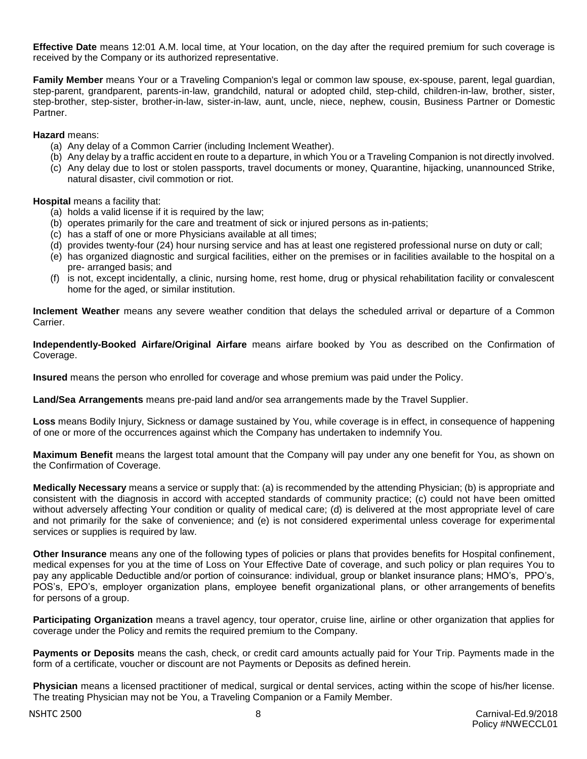**Effective Date** means 12:01 A.M. local time, at Your location, on the day after the required premium for such coverage is received by the Company or its authorized representative.

**Family Member** means Your or a Traveling Companion's legal or common law spouse, ex-spouse, parent, legal guardian, step-parent, grandparent, parents-in-law, grandchild, natural or adopted child, step-child, children-in-law, brother, sister, step-brother, step-sister, brother-in-law, sister-in-law, aunt, uncle, niece, nephew, cousin, Business Partner or Domestic Partner.

**Hazard** means:

(a) Any delay of a Common Carrier (including Inclement Weather).
(b) Any delay by a traffic accident en route to a departure, in which You or a Traveling Companion is not directly involved.
(c) Any delay due to lost or stolen passports, travel documents or money, Quarantine, hijacking, unannounced Strike, natural disaster, civil commotion or riot.

**Hospital** means a facility that:

(a) holds a valid license if it is required by the law;
(b) operates primarily for the care and treatment of sick or injured persons as in-patients;
(c) has a staff of one or more Physicians available at all times;
(d) provides twenty-four (24) hour nursing service and has at least one registered professional nurse on duty or call;
(e) has organized diagnostic and surgical facilities, either on the premises or in facilities available to the hospital on a pre- arranged basis; and
(f) is not, except incidentally, a clinic, nursing home, rest home, drug or physical rehabilitation facility or convalescent home for the aged, or similar institution.

**Inclement Weather** means any severe weather condition that delays the scheduled arrival or departure of a Common Carrier.

**Independently-Booked Airfare/Original Airfare** means airfare booked by You as described on the Confirmation of Coverage.

**Insured** means the person who enrolled for coverage and whose premium was paid under the Policy.

**Land/Sea Arrangements** means pre-paid land and/or sea arrangements made by the Travel Supplier.

**Loss** means Bodily Injury, Sickness or damage sustained by You, while coverage is in effect, in consequence of happening of one or more of the occurrences against which the Company has undertaken to indemnify You.

**Maximum Benefit** means the largest total amount that the Company will pay under any one benefit for You, as shown on the Confirmation of Coverage.

**Medically Necessary** means a service or supply that: (a) is recommended by the attending Physician; (b) is appropriate and consistent with the diagnosis in accord with accepted standards of community practice; (c) could not have been omitted without adversely affecting Your condition or quality of medical care; (d) is delivered at the most appropriate level of care and not primarily for the sake of convenience; and (e) is not considered experimental unless coverage for experimental services or supplies is required by law.

**Other Insurance** means any one of the following types of policies or plans that provides benefits for Hospital confinement, medical expenses for you at the time of Loss on Your Effective Date of coverage, and such policy or plan requires You to pay any applicable Deductible and/or portion of coinsurance: individual, group or blanket insurance plans; HMO's, PPO's, POS's, EPO's, employer organization plans, employee benefit organizational plans, or other arrangements of benefits for persons of a group.

**Participating Organization** means a travel agency, tour operator, cruise line, airline or other organization that applies for coverage under the Policy and remits the required premium to the Company.

**Payments or Deposits** means the cash, check, or credit card amounts actually paid for Your Trip. Payments made in the form of a certificate, voucher or discount are not Payments or Deposits as defined herein.

**Physician** means a licensed practitioner of medical, surgical or dental services, acting within the scope of his/her license. The treating Physician may not be You, a Traveling Companion or a Family Member.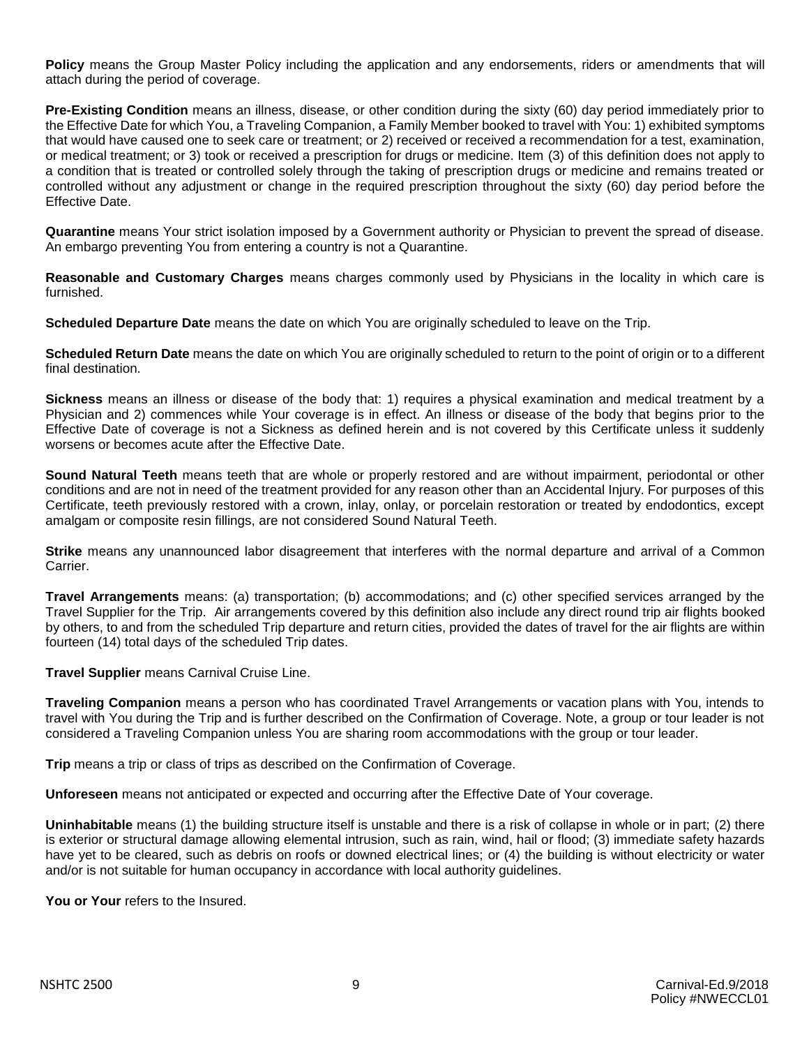**Policy** means the Group Master Policy including the application and any endorsements, riders or amendments that will attach during the period of coverage.

**Pre-Existing Condition** means an illness, disease, or other condition during the sixty (60) day period immediately prior to the Effective Date for which You, a Traveling Companion, a Family Member booked to travel with You: 1) exhibited symptoms that would have caused one to seek care or treatment; or 2) received or received a recommendation for a test, examination, or medical treatment; or 3) took or received a prescription for drugs or medicine. Item (3) of this definition does not apply to a condition that is treated or controlled solely through the taking of prescription drugs or medicine and remains treated or controlled without any adjustment or change in the required prescription throughout the sixty (60) day period before the Effective Date.

**Quarantine** means Your strict isolation imposed by a Government authority or Physician to prevent the spread of disease. An embargo preventing You from entering a country is not a Quarantine.

**Reasonable and Customary Charges** means charges commonly used by Physicians in the locality in which care is furnished.

**Scheduled Departure Date** means the date on which You are originally scheduled to leave on the Trip.

**Scheduled Return Date** means the date on which You are originally scheduled to return to the point of origin or to a different final destination.

**Sickness** means an illness or disease of the body that: 1) requires a physical examination and medical treatment by a Physician and 2) commences while Your coverage is in effect. An illness or disease of the body that begins prior to the Effective Date of coverage is not a Sickness as defined herein and is not covered by this Certificate unless it suddenly worsens or becomes acute after the Effective Date.

**Sound Natural Teeth** means teeth that are whole or properly restored and are without impairment, periodontal or other conditions and are not in need of the treatment provided for any reason other than an Accidental Injury. For purposes of this Certificate, teeth previously restored with a crown, inlay, onlay, or porcelain restoration or treated by endodontics, except amalgam or composite resin fillings, are not considered Sound Natural Teeth.

**Strike** means any unannounced labor disagreement that interferes with the normal departure and arrival of a Common Carrier.

**Travel Arrangements** means: (a) transportation; (b) accommodations; and (c) other specified services arranged by the Travel Supplier for the Trip. Air arrangements covered by this definition also include any direct round trip air flights booked by others, to and from the scheduled Trip departure and return cities, provided the dates of travel for the air flights are within fourteen (14) total days of the scheduled Trip dates.

**Travel Supplier** means Carnival Cruise Line.

**Traveling Companion** means a person who has coordinated Travel Arrangements or vacation plans with You, intends to travel with You during the Trip and is further described on the Confirmation of Coverage. Note, a group or tour leader is not considered a Traveling Companion unless You are sharing room accommodations with the group or tour leader.

**Trip** means a trip or class of trips as described on the Confirmation of Coverage.

**Unforeseen** means not anticipated or expected and occurring after the Effective Date of Your coverage.

**Uninhabitable** means (1) the building structure itself is unstable and there is a risk of collapse in whole or in part; (2) there is exterior or structural damage allowing elemental intrusion, such as rain, wind, hail or flood; (3) immediate safety hazards have yet to be cleared, such as debris on roofs or downed electrical lines; or (4) the building is without electricity or water and/or is not suitable for human occupancy in accordance with local authority guidelines.

**You or Your** refers to the Insured.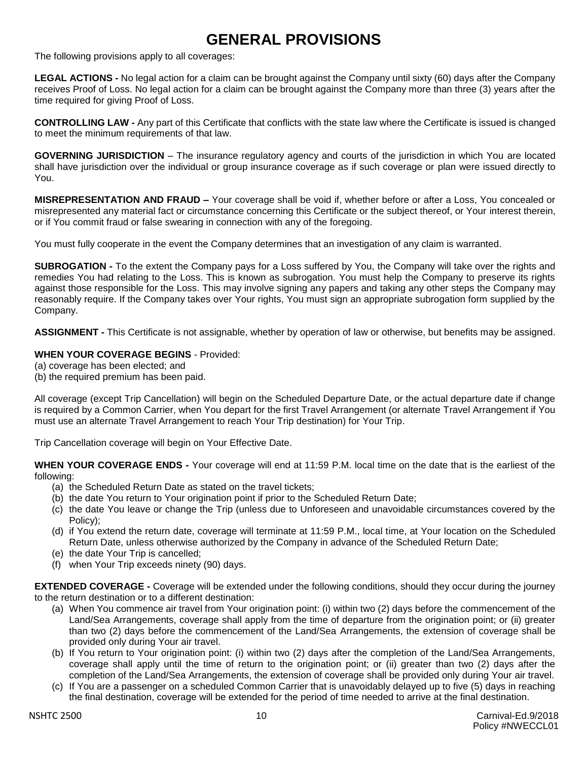# GENERAL PROVISIONS

The following provisions apply to all coverages:

**LEGAL ACTIONS -** No legal action for a claim can be brought against the Company until sixty (60) days after the Company receives Proof of Loss. No legal action for a claim can be brought against the Company more than three (3) years after the time required for giving Proof of Loss.

**CONTROLLING LAW -** Any part of this Certificate that conflicts with the state law where the Certificate is issued is changed to meet the minimum requirements of that law.

**GOVERNING JURISDICTION** – The insurance regulatory agency and courts of the jurisdiction in which You are located shall have jurisdiction over the individual or group insurance coverage as if such coverage or plan were issued directly to You.

**MISREPRESENTATION AND FRAUD –** Your coverage shall be void if, whether before or after a Loss, You concealed or misrepresented any material fact or circumstance concerning this Certificate or the subject thereof, or Your interest therein, or if You commit fraud or false swearing in connection with any of the foregoing.

You must fully cooperate in the event the Company determines that an investigation of any claim is warranted.

**SUBROGATION -** To the extent the Company pays for a Loss suffered by You, the Company will take over the rights and remedies You had relating to the Loss. This is known as subrogation. You must help the Company to preserve its rights against those responsible for the Loss. This may involve signing any papers and taking any other steps the Company may reasonably require. If the Company takes over Your rights, You must sign an appropriate subrogation form supplied by the Company.

**ASSIGNMENT -** This Certificate is not assignable, whether by operation of law or otherwise, but benefits may be assigned.

**WHEN YOUR COVERAGE BEGINS** - Provided:
(a) coverage has been elected; and
(b) the required premium has been paid.

All coverage (except Trip Cancellation) will begin on the Scheduled Departure Date, or the actual departure date if change is required by a Common Carrier, when You depart for the first Travel Arrangement (or alternate Travel Arrangement if You must use an alternate Travel Arrangement to reach Your Trip destination) for Your Trip.

Trip Cancellation coverage will begin on Your Effective Date.

**WHEN YOUR COVERAGE ENDS -** Your coverage will end at 11:59 P.M. local time on the date that is the earliest of the following:

(a) the Scheduled Return Date as stated on the travel tickets;
(b) the date You return to Your origination point if prior to the Scheduled Return Date;
(c) the date You leave or change the Trip (unless due to Unforeseen and unavoidable circumstances covered by the Policy);
(d) if You extend the return date, coverage will terminate at 11:59 P.M., local time, at Your location on the Scheduled Return Date, unless otherwise authorized by the Company in advance of the Scheduled Return Date;
(e) the date Your Trip is cancelled;
(f) when Your Trip exceeds ninety (90) days.

**EXTENDED COVERAGE -** Coverage will be extended under the following conditions, should they occur during the journey to the return destination or to a different destination:

(a) When You commence air travel from Your origination point: (i) within two (2) days before the commencement of the Land/Sea Arrangements, coverage shall apply from the time of departure from the origination point; or (ii) greater than two (2) days before the commencement of the Land/Sea Arrangements, the extension of coverage shall be provided only during Your air travel.
(b) If You return to Your origination point: (i) within two (2) days after the completion of the Land/Sea Arrangements, coverage shall apply until the time of return to the origination point; or (ii) greater than two (2) days after the completion of the Land/Sea Arrangements, the extension of coverage shall be provided only during Your air travel.
(c) If You are a passenger on a scheduled Common Carrier that is unavoidably delayed up to five (5) days in reaching the final destination, coverage will be extended for the period of time needed to arrive at the final destination.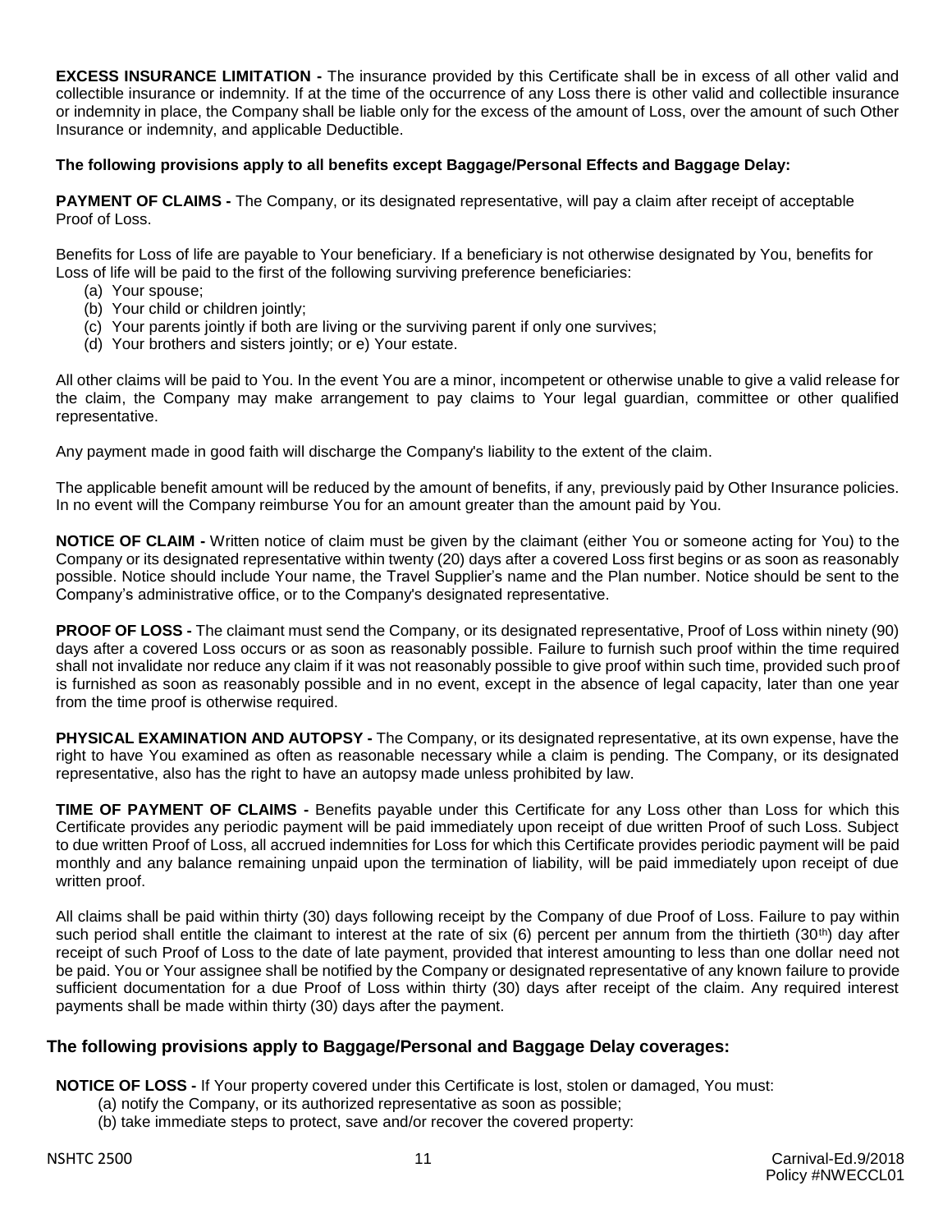**EXCESS INSURANCE LIMITATION -** The insurance provided by this Certificate shall be in excess of all other valid and collectible insurance or indemnity. If at the time of the occurrence of any Loss there is other valid and collectible insurance or indemnity in place, the Company shall be liable only for the excess of the amount of Loss, over the amount of such Other Insurance or indemnity, and applicable Deductible.

**The following provisions apply to all benefits except Baggage/Personal Effects and Baggage Delay:**

**PAYMENT OF CLAIMS -** The Company, or its designated representative, will pay a claim after receipt of acceptable Proof of Loss.

Benefits for Loss of life are payable to Your beneficiary. If a beneficiary is not otherwise designated by You, benefits for Loss of life will be paid to the first of the following surviving preference beneficiaries:

(a) Your spouse;
(b) Your child or children jointly;
(c) Your parents jointly if both are living or the surviving parent if only one survives;
(d) Your brothers and sisters jointly; or e) Your estate.

All other claims will be paid to You. In the event You are a minor, incompetent or otherwise unable to give a valid release for the claim, the Company may make arrangement to pay claims to Your legal guardian, committee or other qualified representative.

Any payment made in good faith will discharge the Company's liability to the extent of the claim.

The applicable benefit amount will be reduced by the amount of benefits, if any, previously paid by Other Insurance policies. In no event will the Company reimburse You for an amount greater than the amount paid by You.

**NOTICE OF CLAIM -** Written notice of claim must be given by the claimant (either You or someone acting for You) to the Company or its designated representative within twenty (20) days after a covered Loss first begins or as soon as reasonably possible. Notice should include Your name, the Travel Supplier's name and the Plan number. Notice should be sent to the Company's administrative office, or to the Company's designated representative.

**PROOF OF LOSS -** The claimant must send the Company, or its designated representative, Proof of Loss within ninety (90) days after a covered Loss occurs or as soon as reasonably possible. Failure to furnish such proof within the time required shall not invalidate nor reduce any claim if it was not reasonably possible to give proof within such time, provided such proof is furnished as soon as reasonably possible and in no event, except in the absence of legal capacity, later than one year from the time proof is otherwise required.

**PHYSICAL EXAMINATION AND AUTOPSY -** The Company, or its designated representative, at its own expense, have the right to have You examined as often as reasonable necessary while a claim is pending. The Company, or its designated representative, also has the right to have an autopsy made unless prohibited by law.

**TIME OF PAYMENT OF CLAIMS -** Benefits payable under this Certificate for any Loss other than Loss for which this Certificate provides any periodic payment will be paid immediately upon receipt of due written Proof of such Loss. Subject to due written Proof of Loss, all accrued indemnities for Loss for which this Certificate provides periodic payment will be paid monthly and any balance remaining unpaid upon the termination of liability, will be paid immediately upon receipt of due written proof.

All claims shall be paid within thirty (30) days following receipt by the Company of due Proof of Loss. Failure to pay within such period shall entitle the claimant to interest at the rate of six (6) percent per annum from the thirtieth (30th) day after receipt of such Proof of Loss to the date of late payment, provided that interest amounting to less than one dollar need not be paid. You or Your assignee shall be notified by the Company or designated representative of any known failure to provide sufficient documentation for a due Proof of Loss within thirty (30) days after receipt of the claim. Any required interest payments shall be made within thirty (30) days after the payment.

## The following provisions apply to Baggage/Personal and Baggage Delay coverages:

**NOTICE OF LOSS -** If Your property covered under this Certificate is lost, stolen or damaged, You must:

(a) notify the Company, or its authorized representative as soon as possible;
(b) take immediate steps to protect, save and/or recover the covered property: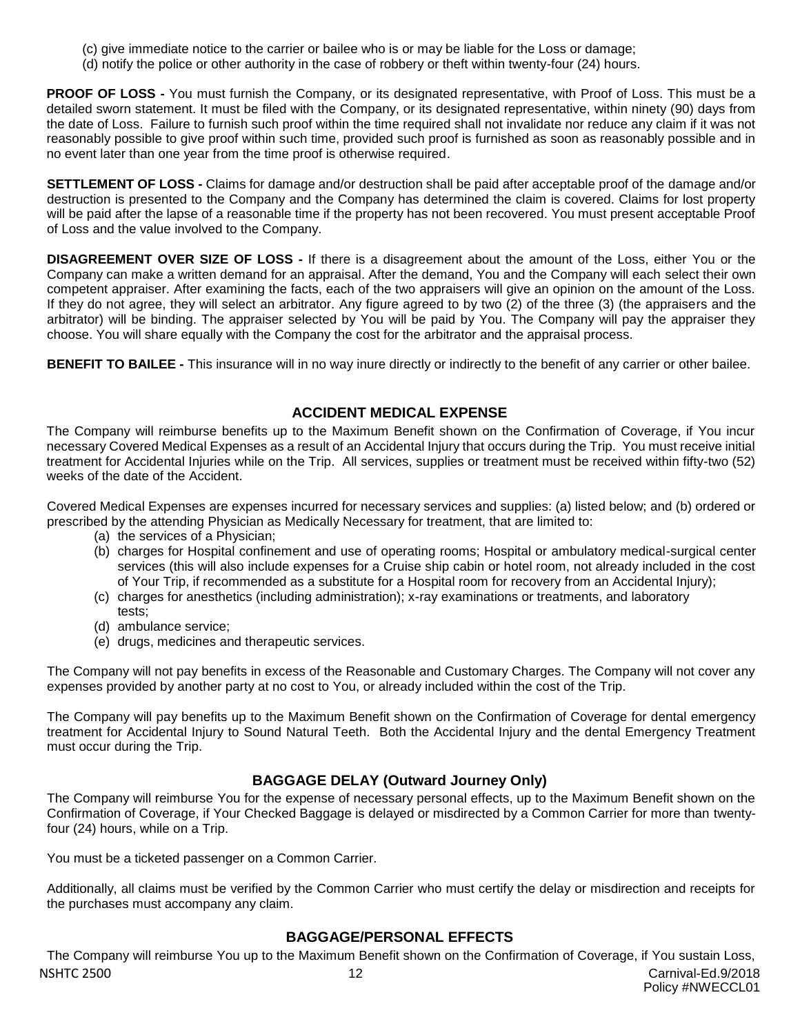(c) give immediate notice to the carrier or bailee who is or may be liable for the Loss or damage;
(d) notify the police or other authority in the case of robbery or theft within twenty-four (24) hours.

**PROOF OF LOSS -** You must furnish the Company, or its designated representative, with Proof of Loss. This must be a detailed sworn statement. It must be filed with the Company, or its designated representative, within ninety (90) days from the date of Loss. Failure to furnish such proof within the time required shall not invalidate nor reduce any claim if it was not reasonably possible to give proof within such time, provided such proof is furnished as soon as reasonably possible and in no event later than one year from the time proof is otherwise required.

**SETTLEMENT OF LOSS -** Claims for damage and/or destruction shall be paid after acceptable proof of the damage and/or destruction is presented to the Company and the Company has determined the claim is covered. Claims for lost property will be paid after the lapse of a reasonable time if the property has not been recovered. You must present acceptable Proof of Loss and the value involved to the Company.

**DISAGREEMENT OVER SIZE OF LOSS -** If there is a disagreement about the amount of the Loss, either You or the Company can make a written demand for an appraisal. After the demand, You and the Company will each select their own competent appraiser. After examining the facts, each of the two appraisers will give an opinion on the amount of the Loss. If they do not agree, they will select an arbitrator. Any figure agreed to by two (2) of the three (3) (the appraisers and the arbitrator) will be binding. The appraiser selected by You will be paid by You. The Company will pay the appraiser they choose. You will share equally with the Company the cost for the arbitrator and the appraisal process.

**BENEFIT TO BAILEE -** This insurance will in no way inure directly or indirectly to the benefit of any carrier or other bailee.

## ACCIDENT MEDICAL EXPENSE

The Company will reimburse benefits up to the Maximum Benefit shown on the Confirmation of Coverage, if You incur necessary Covered Medical Expenses as a result of an Accidental Injury that occurs during the Trip. You must receive initial treatment for Accidental Injuries while on the Trip. All services, supplies or treatment must be received within fifty-two (52) weeks of the date of the Accident.

Covered Medical Expenses are expenses incurred for necessary services and supplies: (a) listed below; and (b) ordered or prescribed by the attending Physician as Medically Necessary for treatment, that are limited to:

(a) the services of a Physician;
(b) charges for Hospital confinement and use of operating rooms; Hospital or ambulatory medical-surgical center services (this will also include expenses for a Cruise ship cabin or hotel room, not already included in the cost of Your Trip, if recommended as a substitute for a Hospital room for recovery from an Accidental Injury);
(c) charges for anesthetics (including administration); x-ray examinations or treatments, and laboratory tests;
(d) ambulance service;
(e) drugs, medicines and therapeutic services.

The Company will not pay benefits in excess of the Reasonable and Customary Charges. The Company will not cover any expenses provided by another party at no cost to You, or already included within the cost of the Trip.

The Company will pay benefits up to the Maximum Benefit shown on the Confirmation of Coverage for dental emergency treatment for Accidental Injury to Sound Natural Teeth. Both the Accidental Injury and the dental Emergency Treatment must occur during the Trip.

## BAGGAGE DELAY (Outward Journey Only)

The Company will reimburse You for the expense of necessary personal effects, up to the Maximum Benefit shown on the Confirmation of Coverage, if Your Checked Baggage is delayed or misdirected by a Common Carrier for more than twenty-four (24) hours, while on a Trip.

You must be a ticketed passenger on a Common Carrier.

Additionally, all claims must be verified by the Common Carrier who must certify the delay or misdirection and receipts for the purchases must accompany any claim.

## BAGGAGE/PERSONAL EFFECTS

The Company will reimburse You up to the Maximum Benefit shown on the Confirmation of Coverage, if You sustain Loss,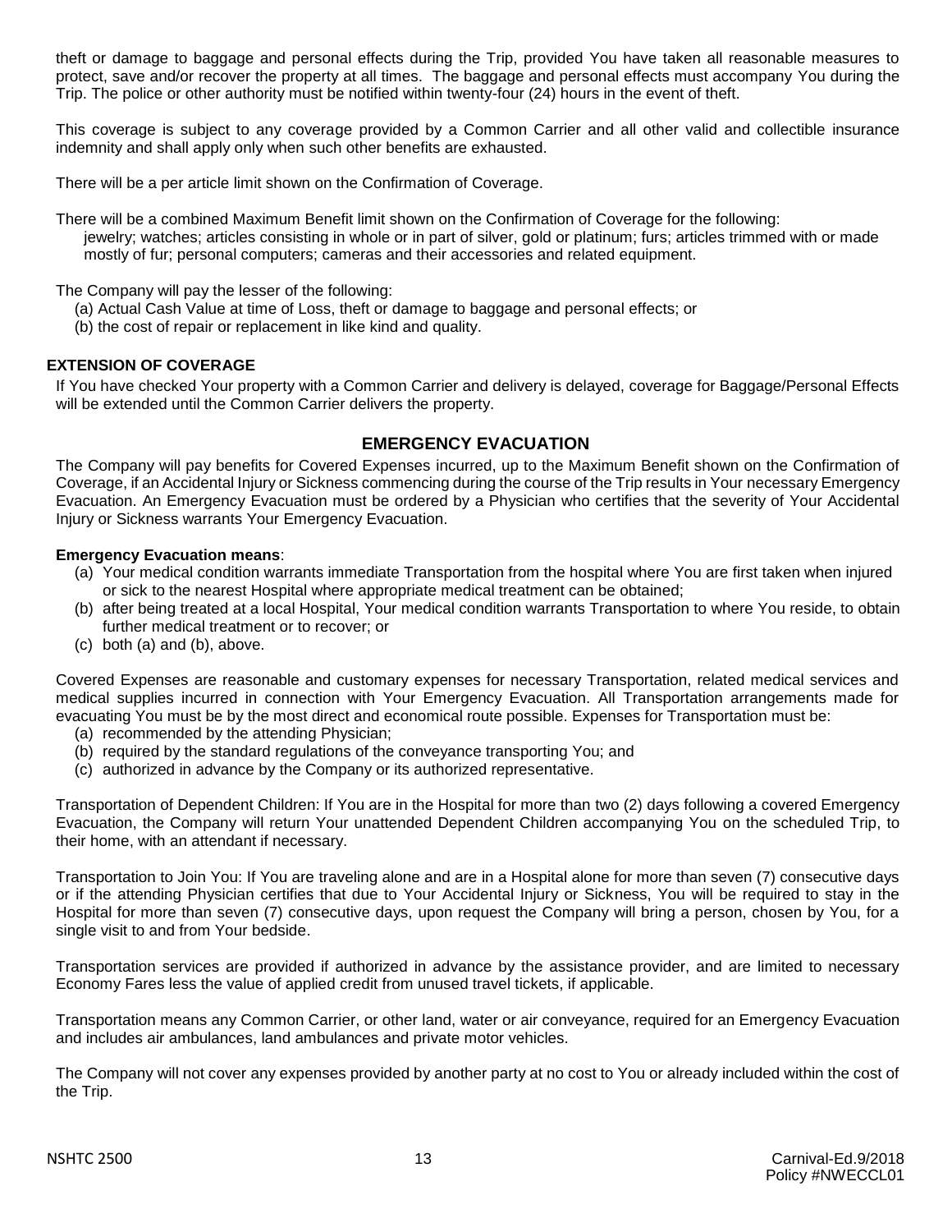theft or damage to baggage and personal effects during the Trip, provided You have taken all reasonable measures to protect, save and/or recover the property at all times. The baggage and personal effects must accompany You during the Trip. The police or other authority must be notified within twenty-four (24) hours in the event of theft.

This coverage is subject to any coverage provided by a Common Carrier and all other valid and collectible insurance indemnity and shall apply only when such other benefits are exhausted.

There will be a per article limit shown on the Confirmation of Coverage.

There will be a combined Maximum Benefit limit shown on the Confirmation of Coverage for the following:
jewelry; watches; articles consisting in whole or in part of silver, gold or platinum; furs; articles trimmed with or made mostly of fur; personal computers; cameras and their accessories and related equipment.

The Company will pay the lesser of the following:

(a) Actual Cash Value at time of Loss, theft or damage to baggage and personal effects; or
(b) the cost of repair or replacement in like kind and quality.

**EXTENSION OF COVERAGE**

If You have checked Your property with a Common Carrier and delivery is delayed, coverage for Baggage/Personal Effects will be extended until the Common Carrier delivers the property.

## EMERGENCY EVACUATION

The Company will pay benefits for Covered Expenses incurred, up to the Maximum Benefit shown on the Confirmation of Coverage, if an Accidental Injury or Sickness commencing during the course of the Trip results in Your necessary Emergency Evacuation. An Emergency Evacuation must be ordered by a Physician who certifies that the severity of Your Accidental Injury or Sickness warrants Your Emergency Evacuation.

**Emergency Evacuation means**:

(a) Your medical condition warrants immediate Transportation from the hospital where You are first taken when injured or sick to the nearest Hospital where appropriate medical treatment can be obtained;
(b) after being treated at a local Hospital, Your medical condition warrants Transportation to where You reside, to obtain further medical treatment or to recover; or
(c) both (a) and (b), above.

Covered Expenses are reasonable and customary expenses for necessary Transportation, related medical services and medical supplies incurred in connection with Your Emergency Evacuation. All Transportation arrangements made for evacuating You must be by the most direct and economical route possible. Expenses for Transportation must be:

(a) recommended by the attending Physician;
(b) required by the standard regulations of the conveyance transporting You; and
(c) authorized in advance by the Company or its authorized representative.

Transportation of Dependent Children: If You are in the Hospital for more than two (2) days following a covered Emergency Evacuation, the Company will return Your unattended Dependent Children accompanying You on the scheduled Trip, to their home, with an attendant if necessary.

Transportation to Join You: If You are traveling alone and are in a Hospital alone for more than seven (7) consecutive days or if the attending Physician certifies that due to Your Accidental Injury or Sickness, You will be required to stay in the Hospital for more than seven (7) consecutive days, upon request the Company will bring a person, chosen by You, for a single visit to and from Your bedside.

Transportation services are provided if authorized in advance by the assistance provider, and are limited to necessary Economy Fares less the value of applied credit from unused travel tickets, if applicable.

Transportation means any Common Carrier, or other land, water or air conveyance, required for an Emergency Evacuation and includes air ambulances, land ambulances and private motor vehicles.

The Company will not cover any expenses provided by another party at no cost to You or already included within the cost of the Trip.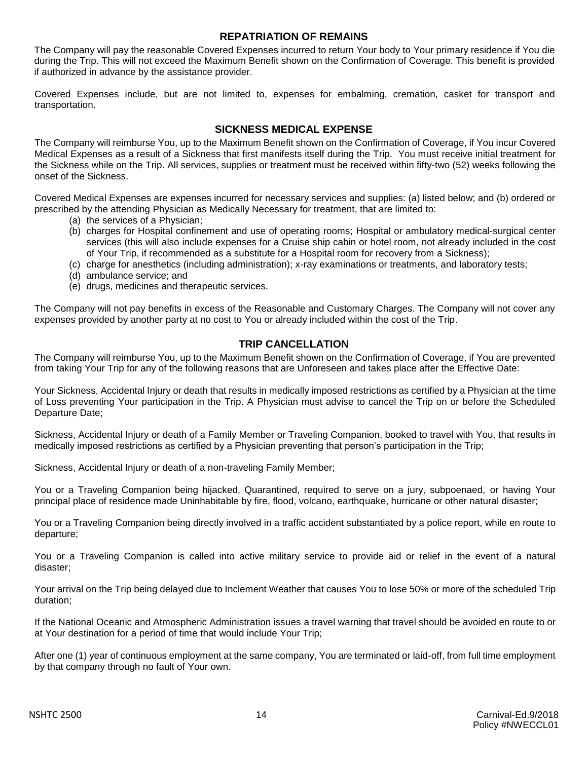## REPATRIATION OF REMAINS

The Company will pay the reasonable Covered Expenses incurred to return Your body to Your primary residence if You die during the Trip. This will not exceed the Maximum Benefit shown on the Confirmation of Coverage. This benefit is provided if authorized in advance by the assistance provider.

Covered Expenses include, but are not limited to, expenses for embalming, cremation, casket for transport and transportation.

## SICKNESS MEDICAL EXPENSE

The Company will reimburse You, up to the Maximum Benefit shown on the Confirmation of Coverage, if You incur Covered Medical Expenses as a result of a Sickness that first manifests itself during the Trip. You must receive initial treatment for the Sickness while on the Trip. All services, supplies or treatment must be received within fifty-two (52) weeks following the onset of the Sickness.

Covered Medical Expenses are expenses incurred for necessary services and supplies: (a) listed below; and (b) ordered or prescribed by the attending Physician as Medically Necessary for treatment, that are limited to:

(a) the services of a Physician;
(b) charges for Hospital confinement and use of operating rooms; Hospital or ambulatory medical-surgical center services (this will also include expenses for a Cruise ship cabin or hotel room, not already included in the cost of Your Trip, if recommended as a substitute for a Hospital room for recovery from a Sickness);
(c) charge for anesthetics (including administration); x-ray examinations or treatments, and laboratory tests;
(d) ambulance service; and
(e) drugs, medicines and therapeutic services.

The Company will not pay benefits in excess of the Reasonable and Customary Charges. The Company will not cover any expenses provided by another party at no cost to You or already included within the cost of the Trip.

## TRIP CANCELLATION

The Company will reimburse You, up to the Maximum Benefit shown on the Confirmation of Coverage, if You are prevented from taking Your Trip for any of the following reasons that are Unforeseen and takes place after the Effective Date:

Your Sickness, Accidental Injury or death that results in medically imposed restrictions as certified by a Physician at the time of Loss preventing Your participation in the Trip. A Physician must advise to cancel the Trip on or before the Scheduled Departure Date;

Sickness, Accidental Injury or death of a Family Member or Traveling Companion, booked to travel with You, that results in medically imposed restrictions as certified by a Physician preventing that person's participation in the Trip;

Sickness, Accidental Injury or death of a non-traveling Family Member;

You or a Traveling Companion being hijacked, Quarantined, required to serve on a jury, subpoenaed, or having Your principal place of residence made Uninhabitable by fire, flood, volcano, earthquake, hurricane or other natural disaster;

You or a Traveling Companion being directly involved in a traffic accident substantiated by a police report, while en route to departure;

You or a Traveling Companion is called into active military service to provide aid or relief in the event of a natural disaster;

Your arrival on the Trip being delayed due to Inclement Weather that causes You to lose 50% or more of the scheduled Trip duration;

If the National Oceanic and Atmospheric Administration issues a travel warning that travel should be avoided en route to or at Your destination for a period of time that would include Your Trip;

After one (1) year of continuous employment at the same company, You are terminated or laid-off, from full time employment by that company through no fault of Your own.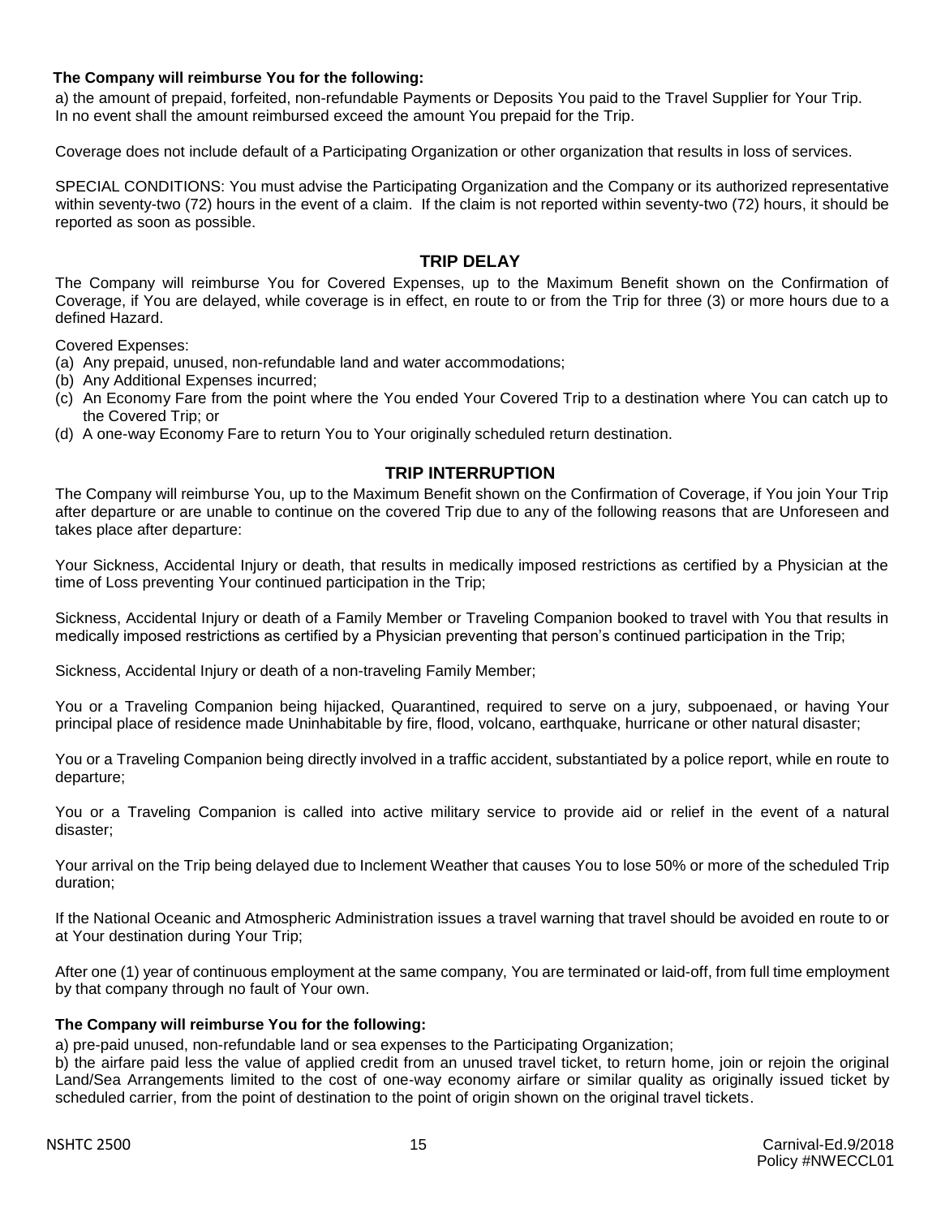**The Company will reimburse You for the following:**

a) the amount of prepaid, forfeited, non-refundable Payments or Deposits You paid to the Travel Supplier for Your Trip. In no event shall the amount reimbursed exceed the amount You prepaid for the Trip.

Coverage does not include default of a Participating Organization or other organization that results in loss of services.

SPECIAL CONDITIONS: You must advise the Participating Organization and the Company or its authorized representative within seventy-two (72) hours in the event of a claim. If the claim is not reported within seventy-two (72) hours, it should be reported as soon as possible.

## TRIP DELAY

The Company will reimburse You for Covered Expenses, up to the Maximum Benefit shown on the Confirmation of Coverage, if You are delayed, while coverage is in effect, en route to or from the Trip for three (3) or more hours due to a defined Hazard.

Covered Expenses:

(a) Any prepaid, unused, non-refundable land and water accommodations;
(b) Any Additional Expenses incurred;
(c) An Economy Fare from the point where the You ended Your Covered Trip to a destination where You can catch up to the Covered Trip; or
(d) A one-way Economy Fare to return You to Your originally scheduled return destination.

## TRIP INTERRUPTION

The Company will reimburse You, up to the Maximum Benefit shown on the Confirmation of Coverage, if You join Your Trip after departure or are unable to continue on the covered Trip due to any of the following reasons that are Unforeseen and takes place after departure:

Your Sickness, Accidental Injury or death, that results in medically imposed restrictions as certified by a Physician at the time of Loss preventing Your continued participation in the Trip;

Sickness, Accidental Injury or death of a Family Member or Traveling Companion booked to travel with You that results in medically imposed restrictions as certified by a Physician preventing that person's continued participation in the Trip;

Sickness, Accidental Injury or death of a non-traveling Family Member;

You or a Traveling Companion being hijacked, Quarantined, required to serve on a jury, subpoenaed, or having Your principal place of residence made Uninhabitable by fire, flood, volcano, earthquake, hurricane or other natural disaster;

You or a Traveling Companion being directly involved in a traffic accident, substantiated by a police report, while en route to departure;

You or a Traveling Companion is called into active military service to provide aid or relief in the event of a natural disaster;

Your arrival on the Trip being delayed due to Inclement Weather that causes You to lose 50% or more of the scheduled Trip duration;

If the National Oceanic and Atmospheric Administration issues a travel warning that travel should be avoided en route to or at Your destination during Your Trip;

After one (1) year of continuous employment at the same company, You are terminated or laid-off, from full time employment by that company through no fault of Your own.

**The Company will reimburse You for the following:**

a) pre-paid unused, non-refundable land or sea expenses to the Participating Organization;
b) the airfare paid less the value of applied credit from an unused travel ticket, to return home, join or rejoin the original Land/Sea Arrangements limited to the cost of one-way economy airfare or similar quality as originally issued ticket by scheduled carrier, from the point of destination to the point of origin shown on the original travel tickets.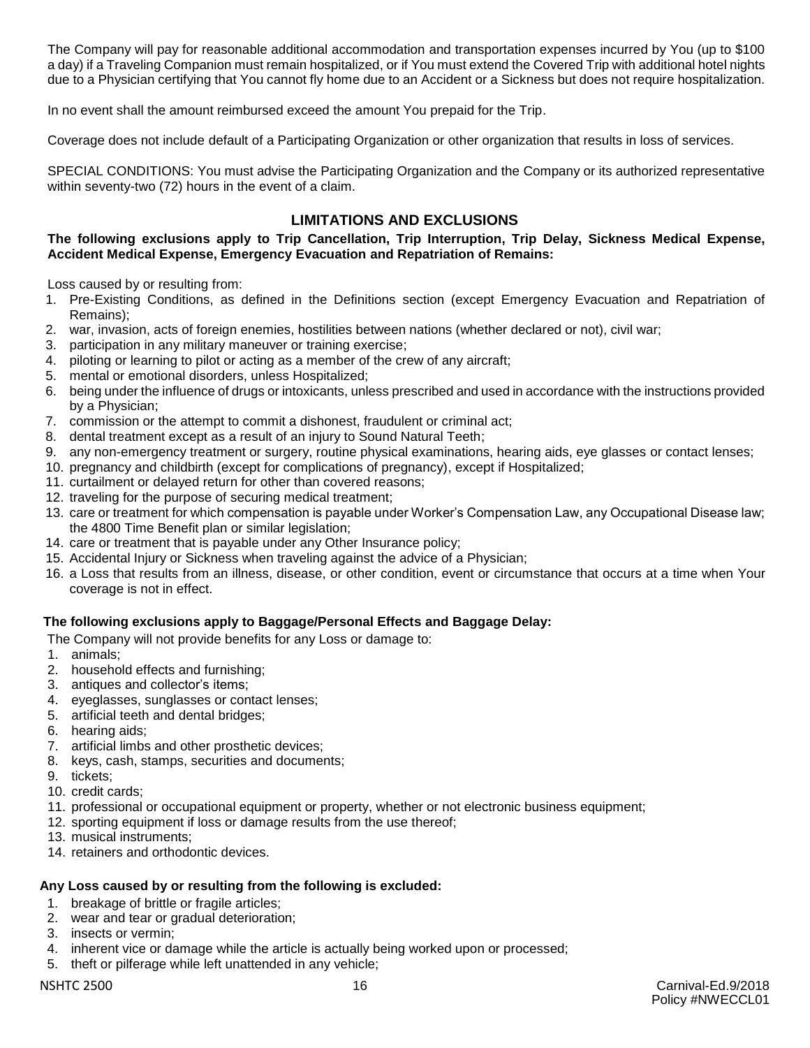The Company will pay for reasonable additional accommodation and transportation expenses incurred by You (up to $100 a day) if a Traveling Companion must remain hospitalized, or if You must extend the Covered Trip with additional hotel nights due to a Physician certifying that You cannot fly home due to an Accident or a Sickness but does not require hospitalization.

In no event shall the amount reimbursed exceed the amount You prepaid for the Trip.

Coverage does not include default of a Participating Organization or other organization that results in loss of services.

SPECIAL CONDITIONS: You must advise the Participating Organization and the Company or its authorized representative within seventy-two (72) hours in the event of a claim.

## LIMITATIONS AND EXCLUSIONS

**The following exclusions apply to Trip Cancellation, Trip Interruption, Trip Delay, Sickness Medical Expense, Accident Medical Expense, Emergency Evacuation and Repatriation of Remains:**

Loss caused by or resulting from:

1. Pre-Existing Conditions, as defined in the Definitions section (except Emergency Evacuation and Repatriation of Remains);
2. war, invasion, acts of foreign enemies, hostilities between nations (whether declared or not), civil war;
3. participation in any military maneuver or training exercise;
4. piloting or learning to pilot or acting as a member of the crew of any aircraft;
5. mental or emotional disorders, unless Hospitalized;
6. being under the influence of drugs or intoxicants, unless prescribed and used in accordance with the instructions provided by a Physician;
7. commission or the attempt to commit a dishonest, fraudulent or criminal act;
8. dental treatment except as a result of an injury to Sound Natural Teeth;
9. any non-emergency treatment or surgery, routine physical examinations, hearing aids, eye glasses or contact lenses;
10. pregnancy and childbirth (except for complications of pregnancy), except if Hospitalized;
11. curtailment or delayed return for other than covered reasons;
12. traveling for the purpose of securing medical treatment;
13. care or treatment for which compensation is payable under Worker's Compensation Law, any Occupational Disease law; the 4800 Time Benefit plan or similar legislation;
14. care or treatment that is payable under any Other Insurance policy;
15. Accidental Injury or Sickness when traveling against the advice of a Physician;
16. a Loss that results from an illness, disease, or other condition, event or circumstance that occurs at a time when Your coverage is not in effect.

**The following exclusions apply to Baggage/Personal Effects and Baggage Delay:**

The Company will not provide benefits for any Loss or damage to:

1. animals;
2. household effects and furnishing;
3. antiques and collector's items;
4. eyeglasses, sunglasses or contact lenses;
5. artificial teeth and dental bridges;
6. hearing aids;
7. artificial limbs and other prosthetic devices;
8. keys, cash, stamps, securities and documents;
9. tickets;
10. credit cards;
11. professional or occupational equipment or property, whether or not electronic business equipment;
12. sporting equipment if loss or damage results from the use thereof;
13. musical instruments;
14. retainers and orthodontic devices.

**Any Loss caused by or resulting from the following is excluded:**

1. breakage of brittle or fragile articles;
2. wear and tear or gradual deterioration;
3. insects or vermin;
4. inherent vice or damage while the article is actually being worked upon or processed;
5. theft or pilferage while left unattended in any vehicle;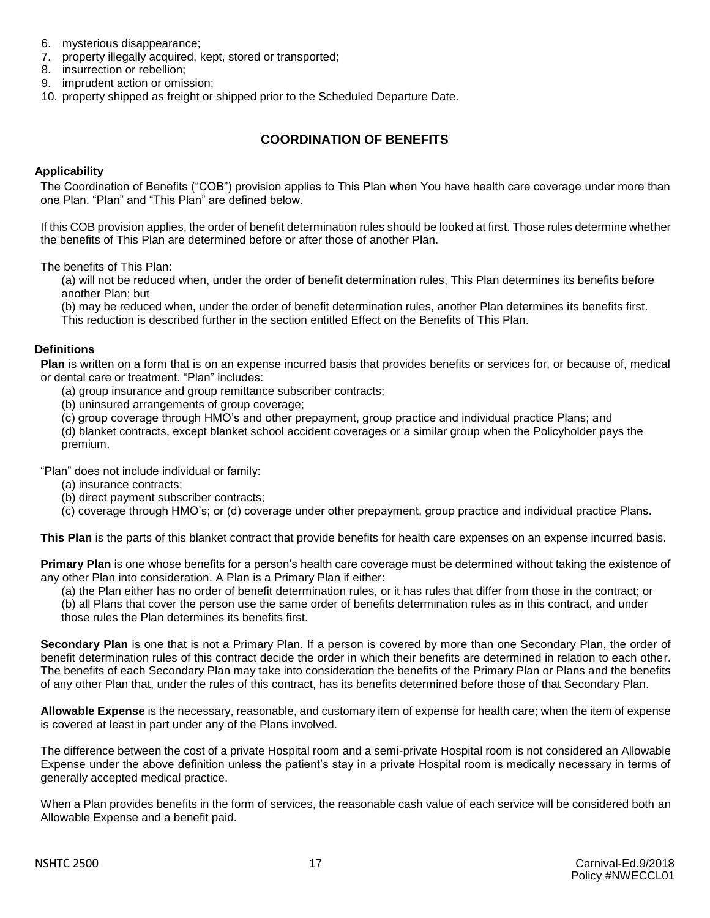6. mysterious disappearance;
7. property illegally acquired, kept, stored or transported;
8. insurrection or rebellion;
9. imprudent action or omission;
10. property shipped as freight or shipped prior to the Scheduled Departure Date.

## COORDINATION OF BENEFITS

### Applicability

The Coordination of Benefits ("COB") provision applies to This Plan when You have health care coverage under more than one Plan. "Plan" and "This Plan" are defined below.

If this COB provision applies, the order of benefit determination rules should be looked at first. Those rules determine whether the benefits of This Plan are determined before or after those of another Plan.

The benefits of This Plan:

(a) will not be reduced when, under the order of benefit determination rules, This Plan determines its benefits before another Plan; but

(b) may be reduced when, under the order of benefit determination rules, another Plan determines its benefits first. This reduction is described further in the section entitled Effect on the Benefits of This Plan.

### Definitions

**Plan** is written on a form that is on an expense incurred basis that provides benefits or services for, or because of, medical or dental care or treatment. "Plan" includes:

(a) group insurance and group remittance subscriber contracts;

(b) uninsured arrangements of group coverage;

(c) group coverage through HMO's and other prepayment, group practice and individual practice Plans; and

(d) blanket contracts, except blanket school accident coverages or a similar group when the Policyholder pays the premium.

"Plan" does not include individual or family:

(a) insurance contracts;

(b) direct payment subscriber contracts;

(c) coverage through HMO's; or (d) coverage under other prepayment, group practice and individual practice Plans.

**This Plan** is the parts of this blanket contract that provide benefits for health care expenses on an expense incurred basis.

**Primary Plan** is one whose benefits for a person's health care coverage must be determined without taking the existence of any other Plan into consideration. A Plan is a Primary Plan if either:

(a) the Plan either has no order of benefit determination rules, or it has rules that differ from those in the contract; or

(b) all Plans that cover the person use the same order of benefits determination rules as in this contract, and under those rules the Plan determines its benefits first.

**Secondary Plan** is one that is not a Primary Plan. If a person is covered by more than one Secondary Plan, the order of benefit determination rules of this contract decide the order in which their benefits are determined in relation to each other. The benefits of each Secondary Plan may take into consideration the benefits of the Primary Plan or Plans and the benefits of any other Plan that, under the rules of this contract, has its benefits determined before those of that Secondary Plan.

**Allowable Expense** is the necessary, reasonable, and customary item of expense for health care; when the item of expense is covered at least in part under any of the Plans involved.

The difference between the cost of a private Hospital room and a semi-private Hospital room is not considered an Allowable Expense under the above definition unless the patient's stay in a private Hospital room is medically necessary in terms of generally accepted medical practice.

When a Plan provides benefits in the form of services, the reasonable cash value of each service will be considered both an Allowable Expense and a benefit paid.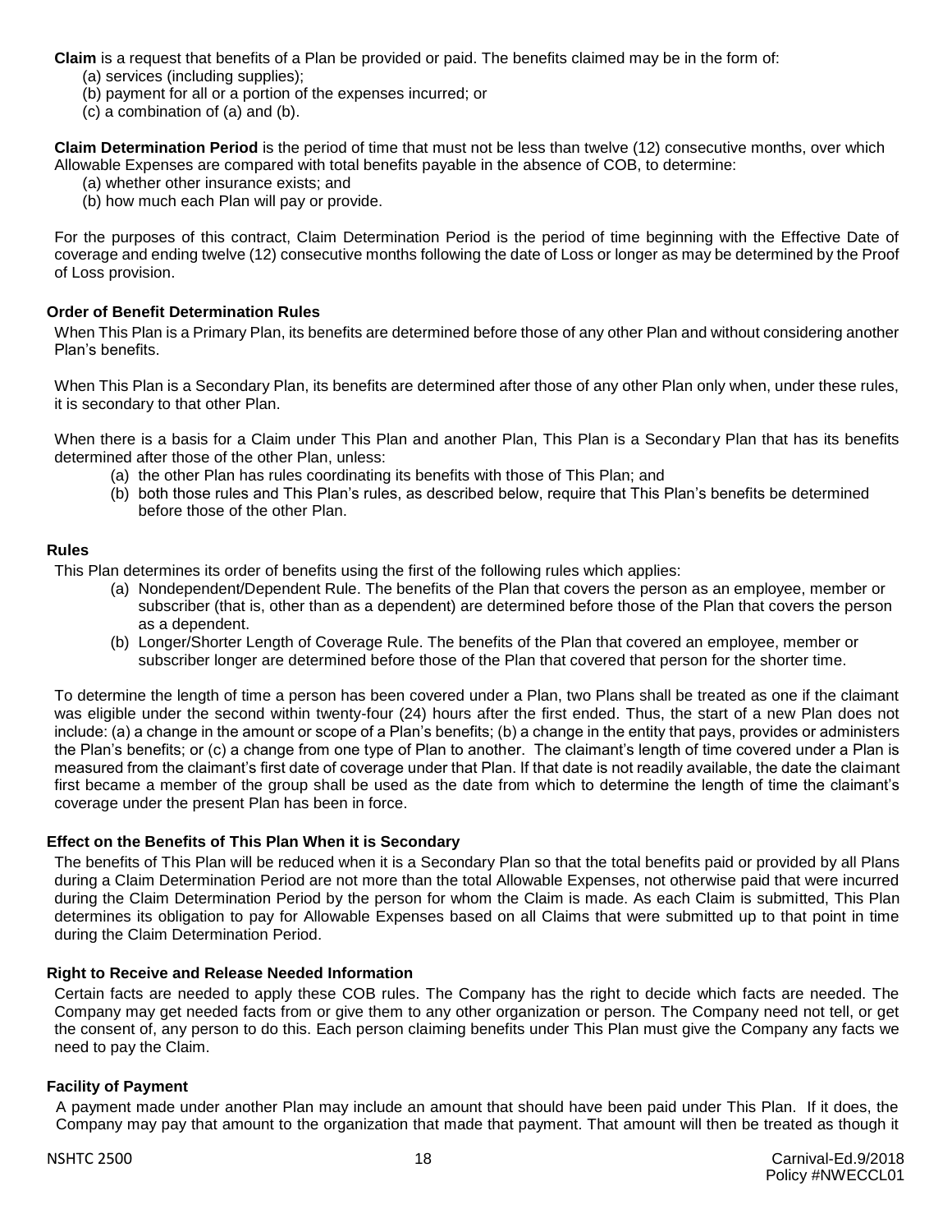**Claim** is a request that benefits of a Plan be provided or paid. The benefits claimed may be in the form of:

(a) services (including supplies);
(b) payment for all or a portion of the expenses incurred; or
(c) a combination of (a) and (b).

**Claim Determination Period** is the period of time that must not be less than twelve (12) consecutive months, over which Allowable Expenses are compared with total benefits payable in the absence of COB, to determine:

(a) whether other insurance exists; and
(b) how much each Plan will pay or provide.

For the purposes of this contract, Claim Determination Period is the period of time beginning with the Effective Date of coverage and ending twelve (12) consecutive months following the date of Loss or longer as may be determined by the Proof of Loss provision.

### Order of Benefit Determination Rules

When This Plan is a Primary Plan, its benefits are determined before those of any other Plan and without considering another Plan's benefits.

When This Plan is a Secondary Plan, its benefits are determined after those of any other Plan only when, under these rules, it is secondary to that other Plan.

When there is a basis for a Claim under This Plan and another Plan, This Plan is a Secondary Plan that has its benefits determined after those of the other Plan, unless:

(a) the other Plan has rules coordinating its benefits with those of This Plan; and
(b) both those rules and This Plan's rules, as described below, require that This Plan's benefits be determined before those of the other Plan.

### Rules

This Plan determines its order of benefits using the first of the following rules which applies:

(a) Nondependent/Dependent Rule. The benefits of the Plan that covers the person as an employee, member or subscriber (that is, other than as a dependent) are determined before those of the Plan that covers the person as a dependent.
(b) Longer/Shorter Length of Coverage Rule. The benefits of the Plan that covered an employee, member or subscriber longer are determined before those of the Plan that covered that person for the shorter time.

To determine the length of time a person has been covered under a Plan, two Plans shall be treated as one if the claimant was eligible under the second within twenty-four (24) hours after the first ended. Thus, the start of a new Plan does not include: (a) a change in the amount or scope of a Plan's benefits; (b) a change in the entity that pays, provides or administers the Plan's benefits; or (c) a change from one type of Plan to another. The claimant's length of time covered under a Plan is measured from the claimant's first date of coverage under that Plan. If that date is not readily available, the date the claimant first became a member of the group shall be used as the date from which to determine the length of time the claimant's coverage under the present Plan has been in force.

### Effect on the Benefits of This Plan When it is Secondary

The benefits of This Plan will be reduced when it is a Secondary Plan so that the total benefits paid or provided by all Plans during a Claim Determination Period are not more than the total Allowable Expenses, not otherwise paid that were incurred during the Claim Determination Period by the person for whom the Claim is made. As each Claim is submitted, This Plan determines its obligation to pay for Allowable Expenses based on all Claims that were submitted up to that point in time during the Claim Determination Period.

### Right to Receive and Release Needed Information

Certain facts are needed to apply these COB rules. The Company has the right to decide which facts are needed. The Company may get needed facts from or give them to any other organization or person. The Company need not tell, or get the consent of, any person to do this. Each person claiming benefits under This Plan must give the Company any facts we need to pay the Claim.

### Facility of Payment

A payment made under another Plan may include an amount that should have been paid under This Plan. If it does, the Company may pay that amount to the organization that made that payment. That amount will then be treated as though it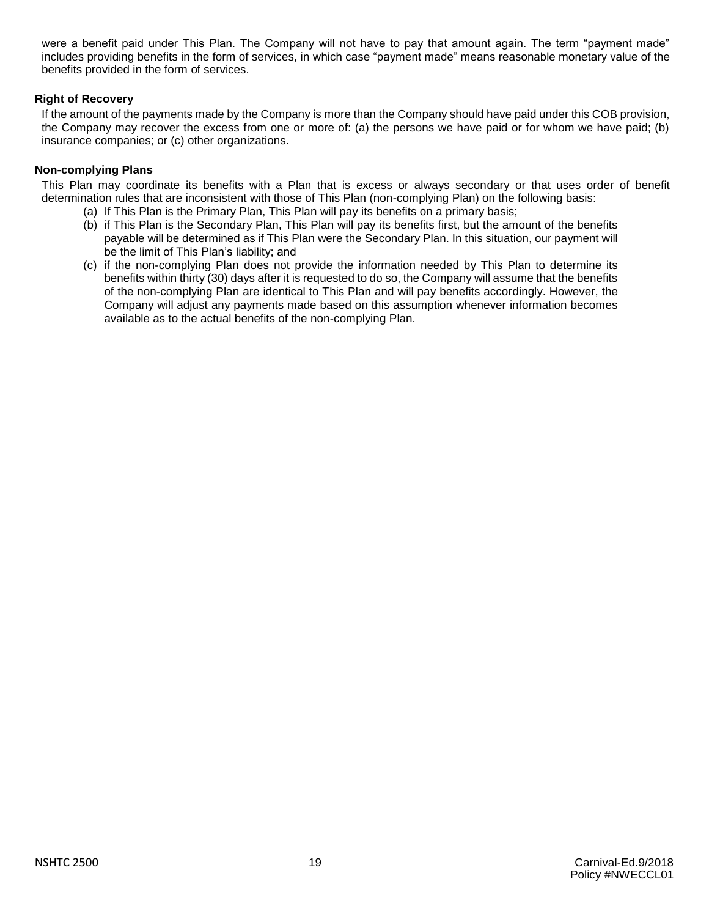were a benefit paid under This Plan. The Company will not have to pay that amount again. The term "payment made" includes providing benefits in the form of services, in which case "payment made" means reasonable monetary value of the benefits provided in the form of services.

### Right of Recovery

If the amount of the payments made by the Company is more than the Company should have paid under this COB provision, the Company may recover the excess from one or more of: (a) the persons we have paid or for whom we have paid; (b) insurance companies; or (c) other organizations.

### Non-complying Plans

This Plan may coordinate its benefits with a Plan that is excess or always secondary or that uses order of benefit determination rules that are inconsistent with those of This Plan (non-complying Plan) on the following basis:

(a) If This Plan is the Primary Plan, This Plan will pay its benefits on a primary basis;

(b) if This Plan is the Secondary Plan, This Plan will pay its benefits first, but the amount of the benefits payable will be determined as if This Plan were the Secondary Plan. In this situation, our payment will be the limit of This Plan's liability; and

(c) if the non-complying Plan does not provide the information needed by This Plan to determine its benefits within thirty (30) days after it is requested to do so, the Company will assume that the benefits of the non-complying Plan are identical to This Plan and will pay benefits accordingly. However, the Company will adjust any payments made based on this assumption whenever information becomes available as to the actual benefits of the non-complying Plan.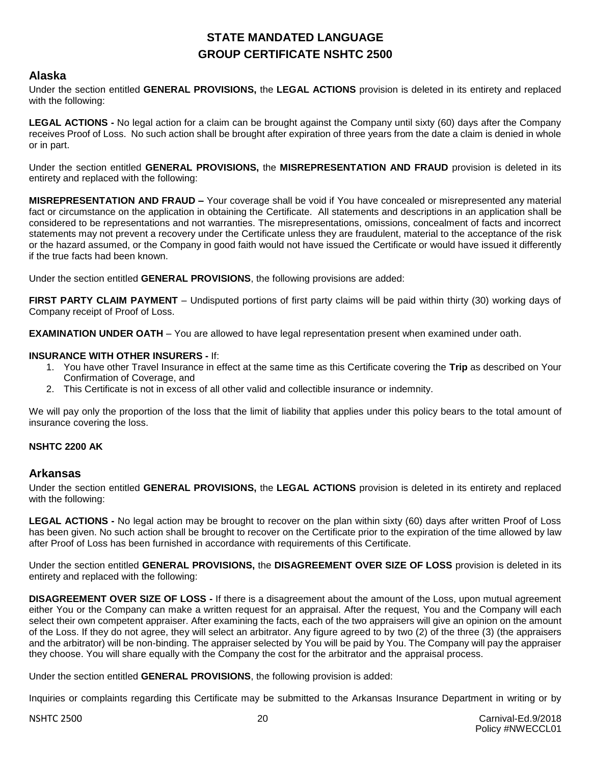# STATE MANDATED LANGUAGE
# GROUP CERTIFICATE NSHTC 2500

## Alaska

Under the section entitled **GENERAL PROVISIONS,** the **LEGAL ACTIONS** provision is deleted in its entirety and replaced with the following:

**LEGAL ACTIONS -** No legal action for a claim can be brought against the Company until sixty (60) days after the Company receives Proof of Loss. No such action shall be brought after expiration of three years from the date a claim is denied in whole or in part.

Under the section entitled **GENERAL PROVISIONS,** the **MISREPRESENTATION AND FRAUD** provision is deleted in its entirety and replaced with the following:

**MISREPRESENTATION AND FRAUD –** Your coverage shall be void if You have concealed or misrepresented any material fact or circumstance on the application in obtaining the Certificate. All statements and descriptions in an application shall be considered to be representations and not warranties. The misrepresentations, omissions, concealment of facts and incorrect statements may not prevent a recovery under the Certificate unless they are fraudulent, material to the acceptance of the risk or the hazard assumed, or the Company in good faith would not have issued the Certificate or would have issued it differently if the true facts had been known.

Under the section entitled **GENERAL PROVISIONS**, the following provisions are added:

**FIRST PARTY CLAIM PAYMENT** – Undisputed portions of first party claims will be paid within thirty (30) working days of Company receipt of Proof of Loss.

**EXAMINATION UNDER OATH** – You are allowed to have legal representation present when examined under oath.

**INSURANCE WITH OTHER INSURERS -** If:

1. You have other Travel Insurance in effect at the same time as this Certificate covering the **Trip** as described on Your Confirmation of Coverage, and
2. This Certificate is not in excess of all other valid and collectible insurance or indemnity.

We will pay only the proportion of the loss that the limit of liability that applies under this policy bears to the total amount of insurance covering the loss.

**NSHTC 2200 AK**

## Arkansas

Under the section entitled **GENERAL PROVISIONS,** the **LEGAL ACTIONS** provision is deleted in its entirety and replaced with the following:

**LEGAL ACTIONS -** No legal action may be brought to recover on the plan within sixty (60) days after written Proof of Loss has been given. No such action shall be brought to recover on the Certificate prior to the expiration of the time allowed by law after Proof of Loss has been furnished in accordance with requirements of this Certificate.

Under the section entitled **GENERAL PROVISIONS,** the **DISAGREEMENT OVER SIZE OF LOSS** provision is deleted in its entirety and replaced with the following:

**DISAGREEMENT OVER SIZE OF LOSS -** If there is a disagreement about the amount of the Loss, upon mutual agreement either You or the Company can make a written request for an appraisal. After the request, You and the Company will each select their own competent appraiser. After examining the facts, each of the two appraisers will give an opinion on the amount of the Loss. If they do not agree, they will select an arbitrator. Any figure agreed to by two (2) of the three (3) (the appraisers and the arbitrator) will be non-binding. The appraiser selected by You will be paid by You. The Company will pay the appraiser they choose. You will share equally with the Company the cost for the arbitrator and the appraisal process.

Under the section entitled **GENERAL PROVISIONS**, the following provision is added:

Inquiries or complaints regarding this Certificate may be submitted to the Arkansas Insurance Department in writing or by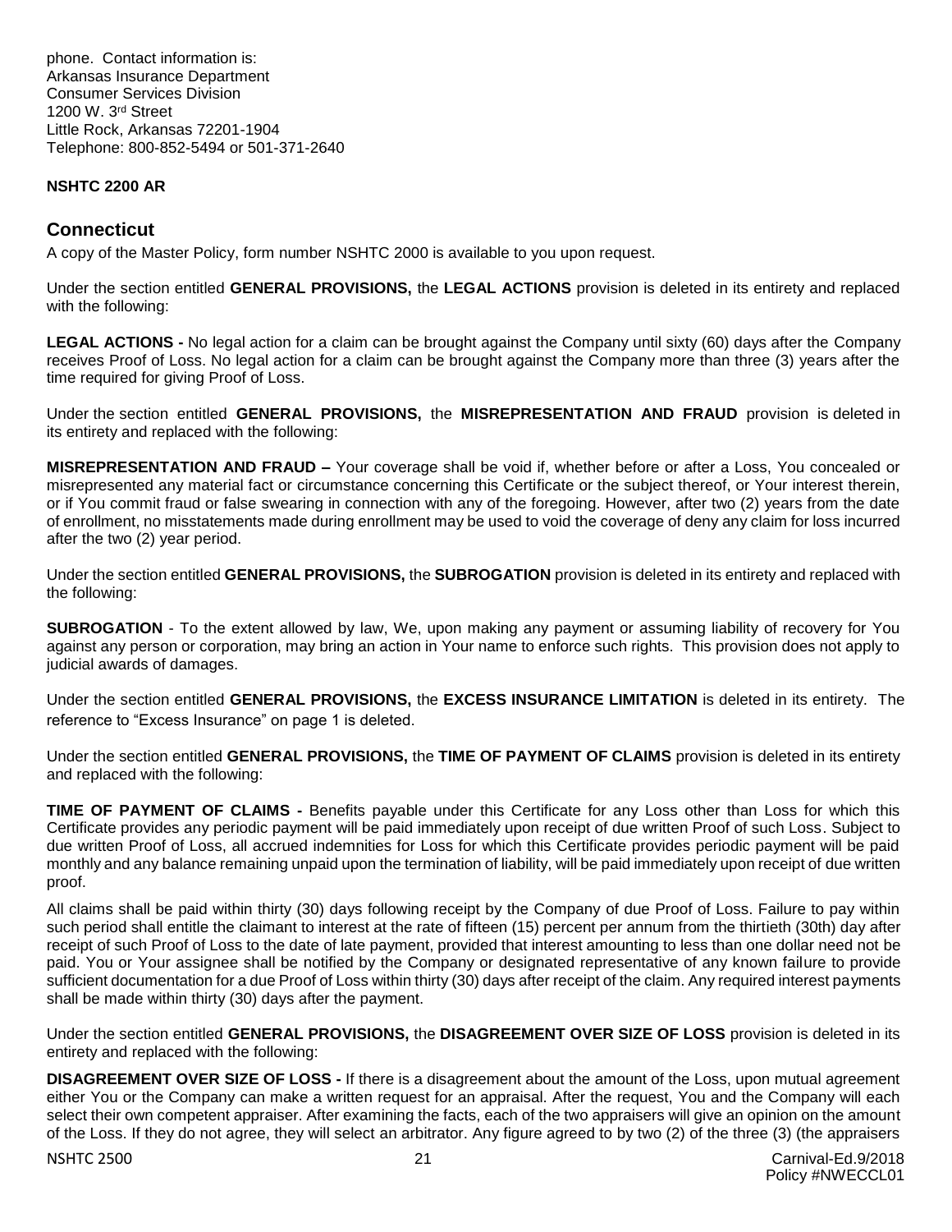phone. Contact information is:
Arkansas Insurance Department
Consumer Services Division
1200 W. 3rd Street
Little Rock, Arkansas 72201-1904
Telephone: 800-852-5494 or 501-371-2640

**NSHTC 2200 AR**

## Connecticut

A copy of the Master Policy, form number NSHTC 2000 is available to you upon request.

Under the section entitled **GENERAL PROVISIONS,** the **LEGAL ACTIONS** provision is deleted in its entirety and replaced with the following:

**LEGAL ACTIONS -** No legal action for a claim can be brought against the Company until sixty (60) days after the Company receives Proof of Loss. No legal action for a claim can be brought against the Company more than three (3) years after the time required for giving Proof of Loss.

Under the section entitled **GENERAL PROVISIONS,** the **MISREPRESENTATION AND FRAUD** provision is deleted in its entirety and replaced with the following:

**MISREPRESENTATION AND FRAUD –** Your coverage shall be void if, whether before or after a Loss, You concealed or misrepresented any material fact or circumstance concerning this Certificate or the subject thereof, or Your interest therein, or if You commit fraud or false swearing in connection with any of the foregoing. However, after two (2) years from the date of enrollment, no misstatements made during enrollment may be used to void the coverage of deny any claim for loss incurred after the two (2) year period.

Under the section entitled **GENERAL PROVISIONS,** the **SUBROGATION** provision is deleted in its entirety and replaced with the following:

**SUBROGATION** - To the extent allowed by law, We, upon making any payment or assuming liability of recovery for You against any person or corporation, may bring an action in Your name to enforce such rights. This provision does not apply to judicial awards of damages.

Under the section entitled **GENERAL PROVISIONS,** the **EXCESS INSURANCE LIMITATION** is deleted in its entirety. The reference to "Excess Insurance" on page 1 is deleted.

Under the section entitled **GENERAL PROVISIONS,** the **TIME OF PAYMENT OF CLAIMS** provision is deleted in its entirety and replaced with the following:

**TIME OF PAYMENT OF CLAIMS -** Benefits payable under this Certificate for any Loss other than Loss for which this Certificate provides any periodic payment will be paid immediately upon receipt of due written Proof of such Loss. Subject to due written Proof of Loss, all accrued indemnities for Loss for which this Certificate provides periodic payment will be paid monthly and any balance remaining unpaid upon the termination of liability, will be paid immediately upon receipt of due written proof.

All claims shall be paid within thirty (30) days following receipt by the Company of due Proof of Loss. Failure to pay within such period shall entitle the claimant to interest at the rate of fifteen (15) percent per annum from the thirtieth (30th) day after receipt of such Proof of Loss to the date of late payment, provided that interest amounting to less than one dollar need not be paid. You or Your assignee shall be notified by the Company or designated representative of any known failure to provide sufficient documentation for a due Proof of Loss within thirty (30) days after receipt of the claim. Any required interest payments shall be made within thirty (30) days after the payment.

Under the section entitled **GENERAL PROVISIONS,** the **DISAGREEMENT OVER SIZE OF LOSS** provision is deleted in its entirety and replaced with the following:

**DISAGREEMENT OVER SIZE OF LOSS -** If there is a disagreement about the amount of the Loss, upon mutual agreement either You or the Company can make a written request for an appraisal. After the request, You and the Company will each select their own competent appraiser. After examining the facts, each of the two appraisers will give an opinion on the amount of the Loss. If they do not agree, they will select an arbitrator. Any figure agreed to by two (2) of the three (3) (the appraisers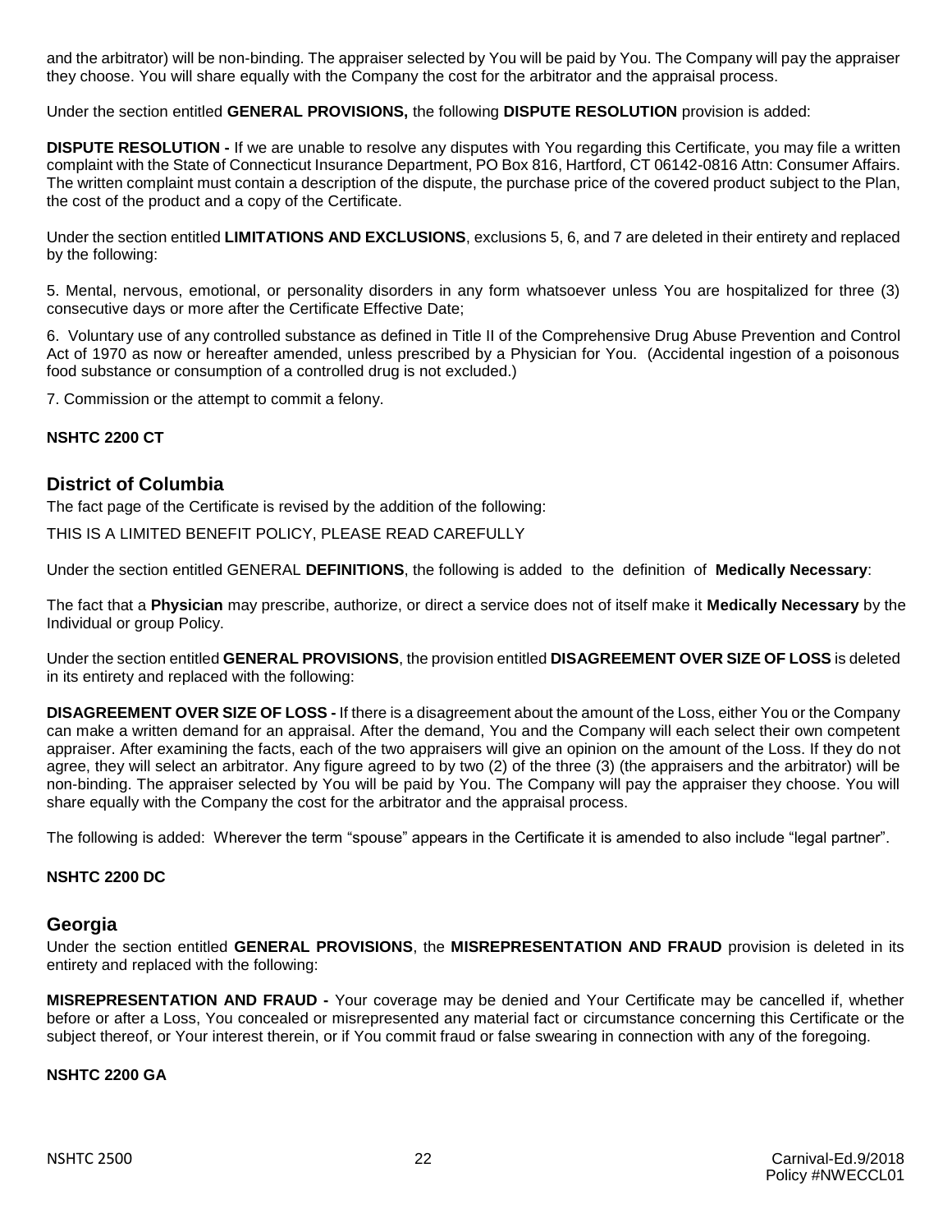and the arbitrator) will be non-binding. The appraiser selected by You will be paid by You. The Company will pay the appraiser they choose. You will share equally with the Company the cost for the arbitrator and the appraisal process.

Under the section entitled **GENERAL PROVISIONS,** the following **DISPUTE RESOLUTION** provision is added:

**DISPUTE RESOLUTION -** If we are unable to resolve any disputes with You regarding this Certificate, you may file a written complaint with the State of Connecticut Insurance Department, PO Box 816, Hartford, CT 06142-0816 Attn: Consumer Affairs. The written complaint must contain a description of the dispute, the purchase price of the covered product subject to the Plan, the cost of the product and a copy of the Certificate.

Under the section entitled **LIMITATIONS AND EXCLUSIONS**, exclusions 5, 6, and 7 are deleted in their entirety and replaced by the following:

5. Mental, nervous, emotional, or personality disorders in any form whatsoever unless You are hospitalized for three (3) consecutive days or more after the Certificate Effective Date;

6. Voluntary use of any controlled substance as defined in Title II of the Comprehensive Drug Abuse Prevention and Control Act of 1970 as now or hereafter amended, unless prescribed by a Physician for You. (Accidental ingestion of a poisonous food substance or consumption of a controlled drug is not excluded.)

7. Commission or the attempt to commit a felony.

**NSHTC 2200 CT**

## District of Columbia

The fact page of the Certificate is revised by the addition of the following:

THIS IS A LIMITED BENEFIT POLICY, PLEASE READ CAREFULLY

Under the section entitled GENERAL **DEFINITIONS**, the following is added to the definition of **Medically Necessary**:

The fact that a **Physician** may prescribe, authorize, or direct a service does not of itself make it **Medically Necessary** by the Individual or group Policy.

Under the section entitled **GENERAL PROVISIONS**, the provision entitled **DISAGREEMENT OVER SIZE OF LOSS** is deleted in its entirety and replaced with the following:

**DISAGREEMENT OVER SIZE OF LOSS -** If there is a disagreement about the amount of the Loss, either You or the Company can make a written demand for an appraisal. After the demand, You and the Company will each select their own competent appraiser. After examining the facts, each of the two appraisers will give an opinion on the amount of the Loss. If they do not agree, they will select an arbitrator. Any figure agreed to by two (2) of the three (3) (the appraisers and the arbitrator) will be non-binding. The appraiser selected by You will be paid by You. The Company will pay the appraiser they choose. You will share equally with the Company the cost for the arbitrator and the appraisal process.

The following is added: Wherever the term "spouse" appears in the Certificate it is amended to also include "legal partner".

**NSHTC 2200 DC**

## Georgia

Under the section entitled **GENERAL PROVISIONS**, the **MISREPRESENTATION AND FRAUD** provision is deleted in its entirety and replaced with the following:

**MISREPRESENTATION AND FRAUD -** Your coverage may be denied and Your Certificate may be cancelled if, whether before or after a Loss, You concealed or misrepresented any material fact or circumstance concerning this Certificate or the subject thereof, or Your interest therein, or if You commit fraud or false swearing in connection with any of the foregoing.

**NSHTC 2200 GA**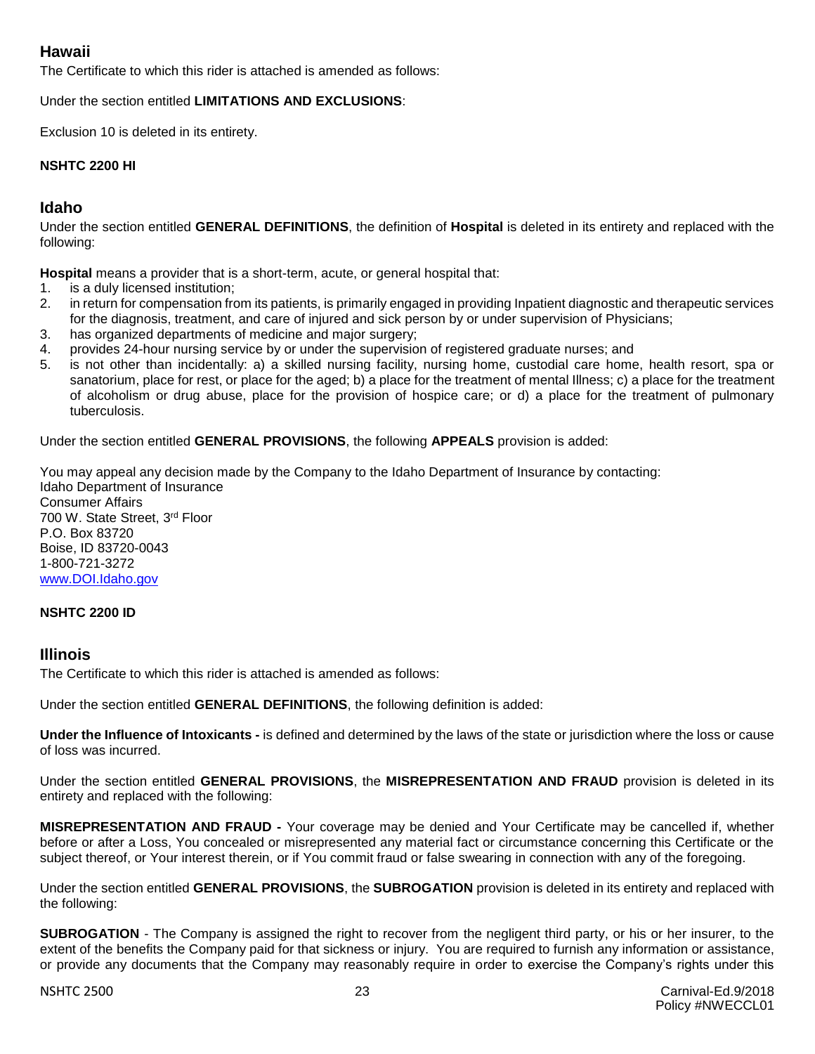## Hawaii

The Certificate to which this rider is attached is amended as follows:

Under the section entitled **LIMITATIONS AND EXCLUSIONS**:

Exclusion 10 is deleted in its entirety.

**NSHTC 2200 HI**

## Idaho

Under the section entitled **GENERAL DEFINITIONS**, the definition of **Hospital** is deleted in its entirety and replaced with the following:

**Hospital** means a provider that is a short-term, acute, or general hospital that:

1. is a duly licensed institution;
2. in return for compensation from its patients, is primarily engaged in providing Inpatient diagnostic and therapeutic services for the diagnosis, treatment, and care of injured and sick person by or under supervision of Physicians;
3. has organized departments of medicine and major surgery;
4. provides 24-hour nursing service by or under the supervision of registered graduate nurses; and
5. is not other than incidentally: a) a skilled nursing facility, nursing home, custodial care home, health resort, spa or sanatorium, place for rest, or place for the aged; b) a place for the treatment of mental Illness; c) a place for the treatment of alcoholism or drug abuse, place for the provision of hospice care; or d) a place for the treatment of pulmonary tuberculosis.

Under the section entitled **GENERAL PROVISIONS**, the following **APPEALS** provision is added:

You may appeal any decision made by the Company to the Idaho Department of Insurance by contacting:
Idaho Department of Insurance
Consumer Affairs
700 W. State Street, 3rd Floor
P.O. Box 83720
Boise, ID 83720-0043
1-800-721-3272
www.DOI.Idaho.gov

**NSHTC 2200 ID**

## Illinois

The Certificate to which this rider is attached is amended as follows:

Under the section entitled **GENERAL DEFINITIONS**, the following definition is added:

**Under the Influence of Intoxicants -** is defined and determined by the laws of the state or jurisdiction where the loss or cause of loss was incurred.

Under the section entitled **GENERAL PROVISIONS**, the **MISREPRESENTATION AND FRAUD** provision is deleted in its entirety and replaced with the following:

**MISREPRESENTATION AND FRAUD -** Your coverage may be denied and Your Certificate may be cancelled if, whether before or after a Loss, You concealed or misrepresented any material fact or circumstance concerning this Certificate or the subject thereof, or Your interest therein, or if You commit fraud or false swearing in connection with any of the foregoing.

Under the section entitled **GENERAL PROVISIONS**, the **SUBROGATION** provision is deleted in its entirety and replaced with the following:

**SUBROGATION** - The Company is assigned the right to recover from the negligent third party, or his or her insurer, to the extent of the benefits the Company paid for that sickness or injury. You are required to furnish any information or assistance, or provide any documents that the Company may reasonably require in order to exercise the Company's rights under this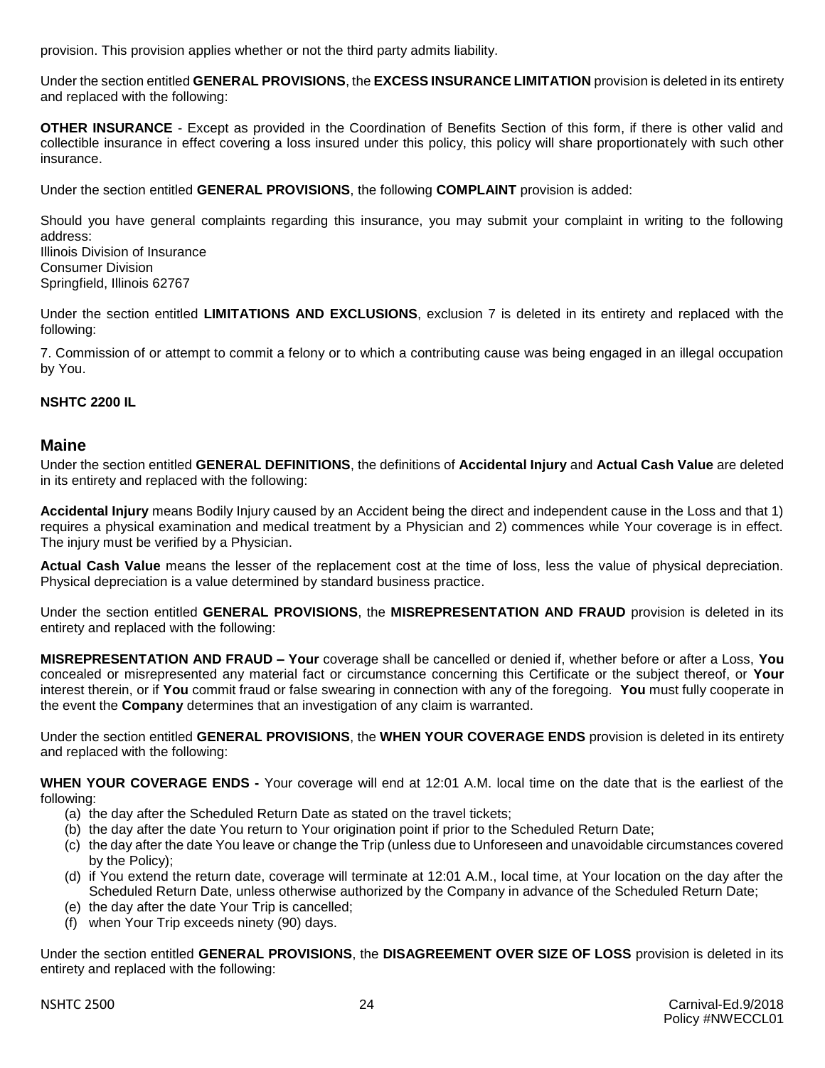provision. This provision applies whether or not the third party admits liability.

Under the section entitled **GENERAL PROVISIONS**, the **EXCESS INSURANCE LIMITATION** provision is deleted in its entirety and replaced with the following:

**OTHER INSURANCE** - Except as provided in the Coordination of Benefits Section of this form, if there is other valid and collectible insurance in effect covering a loss insured under this policy, this policy will share proportionately with such other insurance.

Under the section entitled **GENERAL PROVISIONS**, the following **COMPLAINT** provision is added:

Should you have general complaints regarding this insurance, you may submit your complaint in writing to the following address:
Illinois Division of Insurance
Consumer Division
Springfield, Illinois 62767

Under the section entitled **LIMITATIONS AND EXCLUSIONS**, exclusion 7 is deleted in its entirety and replaced with the following:

7. Commission of or attempt to commit a felony or to which a contributing cause was being engaged in an illegal occupation by You.

**NSHTC 2200 IL**

## Maine

Under the section entitled **GENERAL DEFINITIONS**, the definitions of **Accidental Injury** and **Actual Cash Value** are deleted in its entirety and replaced with the following:

**Accidental Injury** means Bodily Injury caused by an Accident being the direct and independent cause in the Loss and that 1) requires a physical examination and medical treatment by a Physician and 2) commences while Your coverage is in effect. The injury must be verified by a Physician.

**Actual Cash Value** means the lesser of the replacement cost at the time of loss, less the value of physical depreciation. Physical depreciation is a value determined by standard business practice.

Under the section entitled **GENERAL PROVISIONS**, the **MISREPRESENTATION AND FRAUD** provision is deleted in its entirety and replaced with the following:

**MISREPRESENTATION AND FRAUD – Your** coverage shall be cancelled or denied if, whether before or after a Loss, **You** concealed or misrepresented any material fact or circumstance concerning this Certificate or the subject thereof, or **Your** interest therein, or if **You** commit fraud or false swearing in connection with any of the foregoing. **You** must fully cooperate in the event the **Company** determines that an investigation of any claim is warranted.

Under the section entitled **GENERAL PROVISIONS**, the **WHEN YOUR COVERAGE ENDS** provision is deleted in its entirety and replaced with the following:

**WHEN YOUR COVERAGE ENDS -** Your coverage will end at 12:01 A.M. local time on the date that is the earliest of the following:

(a) the day after the Scheduled Return Date as stated on the travel tickets;
(b) the day after the date You return to Your origination point if prior to the Scheduled Return Date;
(c) the day after the date You leave or change the Trip (unless due to Unforeseen and unavoidable circumstances covered by the Policy);
(d) if You extend the return date, coverage will terminate at 12:01 A.M., local time, at Your location on the day after the Scheduled Return Date, unless otherwise authorized by the Company in advance of the Scheduled Return Date;
(e) the day after the date Your Trip is cancelled;
(f) when Your Trip exceeds ninety (90) days.

Under the section entitled **GENERAL PROVISIONS**, the **DISAGREEMENT OVER SIZE OF LOSS** provision is deleted in its entirety and replaced with the following: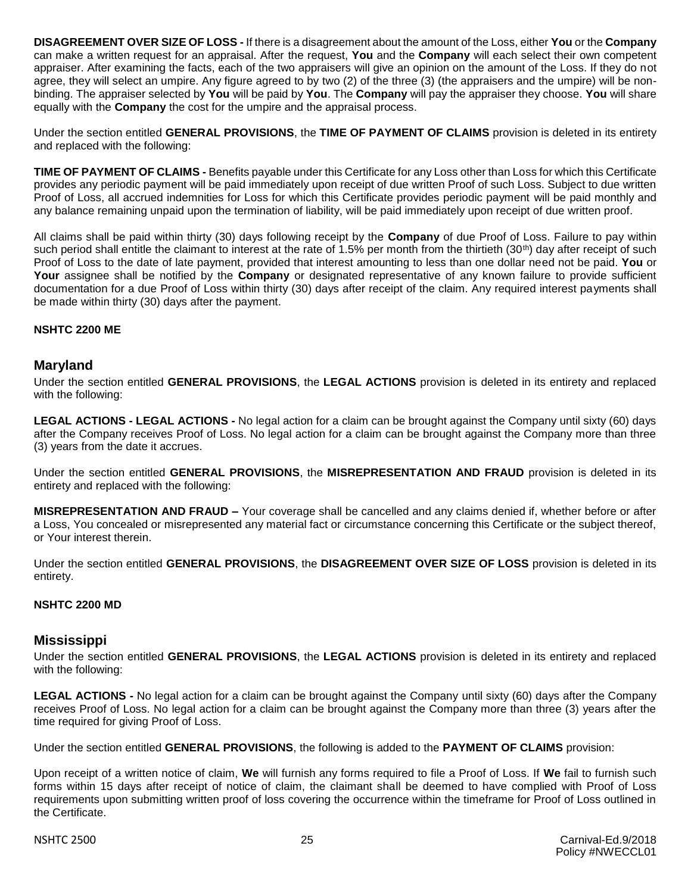**DISAGREEMENT OVER SIZE OF LOSS -** If there is a disagreement about the amount of the Loss, either **You** or the **Company** can make a written request for an appraisal. After the request, **You** and the **Company** will each select their own competent appraiser. After examining the facts, each of the two appraisers will give an opinion on the amount of the Loss. If they do not agree, they will select an umpire. Any figure agreed to by two (2) of the three (3) (the appraisers and the umpire) will be non-binding. The appraiser selected by **You** will be paid by **You**. The **Company** will pay the appraiser they choose. **You** will share equally with the **Company** the cost for the umpire and the appraisal process.

Under the section entitled **GENERAL PROVISIONS**, the **TIME OF PAYMENT OF CLAIMS** provision is deleted in its entirety and replaced with the following:

**TIME OF PAYMENT OF CLAIMS -** Benefits payable under this Certificate for any Loss other than Loss for which this Certificate provides any periodic payment will be paid immediately upon receipt of due written Proof of such Loss. Subject to due written Proof of Loss, all accrued indemnities for Loss for which this Certificate provides periodic payment will be paid monthly and any balance remaining unpaid upon the termination of liability, will be paid immediately upon receipt of due written proof.

All claims shall be paid within thirty (30) days following receipt by the **Company** of due Proof of Loss. Failure to pay within such period shall entitle the claimant to interest at the rate of 1.5% per month from the thirtieth (30th) day after receipt of such Proof of Loss to the date of late payment, provided that interest amounting to less than one dollar need not be paid. **You** or **Your** assignee shall be notified by the **Company** or designated representative of any known failure to provide sufficient documentation for a due Proof of Loss within thirty (30) days after receipt of the claim. Any required interest payments shall be made within thirty (30) days after the payment.

**NSHTC 2200 ME**

## Maryland

Under the section entitled **GENERAL PROVISIONS**, the **LEGAL ACTIONS** provision is deleted in its entirety and replaced with the following:

**LEGAL ACTIONS - LEGAL ACTIONS -** No legal action for a claim can be brought against the Company until sixty (60) days after the Company receives Proof of Loss. No legal action for a claim can be brought against the Company more than three (3) years from the date it accrues.

Under the section entitled **GENERAL PROVISIONS**, the **MISREPRESENTATION AND FRAUD** provision is deleted in its entirety and replaced with the following:

**MISREPRESENTATION AND FRAUD –** Your coverage shall be cancelled and any claims denied if, whether before or after a Loss, You concealed or misrepresented any material fact or circumstance concerning this Certificate or the subject thereof, or Your interest therein.

Under the section entitled **GENERAL PROVISIONS**, the **DISAGREEMENT OVER SIZE OF LOSS** provision is deleted in its entirety.

**NSHTC 2200 MD**

## Mississippi

Under the section entitled **GENERAL PROVISIONS**, the **LEGAL ACTIONS** provision is deleted in its entirety and replaced with the following:

**LEGAL ACTIONS -** No legal action for a claim can be brought against the Company until sixty (60) days after the Company receives Proof of Loss. No legal action for a claim can be brought against the Company more than three (3) years after the time required for giving Proof of Loss.

Under the section entitled **GENERAL PROVISIONS**, the following is added to the **PAYMENT OF CLAIMS** provision:

Upon receipt of a written notice of claim, **We** will furnish any forms required to file a Proof of Loss. If **We** fail to furnish such forms within 15 days after receipt of notice of claim, the claimant shall be deemed to have complied with Proof of Loss requirements upon submitting written proof of loss covering the occurrence within the timeframe for Proof of Loss outlined in the Certificate.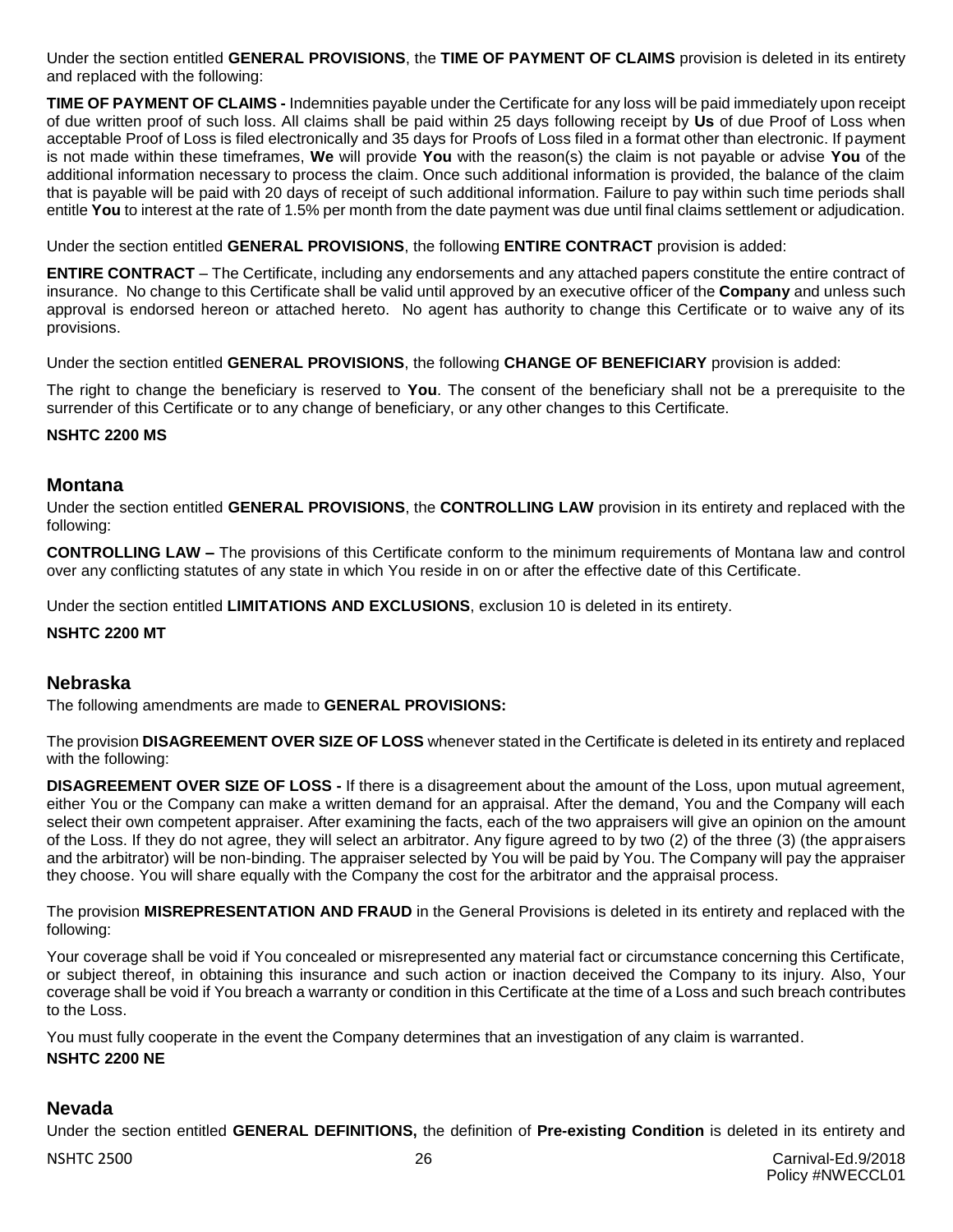Under the section entitled **GENERAL PROVISIONS**, the **TIME OF PAYMENT OF CLAIMS** provision is deleted in its entirety and replaced with the following:

**TIME OF PAYMENT OF CLAIMS -** Indemnities payable under the Certificate for any loss will be paid immediately upon receipt of due written proof of such loss. All claims shall be paid within 25 days following receipt by **Us** of due Proof of Loss when acceptable Proof of Loss is filed electronically and 35 days for Proofs of Loss filed in a format other than electronic. If payment is not made within these timeframes, **We** will provide **You** with the reason(s) the claim is not payable or advise **You** of the additional information necessary to process the claim. Once such additional information is provided, the balance of the claim that is payable will be paid with 20 days of receipt of such additional information. Failure to pay within such time periods shall entitle **You** to interest at the rate of 1.5% per month from the date payment was due until final claims settlement or adjudication.

Under the section entitled **GENERAL PROVISIONS**, the following **ENTIRE CONTRACT** provision is added:

**ENTIRE CONTRACT** – The Certificate, including any endorsements and any attached papers constitute the entire contract of insurance. No change to this Certificate shall be valid until approved by an executive officer of the **Company** and unless such approval is endorsed hereon or attached hereto. No agent has authority to change this Certificate or to waive any of its provisions.

Under the section entitled **GENERAL PROVISIONS**, the following **CHANGE OF BENEFICIARY** provision is added:

The right to change the beneficiary is reserved to **You**. The consent of the beneficiary shall not be a prerequisite to the surrender of this Certificate or to any change of beneficiary, or any other changes to this Certificate.

**NSHTC 2200 MS**

## Montana

Under the section entitled **GENERAL PROVISIONS**, the **CONTROLLING LAW** provision in its entirety and replaced with the following:

**CONTROLLING LAW –** The provisions of this Certificate conform to the minimum requirements of Montana law and control over any conflicting statutes of any state in which You reside in on or after the effective date of this Certificate.

Under the section entitled **LIMITATIONS AND EXCLUSIONS**, exclusion 10 is deleted in its entirety.

**NSHTC 2200 MT**

## Nebraska

The following amendments are made to **GENERAL PROVISIONS:**

The provision **DISAGREEMENT OVER SIZE OF LOSS** whenever stated in the Certificate is deleted in its entirety and replaced with the following:

**DISAGREEMENT OVER SIZE OF LOSS -** If there is a disagreement about the amount of the Loss, upon mutual agreement, either You or the Company can make a written demand for an appraisal. After the demand, You and the Company will each select their own competent appraiser. After examining the facts, each of the two appraisers will give an opinion on the amount of the Loss. If they do not agree, they will select an arbitrator. Any figure agreed to by two (2) of the three (3) (the appraisers and the arbitrator) will be non-binding. The appraiser selected by You will be paid by You. The Company will pay the appraiser they choose. You will share equally with the Company the cost for the arbitrator and the appraisal process.

The provision **MISREPRESENTATION AND FRAUD** in the General Provisions is deleted in its entirety and replaced with the following:

Your coverage shall be void if You concealed or misrepresented any material fact or circumstance concerning this Certificate, or subject thereof, in obtaining this insurance and such action or inaction deceived the Company to its injury. Also, Your coverage shall be void if You breach a warranty or condition in this Certificate at the time of a Loss and such breach contributes to the Loss.

You must fully cooperate in the event the Company determines that an investigation of any claim is warranted.

**NSHTC 2200 NE**

## Nevada

Under the section entitled **GENERAL DEFINITIONS,** the definition of **Pre-existing Condition** is deleted in its entirety and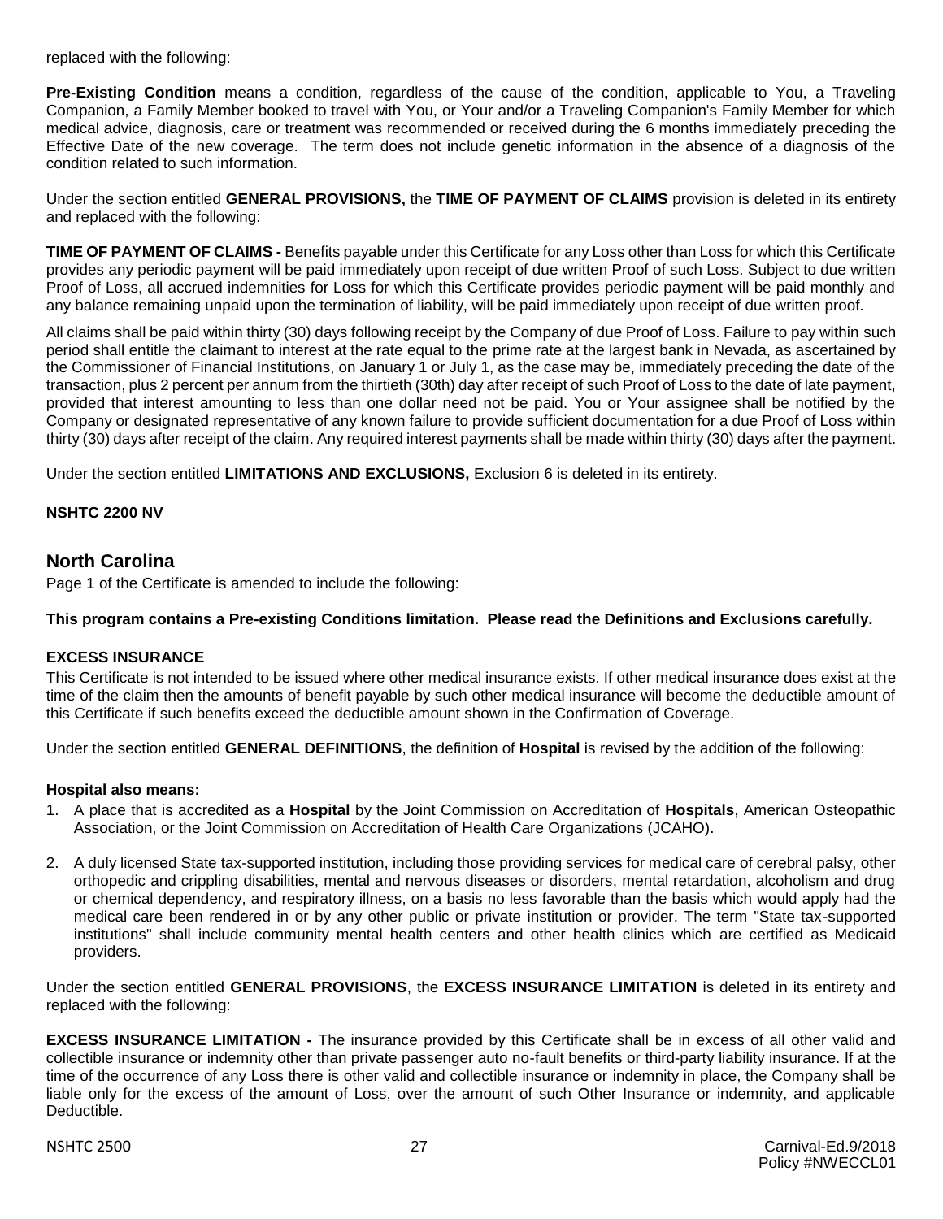replaced with the following:

**Pre-Existing Condition** means a condition, regardless of the cause of the condition, applicable to You, a Traveling Companion, a Family Member booked to travel with You, or Your and/or a Traveling Companion's Family Member for which medical advice, diagnosis, care or treatment was recommended or received during the 6 months immediately preceding the Effective Date of the new coverage. The term does not include genetic information in the absence of a diagnosis of the condition related to such information.

Under the section entitled **GENERAL PROVISIONS,** the **TIME OF PAYMENT OF CLAIMS** provision is deleted in its entirety and replaced with the following:

**TIME OF PAYMENT OF CLAIMS -** Benefits payable under this Certificate for any Loss other than Loss for which this Certificate provides any periodic payment will be paid immediately upon receipt of due written Proof of such Loss. Subject to due written Proof of Loss, all accrued indemnities for Loss for which this Certificate provides periodic payment will be paid monthly and any balance remaining unpaid upon the termination of liability, will be paid immediately upon receipt of due written proof.

All claims shall be paid within thirty (30) days following receipt by the Company of due Proof of Loss. Failure to pay within such period shall entitle the claimant to interest at the rate equal to the prime rate at the largest bank in Nevada, as ascertained by the Commissioner of Financial Institutions, on January 1 or July 1, as the case may be, immediately preceding the date of the transaction, plus 2 percent per annum from the thirtieth (30th) day after receipt of such Proof of Loss to the date of late payment, provided that interest amounting to less than one dollar need not be paid. You or Your assignee shall be notified by the Company or designated representative of any known failure to provide sufficient documentation for a due Proof of Loss within thirty (30) days after receipt of the claim. Any required interest payments shall be made within thirty (30) days after the payment.

Under the section entitled **LIMITATIONS AND EXCLUSIONS,** Exclusion 6 is deleted in its entirety.

**NSHTC 2200 NV**

## North Carolina

Page 1 of the Certificate is amended to include the following:

**This program contains a Pre-existing Conditions limitation. Please read the Definitions and Exclusions carefully.**

**EXCESS INSURANCE**

This Certificate is not intended to be issued where other medical insurance exists. If other medical insurance does exist at the time of the claim then the amounts of benefit payable by such other medical insurance will become the deductible amount of this Certificate if such benefits exceed the deductible amount shown in the Confirmation of Coverage.

Under the section entitled **GENERAL DEFINITIONS**, the definition of **Hospital** is revised by the addition of the following:

**Hospital also means:**

1. A place that is accredited as a **Hospital** by the Joint Commission on Accreditation of **Hospitals**, American Osteopathic Association, or the Joint Commission on Accreditation of Health Care Organizations (JCAHO).
2. A duly licensed State tax-supported institution, including those providing services for medical care of cerebral palsy, other orthopedic and crippling disabilities, mental and nervous diseases or disorders, mental retardation, alcoholism and drug or chemical dependency, and respiratory illness, on a basis no less favorable than the basis which would apply had the medical care been rendered in or by any other public or private institution or provider. The term "State tax-supported institutions" shall include community mental health centers and other health clinics which are certified as Medicaid providers.

Under the section entitled **GENERAL PROVISIONS**, the **EXCESS INSURANCE LIMITATION** is deleted in its entirety and replaced with the following:

**EXCESS INSURANCE LIMITATION -** The insurance provided by this Certificate shall be in excess of all other valid and collectible insurance or indemnity other than private passenger auto no-fault benefits or third-party liability insurance. If at the time of the occurrence of any Loss there is other valid and collectible insurance or indemnity in place, the Company shall be liable only for the excess of the amount of Loss, over the amount of such Other Insurance or indemnity, and applicable Deductible.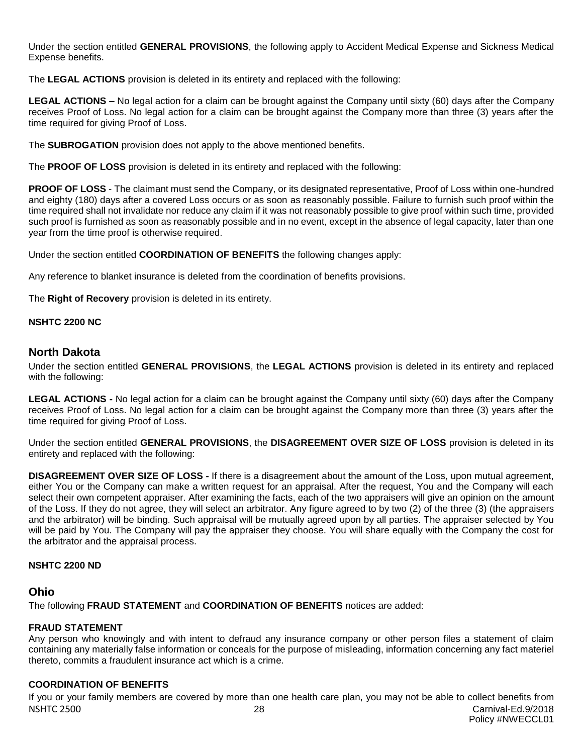Under the section entitled **GENERAL PROVISIONS**, the following apply to Accident Medical Expense and Sickness Medical Expense benefits.

The **LEGAL ACTIONS** provision is deleted in its entirety and replaced with the following:

**LEGAL ACTIONS –** No legal action for a claim can be brought against the Company until sixty (60) days after the Company receives Proof of Loss. No legal action for a claim can be brought against the Company more than three (3) years after the time required for giving Proof of Loss.

The **SUBROGATION** provision does not apply to the above mentioned benefits.

The **PROOF OF LOSS** provision is deleted in its entirety and replaced with the following:

**PROOF OF LOSS** - The claimant must send the Company, or its designated representative, Proof of Loss within one-hundred and eighty (180) days after a covered Loss occurs or as soon as reasonably possible. Failure to furnish such proof within the time required shall not invalidate nor reduce any claim if it was not reasonably possible to give proof within such time, provided such proof is furnished as soon as reasonably possible and in no event, except in the absence of legal capacity, later than one year from the time proof is otherwise required.

Under the section entitled **COORDINATION OF BENEFITS** the following changes apply:

Any reference to blanket insurance is deleted from the coordination of benefits provisions.

The **Right of Recovery** provision is deleted in its entirety.

**NSHTC 2200 NC**

## North Dakota

Under the section entitled **GENERAL PROVISIONS**, the **LEGAL ACTIONS** provision is deleted in its entirety and replaced with the following:

**LEGAL ACTIONS -** No legal action for a claim can be brought against the Company until sixty (60) days after the Company receives Proof of Loss. No legal action for a claim can be brought against the Company more than three (3) years after the time required for giving Proof of Loss.

Under the section entitled **GENERAL PROVISIONS**, the **DISAGREEMENT OVER SIZE OF LOSS** provision is deleted in its entirety and replaced with the following:

**DISAGREEMENT OVER SIZE OF LOSS -** If there is a disagreement about the amount of the Loss, upon mutual agreement, either You or the Company can make a written request for an appraisal. After the request, You and the Company will each select their own competent appraiser. After examining the facts, each of the two appraisers will give an opinion on the amount of the Loss. If they do not agree, they will select an arbitrator. Any figure agreed to by two (2) of the three (3) (the appraisers and the arbitrator) will be binding. Such appraisal will be mutually agreed upon by all parties. The appraiser selected by You will be paid by You. The Company will pay the appraiser they choose. You will share equally with the Company the cost for the arbitrator and the appraisal process.

**NSHTC 2200 ND**

## Ohio

The following **FRAUD STATEMENT** and **COORDINATION OF BENEFITS** notices are added:

**FRAUD STATEMENT**

Any person who knowingly and with intent to defraud any insurance company or other person files a statement of claim containing any materially false information or conceals for the purpose of misleading, information concerning any fact materiel thereto, commits a fraudulent insurance act which is a crime.

**COORDINATION OF BENEFITS**

If you or your family members are covered by more than one health care plan, you may not be able to collect benefits from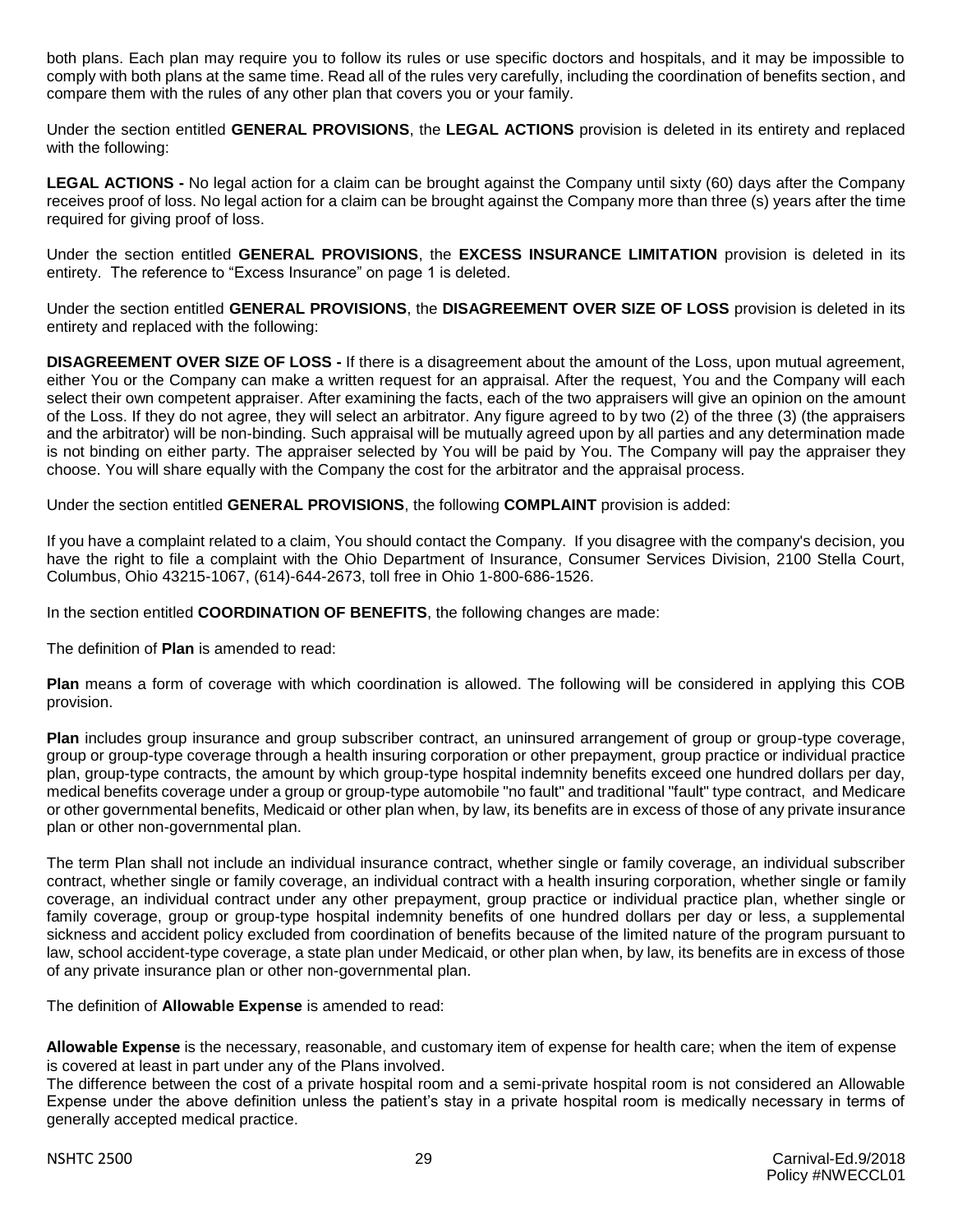both plans. Each plan may require you to follow its rules or use specific doctors and hospitals, and it may be impossible to comply with both plans at the same time. Read all of the rules very carefully, including the coordination of benefits section, and compare them with the rules of any other plan that covers you or your family.

Under the section entitled **GENERAL PROVISIONS**, the **LEGAL ACTIONS** provision is deleted in its entirety and replaced with the following:

**LEGAL ACTIONS -** No legal action for a claim can be brought against the Company until sixty (60) days after the Company receives proof of loss. No legal action for a claim can be brought against the Company more than three (s) years after the time required for giving proof of loss.

Under the section entitled **GENERAL PROVISIONS**, the **EXCESS INSURANCE LIMITATION** provision is deleted in its entirety. The reference to "Excess Insurance" on page 1 is deleted.

Under the section entitled **GENERAL PROVISIONS**, the **DISAGREEMENT OVER SIZE OF LOSS** provision is deleted in its entirety and replaced with the following:

**DISAGREEMENT OVER SIZE OF LOSS -** If there is a disagreement about the amount of the Loss, upon mutual agreement, either You or the Company can make a written request for an appraisal. After the request, You and the Company will each select their own competent appraiser. After examining the facts, each of the two appraisers will give an opinion on the amount of the Loss. If they do not agree, they will select an arbitrator. Any figure agreed to by two (2) of the three (3) (the appraisers and the arbitrator) will be non-binding. Such appraisal will be mutually agreed upon by all parties and any determination made is not binding on either party. The appraiser selected by You will be paid by You. The Company will pay the appraiser they choose. You will share equally with the Company the cost for the arbitrator and the appraisal process.

Under the section entitled **GENERAL PROVISIONS**, the following **COMPLAINT** provision is added:

If you have a complaint related to a claim, You should contact the Company. If you disagree with the company's decision, you have the right to file a complaint with the Ohio Department of Insurance, Consumer Services Division, 2100 Stella Court, Columbus, Ohio 43215-1067, (614)-644-2673, toll free in Ohio 1-800-686-1526.

In the section entitled **COORDINATION OF BENEFITS**, the following changes are made:

The definition of **Plan** is amended to read:

**Plan** means a form of coverage with which coordination is allowed. The following will be considered in applying this COB provision.

**Plan** includes group insurance and group subscriber contract, an uninsured arrangement of group or group-type coverage, group or group-type coverage through a health insuring corporation or other prepayment, group practice or individual practice plan, group-type contracts, the amount by which group-type hospital indemnity benefits exceed one hundred dollars per day, medical benefits coverage under a group or group-type automobile "no fault" and traditional "fault" type contract, and Medicare or other governmental benefits, Medicaid or other plan when, by law, its benefits are in excess of those of any private insurance plan or other non-governmental plan.

The term Plan shall not include an individual insurance contract, whether single or family coverage, an individual subscriber contract, whether single or family coverage, an individual contract with a health insuring corporation, whether single or family coverage, an individual contract under any other prepayment, group practice or individual practice plan, whether single or family coverage, group or group-type hospital indemnity benefits of one hundred dollars per day or less, a supplemental sickness and accident policy excluded from coordination of benefits because of the limited nature of the program pursuant to law, school accident-type coverage, a state plan under Medicaid, or other plan when, by law, its benefits are in excess of those of any private insurance plan or other non-governmental plan.

The definition of **Allowable Expense** is amended to read:

**Allowable Expense** is the necessary, reasonable, and customary item of expense for health care; when the item of expense is covered at least in part under any of the Plans involved.
The difference between the cost of a private hospital room and a semi-private hospital room is not considered an Allowable Expense under the above definition unless the patient's stay in a private hospital room is medically necessary in terms of generally accepted medical practice.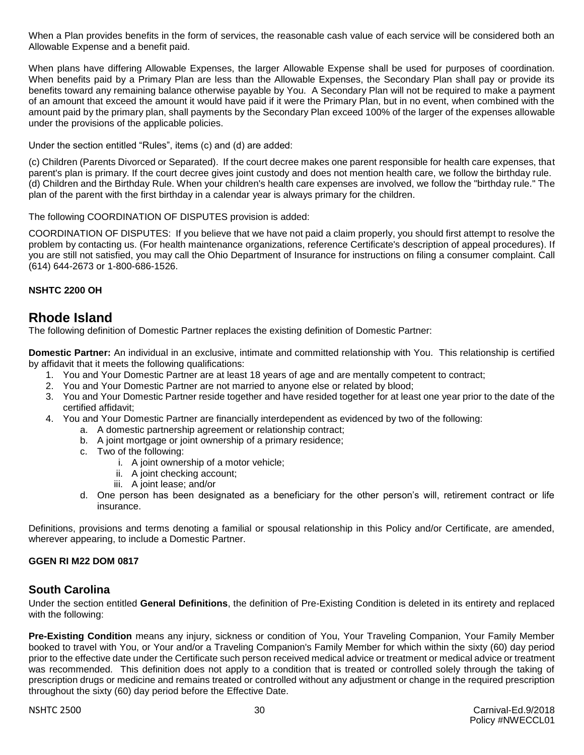When a Plan provides benefits in the form of services, the reasonable cash value of each service will be considered both an Allowable Expense and a benefit paid.

When plans have differing Allowable Expenses, the larger Allowable Expense shall be used for purposes of coordination. When benefits paid by a Primary Plan are less than the Allowable Expenses, the Secondary Plan shall pay or provide its benefits toward any remaining balance otherwise payable by You. A Secondary Plan will not be required to make a payment of an amount that exceed the amount it would have paid if it were the Primary Plan, but in no event, when combined with the amount paid by the primary plan, shall payments by the Secondary Plan exceed 100% of the larger of the expenses allowable under the provisions of the applicable policies.

Under the section entitled "Rules", items (c) and (d) are added:

(c) Children (Parents Divorced or Separated). If the court decree makes one parent responsible for health care expenses, that parent's plan is primary. If the court decree gives joint custody and does not mention health care, we follow the birthday rule.
(d) Children and the Birthday Rule. When your children's health care expenses are involved, we follow the "birthday rule." The plan of the parent with the first birthday in a calendar year is always primary for the children.

The following COORDINATION OF DISPUTES provision is added:

COORDINATION OF DISPUTES: If you believe that we have not paid a claim properly, you should first attempt to resolve the problem by contacting us. (For health maintenance organizations, reference Certificate's description of appeal procedures). If you are still not satisfied, you may call the Ohio Department of Insurance for instructions on filing a consumer complaint. Call (614) 644-2673 or 1-800-686-1526.

**NSHTC 2200 OH**

# Rhode Island

The following definition of Domestic Partner replaces the existing definition of Domestic Partner:

**Domestic Partner:** An individual in an exclusive, intimate and committed relationship with You. This relationship is certified by affidavit that it meets the following qualifications:

1. You and Your Domestic Partner are at least 18 years of age and are mentally competent to contract;
2. You and Your Domestic Partner are not married to anyone else or related by blood;
3. You and Your Domestic Partner reside together and have resided together for at least one year prior to the date of the certified affidavit;
4. You and Your Domestic Partner are financially interdependent as evidenced by two of the following:
   a. A domestic partnership agreement or relationship contract;
   b. A joint mortgage or joint ownership of a primary residence;
   c. Two of the following:
      i. A joint ownership of a motor vehicle;
      ii. A joint checking account;
      iii. A joint lease; and/or
   d. One person has been designated as a beneficiary for the other person's will, retirement contract or life insurance.

Definitions, provisions and terms denoting a familial or spousal relationship in this Policy and/or Certificate, are amended, wherever appearing, to include a Domestic Partner.

**GGEN RI M22 DOM 0817**

## South Carolina

Under the section entitled **General Definitions**, the definition of Pre-Existing Condition is deleted in its entirety and replaced with the following:

**Pre-Existing Condition** means any injury, sickness or condition of You, Your Traveling Companion, Your Family Member booked to travel with You, or Your and/or a Traveling Companion's Family Member for which within the sixty (60) day period prior to the effective date under the Certificate such person received medical advice or treatment or medical advice or treatment was recommended. This definition does not apply to a condition that is treated or controlled solely through the taking of prescription drugs or medicine and remains treated or controlled without any adjustment or change in the required prescription throughout the sixty (60) day period before the Effective Date.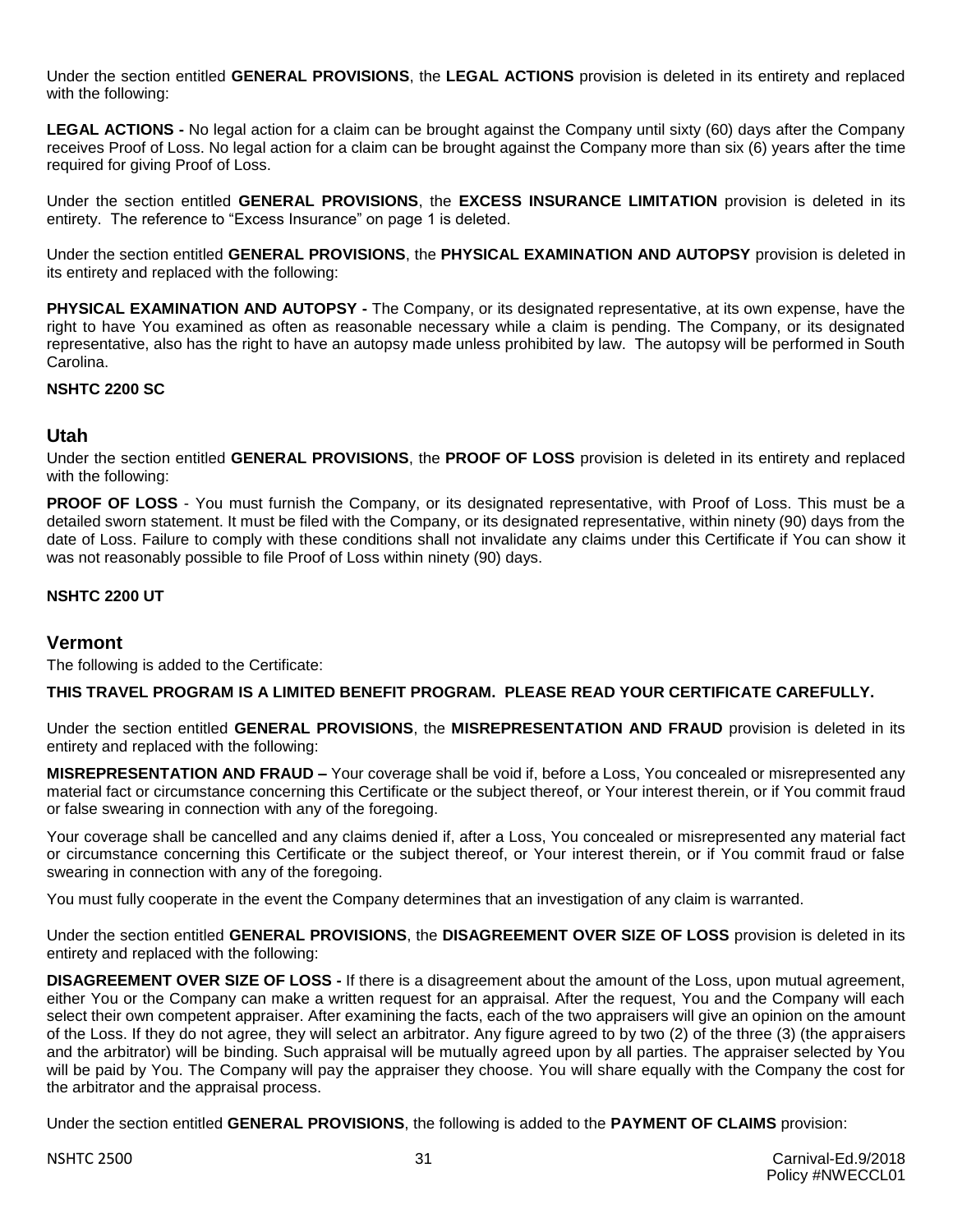Under the section entitled **GENERAL PROVISIONS**, the **LEGAL ACTIONS** provision is deleted in its entirety and replaced with the following:

**LEGAL ACTIONS -** No legal action for a claim can be brought against the Company until sixty (60) days after the Company receives Proof of Loss. No legal action for a claim can be brought against the Company more than six (6) years after the time required for giving Proof of Loss.

Under the section entitled **GENERAL PROVISIONS**, the **EXCESS INSURANCE LIMITATION** provision is deleted in its entirety. The reference to "Excess Insurance" on page 1 is deleted.

Under the section entitled **GENERAL PROVISIONS**, the **PHYSICAL EXAMINATION AND AUTOPSY** provision is deleted in its entirety and replaced with the following:

**PHYSICAL EXAMINATION AND AUTOPSY -** The Company, or its designated representative, at its own expense, have the right to have You examined as often as reasonable necessary while a claim is pending. The Company, or its designated representative, also has the right to have an autopsy made unless prohibited by law. The autopsy will be performed in South Carolina.

**NSHTC 2200 SC**

## Utah

Under the section entitled **GENERAL PROVISIONS**, the **PROOF OF LOSS** provision is deleted in its entirety and replaced with the following:

**PROOF OF LOSS** - You must furnish the Company, or its designated representative, with Proof of Loss. This must be a detailed sworn statement. It must be filed with the Company, or its designated representative, within ninety (90) days from the date of Loss. Failure to comply with these conditions shall not invalidate any claims under this Certificate if You can show it was not reasonably possible to file Proof of Loss within ninety (90) days.

**NSHTC 2200 UT**

## Vermont

The following is added to the Certificate:

**THIS TRAVEL PROGRAM IS A LIMITED BENEFIT PROGRAM. PLEASE READ YOUR CERTIFICATE CAREFULLY.**

Under the section entitled **GENERAL PROVISIONS**, the **MISREPRESENTATION AND FRAUD** provision is deleted in its entirety and replaced with the following:

**MISREPRESENTATION AND FRAUD –** Your coverage shall be void if, before a Loss, You concealed or misrepresented any material fact or circumstance concerning this Certificate or the subject thereof, or Your interest therein, or if You commit fraud or false swearing in connection with any of the foregoing.

Your coverage shall be cancelled and any claims denied if, after a Loss, You concealed or misrepresented any material fact or circumstance concerning this Certificate or the subject thereof, or Your interest therein, or if You commit fraud or false swearing in connection with any of the foregoing.

You must fully cooperate in the event the Company determines that an investigation of any claim is warranted.

Under the section entitled **GENERAL PROVISIONS**, the **DISAGREEMENT OVER SIZE OF LOSS** provision is deleted in its entirety and replaced with the following:

**DISAGREEMENT OVER SIZE OF LOSS -** If there is a disagreement about the amount of the Loss, upon mutual agreement, either You or the Company can make a written request for an appraisal. After the request, You and the Company will each select their own competent appraiser. After examining the facts, each of the two appraisers will give an opinion on the amount of the Loss. If they do not agree, they will select an arbitrator. Any figure agreed to by two (2) of the three (3) (the appraisers and the arbitrator) will be binding. Such appraisal will be mutually agreed upon by all parties. The appraiser selected by You will be paid by You. The Company will pay the appraiser they choose. You will share equally with the Company the cost for the arbitrator and the appraisal process.

Under the section entitled **GENERAL PROVISIONS**, the following is added to the **PAYMENT OF CLAIMS** provision: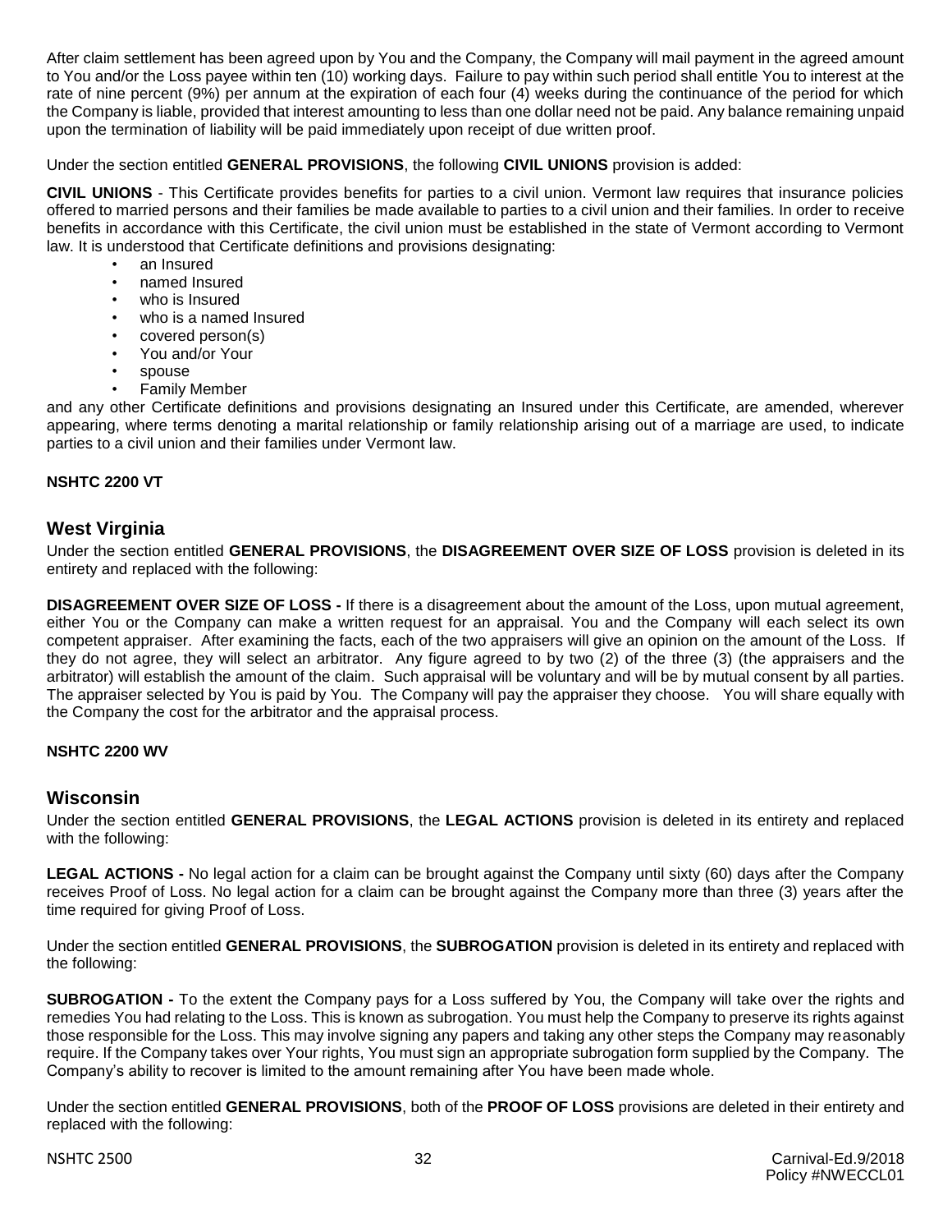After claim settlement has been agreed upon by You and the Company, the Company will mail payment in the agreed amount to You and/or the Loss payee within ten (10) working days. Failure to pay within such period shall entitle You to interest at the rate of nine percent (9%) per annum at the expiration of each four (4) weeks during the continuance of the period for which the Company is liable, provided that interest amounting to less than one dollar need not be paid. Any balance remaining unpaid upon the termination of liability will be paid immediately upon receipt of due written proof.

Under the section entitled **GENERAL PROVISIONS**, the following **CIVIL UNIONS** provision is added:

**CIVIL UNIONS** - This Certificate provides benefits for parties to a civil union. Vermont law requires that insurance policies offered to married persons and their families be made available to parties to a civil union and their families. In order to receive benefits in accordance with this Certificate, the civil union must be established in the state of Vermont according to Vermont law. It is understood that Certificate definitions and provisions designating:

- an Insured
- named Insured
- who is Insured
- who is a named Insured
- covered person(s)
- You and/or Your
- spouse
- Family Member

and any other Certificate definitions and provisions designating an Insured under this Certificate, are amended, wherever appearing, where terms denoting a marital relationship or family relationship arising out of a marriage are used, to indicate parties to a civil union and their families under Vermont law.

**NSHTC 2200 VT**

## West Virginia

Under the section entitled **GENERAL PROVISIONS**, the **DISAGREEMENT OVER SIZE OF LOSS** provision is deleted in its entirety and replaced with the following:

**DISAGREEMENT OVER SIZE OF LOSS -** If there is a disagreement about the amount of the Loss, upon mutual agreement, either You or the Company can make a written request for an appraisal. You and the Company will each select its own competent appraiser. After examining the facts, each of the two appraisers will give an opinion on the amount of the Loss. If they do not agree, they will select an arbitrator. Any figure agreed to by two (2) of the three (3) (the appraisers and the arbitrator) will establish the amount of the claim. Such appraisal will be voluntary and will be by mutual consent by all parties. The appraiser selected by You is paid by You. The Company will pay the appraiser they choose. You will share equally with the Company the cost for the arbitrator and the appraisal process.

**NSHTC 2200 WV**

## Wisconsin

Under the section entitled **GENERAL PROVISIONS**, the **LEGAL ACTIONS** provision is deleted in its entirety and replaced with the following:

**LEGAL ACTIONS -** No legal action for a claim can be brought against the Company until sixty (60) days after the Company receives Proof of Loss. No legal action for a claim can be brought against the Company more than three (3) years after the time required for giving Proof of Loss.

Under the section entitled **GENERAL PROVISIONS**, the **SUBROGATION** provision is deleted in its entirety and replaced with the following:

**SUBROGATION -** To the extent the Company pays for a Loss suffered by You, the Company will take over the rights and remedies You had relating to the Loss. This is known as subrogation. You must help the Company to preserve its rights against those responsible for the Loss. This may involve signing any papers and taking any other steps the Company may reasonably require. If the Company takes over Your rights, You must sign an appropriate subrogation form supplied by the Company. The Company's ability to recover is limited to the amount remaining after You have been made whole.

Under the section entitled **GENERAL PROVISIONS**, both of the **PROOF OF LOSS** provisions are deleted in their entirety and replaced with the following: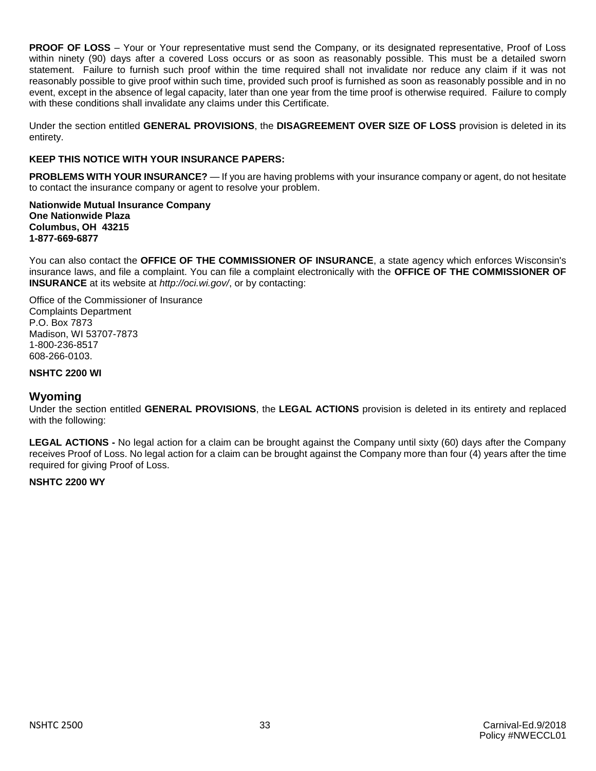**PROOF OF LOSS** – Your or Your representative must send the Company, or its designated representative, Proof of Loss within ninety (90) days after a covered Loss occurs or as soon as reasonably possible. This must be a detailed sworn statement. Failure to furnish such proof within the time required shall not invalidate nor reduce any claim if it was not reasonably possible to give proof within such time, provided such proof is furnished as soon as reasonably possible and in no event, except in the absence of legal capacity, later than one year from the time proof is otherwise required. Failure to comply with these conditions shall invalidate any claims under this Certificate.

Under the section entitled **GENERAL PROVISIONS**, the **DISAGREEMENT OVER SIZE OF LOSS** provision is deleted in its entirety.

**KEEP THIS NOTICE WITH YOUR INSURANCE PAPERS:**

**PROBLEMS WITH YOUR INSURANCE?** — If you are having problems with your insurance company or agent, do not hesitate to contact the insurance company or agent to resolve your problem.

**Nationwide Mutual Insurance Company**
**One Nationwide Plaza**
**Columbus, OH 43215**
**1-877-669-6877**

You can also contact the **OFFICE OF THE COMMISSIONER OF INSURANCE**, a state agency which enforces Wisconsin's insurance laws, and file a complaint. You can file a complaint electronically with the **OFFICE OF THE COMMISSIONER OF INSURANCE** at its website at *http://oci.wi.gov/*, or by contacting:

Office of the Commissioner of Insurance
Complaints Department
P.O. Box 7873
Madison, WI 53707-7873
1-800-236-8517
608-266-0103.

**NSHTC 2200 WI**

## Wyoming

Under the section entitled **GENERAL PROVISIONS**, the **LEGAL ACTIONS** provision is deleted in its entirety and replaced with the following:

**LEGAL ACTIONS -** No legal action for a claim can be brought against the Company until sixty (60) days after the Company receives Proof of Loss. No legal action for a claim can be brought against the Company more than four (4) years after the time required for giving Proof of Loss.

**NSHTC 2200 WY**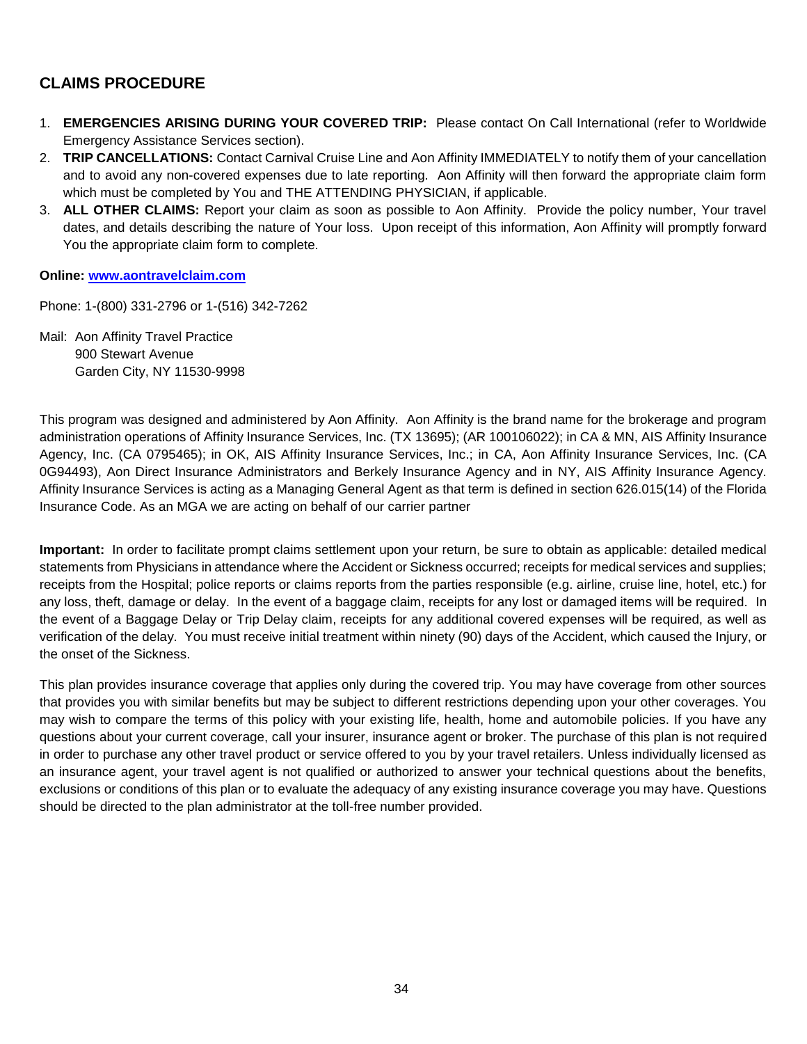## CLAIMS PROCEDURE

1. **EMERGENCIES ARISING DURING YOUR COVERED TRIP:** Please contact On Call International (refer to Worldwide Emergency Assistance Services section).
2. **TRIP CANCELLATIONS:** Contact Carnival Cruise Line and Aon Affinity IMMEDIATELY to notify them of your cancellation and to avoid any non-covered expenses due to late reporting. Aon Affinity will then forward the appropriate claim form which must be completed by You and THE ATTENDING PHYSICIAN, if applicable.
3. **ALL OTHER CLAIMS:** Report your claim as soon as possible to Aon Affinity. Provide the policy number, Your travel dates, and details describing the nature of Your loss. Upon receipt of this information, Aon Affinity will promptly forward You the appropriate claim form to complete.

**Online: [www.aontravelclaim.com](http://www.aontravelclaim.com)**

Phone: 1-(800) 331-2796 or 1-(516) 342-7262

Mail: Aon Affinity Travel Practice
900 Stewart Avenue
Garden City, NY 11530-9998

This program was designed and administered by Aon Affinity. Aon Affinity is the brand name for the brokerage and program administration operations of Affinity Insurance Services, Inc. (TX 13695); (AR 100106022); in CA & MN, AIS Affinity Insurance Agency, Inc. (CA 0795465); in OK, AIS Affinity Insurance Services, Inc.; in CA, Aon Affinity Insurance Services, Inc. (CA 0G94493), Aon Direct Insurance Administrators and Berkely Insurance Agency and in NY, AIS Affinity Insurance Agency. Affinity Insurance Services is acting as a Managing General Agent as that term is defined in section 626.015(14) of the Florida Insurance Code. As an MGA we are acting on behalf of our carrier partner

**Important:** In order to facilitate prompt claims settlement upon your return, be sure to obtain as applicable: detailed medical statements from Physicians in attendance where the Accident or Sickness occurred; receipts for medical services and supplies; receipts from the Hospital; police reports or claims reports from the parties responsible (e.g. airline, cruise line, hotel, etc.) for any loss, theft, damage or delay. In the event of a baggage claim, receipts for any lost or damaged items will be required. In the event of a Baggage Delay or Trip Delay claim, receipts for any additional covered expenses will be required, as well as verification of the delay. You must receive initial treatment within ninety (90) days of the Accident, which caused the Injury, or the onset of the Sickness.

This plan provides insurance coverage that applies only during the covered trip. You may have coverage from other sources that provides you with similar benefits but may be subject to different restrictions depending upon your other coverages. You may wish to compare the terms of this policy with your existing life, health, home and automobile policies. If you have any questions about your current coverage, call your insurer, insurance agent or broker. The purchase of this plan is not required in order to purchase any other travel product or service offered to you by your travel retailers. Unless individually licensed as an insurance agent, your travel agent is not qualified or authorized to answer your technical questions about the benefits, exclusions or conditions of this plan or to evaluate the adequacy of any existing insurance coverage you may have. Questions should be directed to the plan administrator at the toll-free number provided.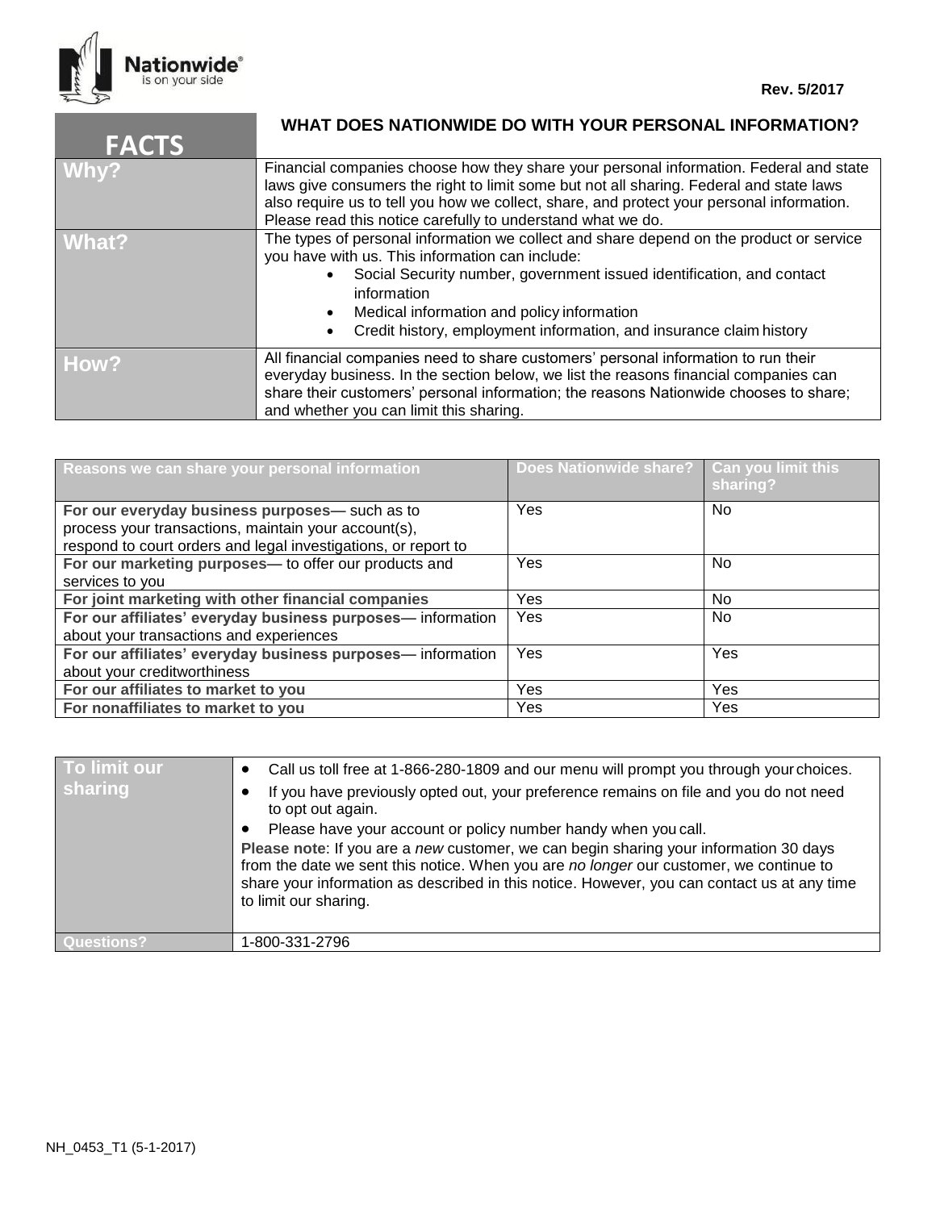Nationwide® is on your side

**Rev. 5/2017**

| **FACTS** | **WHAT DOES NATIONWIDE DO WITH YOUR PERSONAL INFORMATION?** |
|---|---|
| **Why?** | Financial companies choose how they share your personal information. Federal and state laws give consumers the right to limit some but not all sharing. Federal and state laws also require us to tell you how we collect, share, and protect your personal information. Please read this notice carefully to understand what we do. |
| **What?** | The types of personal information we collect and share depend on the product or service you have with us. This information can include: <br>• Social Security number, government issued identification, and contact information <br>• Medical information and policy information <br>• Credit history, employment information, and insurance claim history |
| **How?** | All financial companies need to share customers' personal information to run their everyday business. In the section below, we list the reasons financial companies can share their customers' personal information; the reasons Nationwide chooses to share; and whether you can limit this sharing. |

| Reasons we can share your personal information | Does Nationwide share? | Can you limit this sharing? |
|---|---|---|
| **For our everyday business purposes**— such as to process your transactions, maintain your account(s), respond to court orders and legal investigations, or report to | Yes | No |
| **For our marketing purposes**— to offer our products and services to you | Yes | No |
| **For joint marketing with other financial companies** | Yes | No |
| **For our affiliates' everyday business purposes**— information about your transactions and experiences | Yes | No |
| **For our affiliates' everyday business purposes**— information about your creditworthiness | Yes | Yes |
| **For our affiliates to market to you** | Yes | Yes |
| **For nonaffiliates to market to you** | Yes | Yes |

| **To limit our sharing** | • Call us toll free at 1-866-280-1809 and our menu will prompt you through your choices. <br>• If you have previously opted out, your preference remains on file and you do not need to opt out again. <br>• Please have your account or policy number handy when you call. <br>**Please note**: If you are a *new* customer, we can begin sharing your information 30 days from the date we sent this notice. When you are *no longer* our customer, we continue to share your information as described in this notice. However, you can contact us at any time to limit our sharing. |
|---|---|
| **Questions?** | 1-800-331-2796 |

NH_0453_T1 (5-1-2017)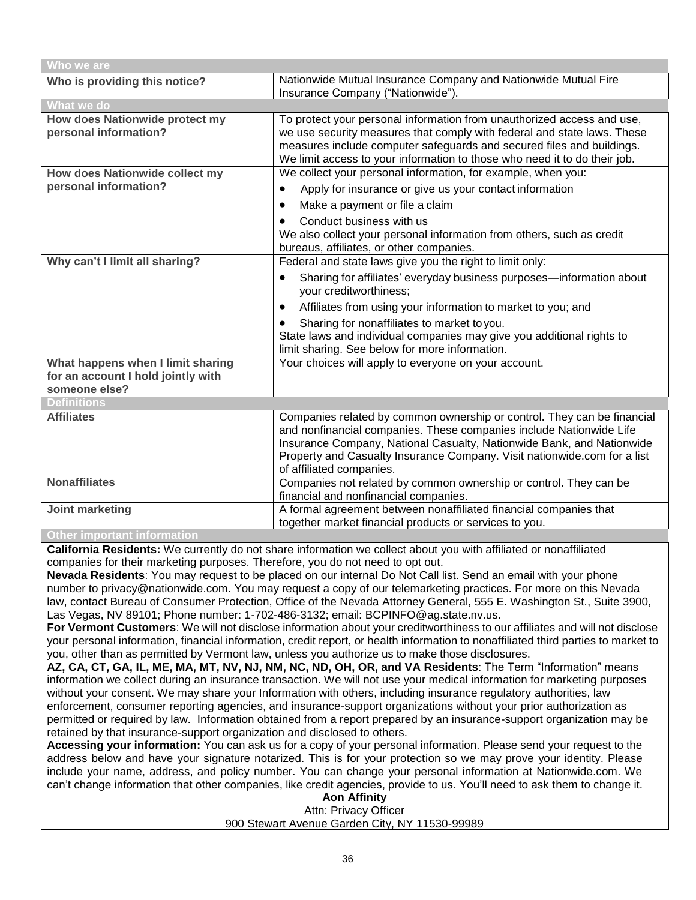| Who we are | |
|---|---|
| **Who is providing this notice?** | Nationwide Mutual Insurance Company and Nationwide Mutual Fire Insurance Company ("Nationwide"). |
| **What we do** | |
| **How does Nationwide protect my personal information?** | To protect your personal information from unauthorized access and use, we use security measures that comply with federal and state laws. These measures include computer safeguards and secured files and buildings. We limit access to your information to those who need it to do their job. |
| **How does Nationwide collect my personal information?** | We collect your personal information, for example, when you:<br>• Apply for insurance or give us your contact information<br>• Make a payment or file a claim<br>• Conduct business with us<br>We also collect your personal information from others, such as credit bureaus, affiliates, or other companies. |
| **Why can't I limit all sharing?** | Federal and state laws give you the right to limit only:<br>• Sharing for affiliates' everyday business purposes—information about your creditworthiness;<br>• Affiliates from using your information to market to you; and<br>• Sharing for nonaffiliates to market to you.<br>State laws and individual companies may give you additional rights to limit sharing. See below for more information. |
| **What happens when I limit sharing for an account I hold jointly with someone else?** | Your choices will apply to everyone on your account. |
| **Definitions** | |
| **Affiliates** | Companies related by common ownership or control. They can be financial and nonfinancial companies. These companies include Nationwide Life Insurance Company, National Casualty, Nationwide Bank, and Nationwide Property and Casualty Insurance Company. Visit nationwide.com for a list of affiliated companies. |
| **Nonaffiliates** | Companies not related by common ownership or control. They can be financial and nonfinancial companies. |
| **Joint marketing** | A formal agreement between nonaffiliated financial companies that together market financial products or services to you. |

**Other important information**

**California Residents:** We currently do not share information we collect about you with affiliated or nonaffiliated companies for their marketing purposes. Therefore, you do not need to opt out.

**Nevada Residents**: You may request to be placed on our internal Do Not Call list. Send an email with your phone number to privacy@nationwide.com. You may request a copy of our telemarketing practices. For more on this Nevada law, contact Bureau of Consumer Protection, Office of the Nevada Attorney General, 555 E. Washington St., Suite 3900, Las Vegas, NV 89101; Phone number: 1-702-486-3132; email: BCPINFO@ag.state.nv.us.

**For Vermont Customers**: We will not disclose information about your creditworthiness to our affiliates and will not disclose your personal information, financial information, credit report, or health information to nonaffiliated third parties to market to you, other than as permitted by Vermont law, unless you authorize us to make those disclosures.

**AZ, CA, CT, GA, IL, ME, MA, MT, NV, NJ, NM, NC, ND, OH, OR, and VA Residents**: The Term "Information" means information we collect during an insurance transaction. We will not use your medical information for marketing purposes without your consent. We may share your Information with others, including insurance regulatory authorities, law enforcement, consumer reporting agencies, and insurance-support organizations without your prior authorization as permitted or required by law. Information obtained from a report prepared by an insurance-support organization may be retained by that insurance-support organization and disclosed to others.

**Accessing your information:** You can ask us for a copy of your personal information. Please send your request to the address below and have your signature notarized. This is for your protection so we may prove your identity. Please include your name, address, and policy number. You can change your personal information at Nationwide.com. We can't change information that other companies, like credit agencies, provide to us. You'll need to ask them to change it.

**Aon Affinity**
Attn: Privacy Officer
900 Stewart Avenue Garden City, NY 11530-99989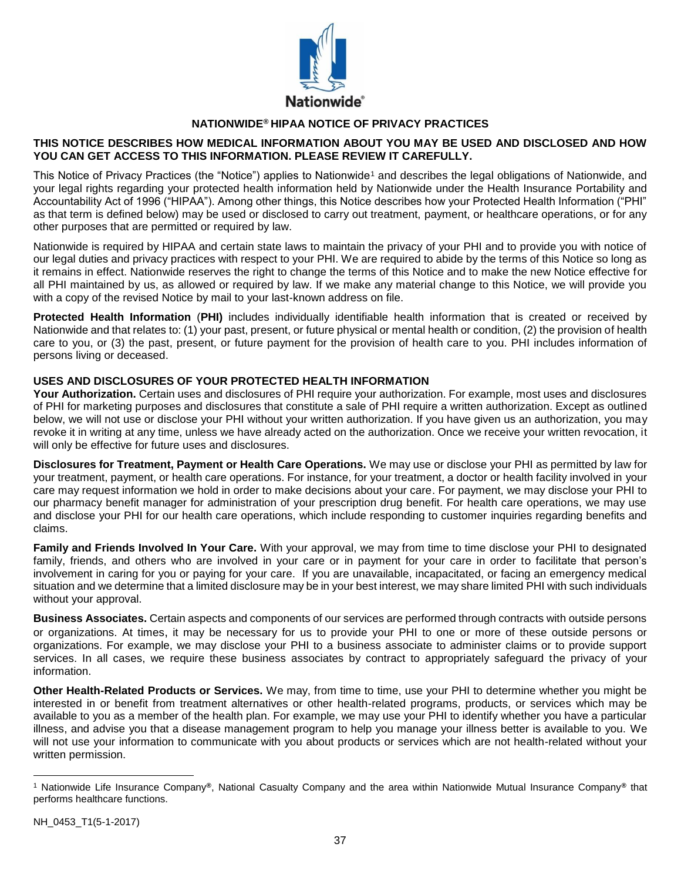# NATIONWIDE® HIPAA NOTICE OF PRIVACY PRACTICES

**THIS NOTICE DESCRIBES HOW MEDICAL INFORMATION ABOUT YOU MAY BE USED AND DISCLOSED AND HOW YOU CAN GET ACCESS TO THIS INFORMATION. PLEASE REVIEW IT CAREFULLY.**

This Notice of Privacy Practices (the "Notice") applies to Nationwide[1] and describes the legal obligations of Nationwide, and your legal rights regarding your protected health information held by Nationwide under the Health Insurance Portability and Accountability Act of 1996 ("HIPAA"). Among other things, this Notice describes how your Protected Health Information ("PHI" as that term is defined below) may be used or disclosed to carry out treatment, payment, or healthcare operations, or for any other purposes that are permitted or required by law.

Nationwide is required by HIPAA and certain state laws to maintain the privacy of your PHI and to provide you with notice of our legal duties and privacy practices with respect to your PHI. We are required to abide by the terms of this Notice so long as it remains in effect. Nationwide reserves the right to change the terms of this Notice and to make the new Notice effective for all PHI maintained by us, as allowed or required by law. If we make any material change to this Notice, we will provide you with a copy of the revised Notice by mail to your last-known address on file.

**Protected Health Information** (**PHI)** includes individually identifiable health information that is created or received by Nationwide and that relates to: (1) your past, present, or future physical or mental health or condition, (2) the provision of health care to you, or (3) the past, present, or future payment for the provision of health care to you. PHI includes information of persons living or deceased.

## USES AND DISCLOSURES OF YOUR PROTECTED HEALTH INFORMATION

**Your Authorization.** Certain uses and disclosures of PHI require your authorization. For example, most uses and disclosures of PHI for marketing purposes and disclosures that constitute a sale of PHI require a written authorization. Except as outlined below, we will not use or disclose your PHI without your written authorization. If you have given us an authorization, you may revoke it in writing at any time, unless we have already acted on the authorization. Once we receive your written revocation, it will only be effective for future uses and disclosures.

**Disclosures for Treatment, Payment or Health Care Operations.** We may use or disclose your PHI as permitted by law for your treatment, payment, or health care operations. For instance, for your treatment, a doctor or health facility involved in your care may request information we hold in order to make decisions about your care. For payment, we may disclose your PHI to our pharmacy benefit manager for administration of your prescription drug benefit. For health care operations, we may use and disclose your PHI for our health care operations, which include responding to customer inquiries regarding benefits and claims.

**Family and Friends Involved In Your Care.** With your approval, we may from time to time disclose your PHI to designated family, friends, and others who are involved in your care or in payment for your care in order to facilitate that person's involvement in caring for you or paying for your care. If you are unavailable, incapacitated, or facing an emergency medical situation and we determine that a limited disclosure may be in your best interest, we may share limited PHI with such individuals without your approval.

**Business Associates.** Certain aspects and components of our services are performed through contracts with outside persons or organizations. At times, it may be necessary for us to provide your PHI to one or more of these outside persons or organizations. For example, we may disclose your PHI to a business associate to administer claims or to provide support services. In all cases, we require these business associates by contract to appropriately safeguard the privacy of your information.

**Other Health-Related Products or Services.** We may, from time to time, use your PHI to determine whether you might be interested in or benefit from treatment alternatives or other health-related programs, products, or services which may be available to you as a member of the health plan. For example, we may use your PHI to identify whether you have a particular illness, and advise you that a disease management program to help you manage your illness better is available to you. We will not use your information to communicate with you about products or services which are not health-related without your written permission.

[1] Nationwide Life Insurance Company®, National Casualty Company and the area within Nationwide Mutual Insurance Company® that performs healthcare functions.

NH_0453_T1(5-1-2017)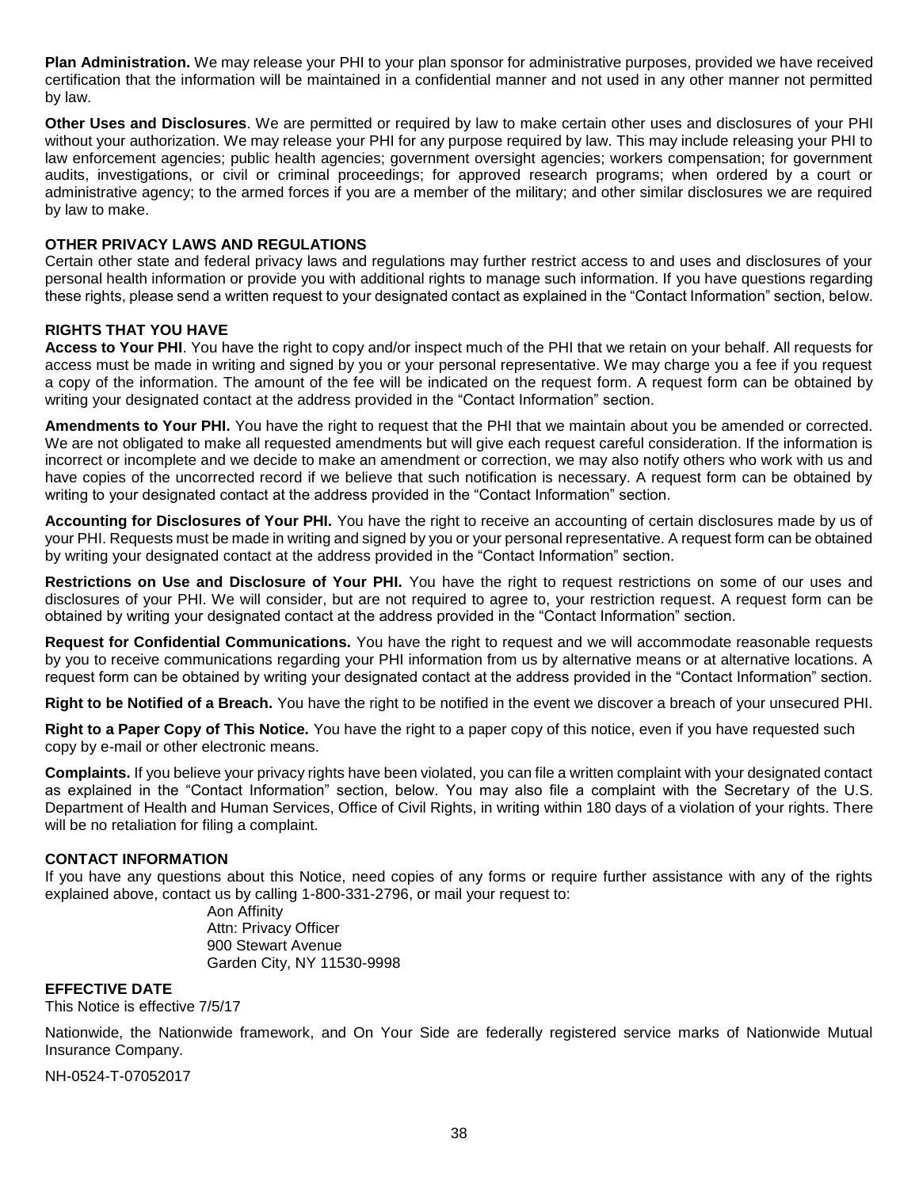**Plan Administration.** We may release your PHI to your plan sponsor for administrative purposes, provided we have received certification that the information will be maintained in a confidential manner and not used in any other manner not permitted by law.

**Other Uses and Disclosures**. We are permitted or required by law to make certain other uses and disclosures of your PHI without your authorization. We may release your PHI for any purpose required by law. This may include releasing your PHI to law enforcement agencies; public health agencies; government oversight agencies; workers compensation; for government audits, investigations, or civil or criminal proceedings; for approved research programs; when ordered by a court or administrative agency; to the armed forces if you are a member of the military; and other similar disclosures we are required by law to make.

**OTHER PRIVACY LAWS AND REGULATIONS**

Certain other state and federal privacy laws and regulations may further restrict access to and uses and disclosures of your personal health information or provide you with additional rights to manage such information. If you have questions regarding these rights, please send a written request to your designated contact as explained in the "Contact Information" section, below.

**RIGHTS THAT YOU HAVE**

**Access to Your PHI**. You have the right to copy and/or inspect much of the PHI that we retain on your behalf. All requests for access must be made in writing and signed by you or your personal representative. We may charge you a fee if you request a copy of the information. The amount of the fee will be indicated on the request form. A request form can be obtained by writing your designated contact at the address provided in the "Contact Information" section.

**Amendments to Your PHI.** You have the right to request that the PHI that we maintain about you be amended or corrected. We are not obligated to make all requested amendments but will give each request careful consideration. If the information is incorrect or incomplete and we decide to make an amendment or correction, we may also notify others who work with us and have copies of the uncorrected record if we believe that such notification is necessary. A request form can be obtained by writing to your designated contact at the address provided in the "Contact Information" section.

**Accounting for Disclosures of Your PHI.** You have the right to receive an accounting of certain disclosures made by us of your PHI. Requests must be made in writing and signed by you or your personal representative. A request form can be obtained by writing your designated contact at the address provided in the "Contact Information" section.

**Restrictions on Use and Disclosure of Your PHI.** You have the right to request restrictions on some of our uses and disclosures of your PHI. We will consider, but are not required to agree to, your restriction request. A request form can be obtained by writing your designated contact at the address provided in the "Contact Information" section.

**Request for Confidential Communications.** You have the right to request and we will accommodate reasonable requests by you to receive communications regarding your PHI information from us by alternative means or at alternative locations. A request form can be obtained by writing your designated contact at the address provided in the "Contact Information" section.

**Right to be Notified of a Breach.** You have the right to be notified in the event we discover a breach of your unsecured PHI.

**Right to a Paper Copy of This Notice.** You have the right to a paper copy of this notice, even if you have requested such copy by e-mail or other electronic means.

**Complaints.** If you believe your privacy rights have been violated, you can file a written complaint with your designated contact as explained in the "Contact Information" section, below. You may also file a complaint with the Secretary of the U.S. Department of Health and Human Services, Office of Civil Rights, in writing within 180 days of a violation of your rights. There will be no retaliation for filing a complaint.

**CONTACT INFORMATION**

If you have any questions about this Notice, need copies of any forms or require further assistance with any of the rights explained above, contact us by calling 1-800-331-2796, or mail your request to:

Aon Affinity
Attn: Privacy Officer
900 Stewart Avenue
Garden City, NY 11530-9998

**EFFECTIVE DATE**

This Notice is effective 7/5/17

Nationwide, the Nationwide framework, and On Your Side are federally registered service marks of Nationwide Mutual Insurance Company.

NH-0524-T-07052017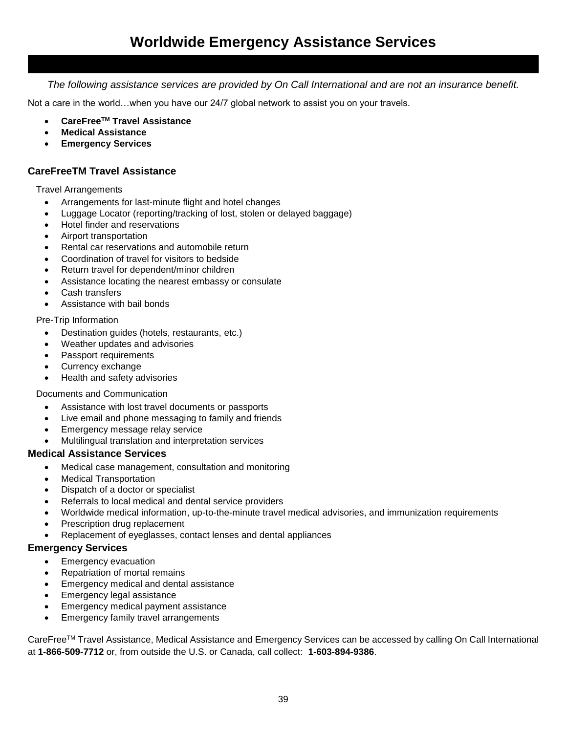# Worldwide Emergency Assistance Services

*The following assistance services are provided by On Call International and are not an insurance benefit.*

Not a care in the world…when you have our 24/7 global network to assist you on your travels.

- **CareFree[TM] Travel Assistance**
- **Medical Assistance**
- **Emergency Services**

### CareFreeTM Travel Assistance

Travel Arrangements

- Arrangements for last-minute flight and hotel changes
- Luggage Locator (reporting/tracking of lost, stolen or delayed baggage)
- Hotel finder and reservations
- Airport transportation
- Rental car reservations and automobile return
- Coordination of travel for visitors to bedside
- Return travel for dependent/minor children
- Assistance locating the nearest embassy or consulate
- Cash transfers
- Assistance with bail bonds

Pre-Trip Information

- Destination guides (hotels, restaurants, etc.)
- Weather updates and advisories
- Passport requirements
- Currency exchange
- Health and safety advisories

Documents and Communication

- Assistance with lost travel documents or passports
- Live email and phone messaging to family and friends
- Emergency message relay service
- Multilingual translation and interpretation services

### Medical Assistance Services

- Medical case management, consultation and monitoring
- Medical Transportation
- Dispatch of a doctor or specialist
- Referrals to local medical and dental service providers
- Worldwide medical information, up-to-the-minute travel medical advisories, and immunization requirements
- Prescription drug replacement
- Replacement of eyeglasses, contact lenses and dental appliances

### Emergency Services

- Emergency evacuation
- Repatriation of mortal remains
- Emergency medical and dental assistance
- Emergency legal assistance
- Emergency medical payment assistance
- Emergency family travel arrangements

CareFree[TM] Travel Assistance, Medical Assistance and Emergency Services can be accessed by calling On Call International at **1-866-509-7712** or, from outside the U.S. or Canada, call collect: **1-603-894-9386**.